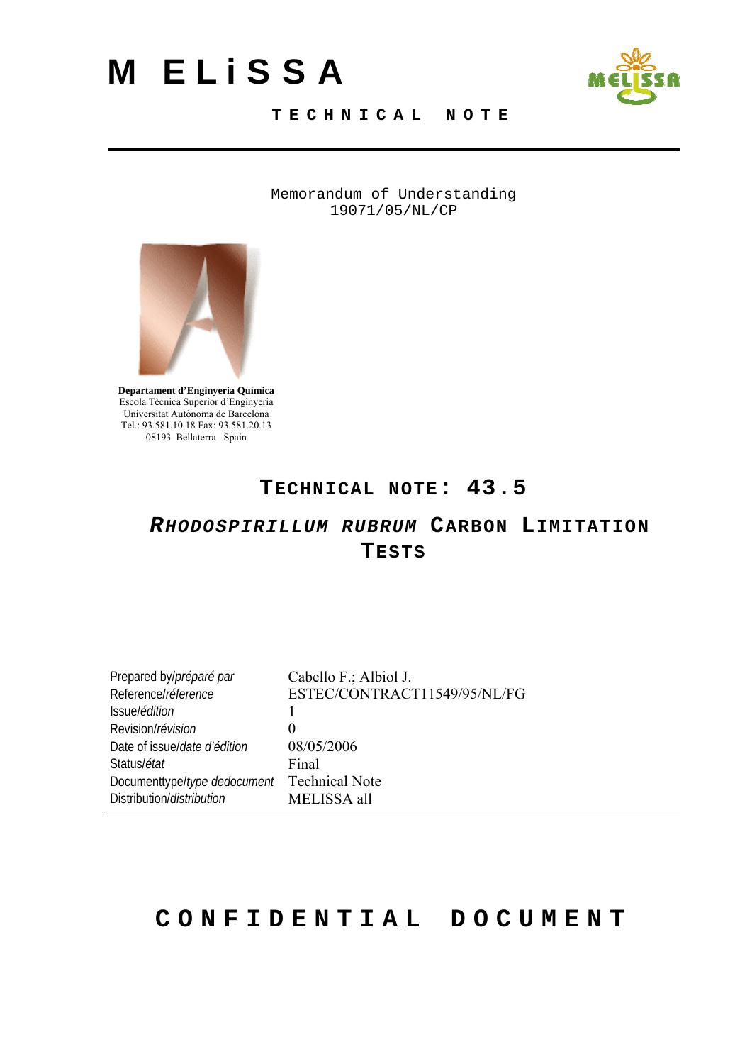# M ELiSSA

TECHNICAL NOTE

Memorandum of Understanding
19071/05/NL/CP

**Departament d'Enginyeria Química**
Escola Tècnica Superior d'Enginyeria
Universitat Autònoma de Barcelona
Tel.: 93.581.10.18 Fax: 93.581.20.13
08193 Bellaterra Spain

## TECHNICAL NOTE: 43.5

## *RHODOSPIRILLUM RUBRUM* CARBON LIMITATION TESTS

| | |
|---|---|
| Prepared by/*préparé par* | Cabello F.; Albiol J. |
| Reference/*réference* | ESTEC/CONTRACT11549/95/NL/FG |
| Issue/*édition* | 1 |
| Revision/*révision* | 0 |
| Date of issue/*date d'édition* | 08/05/2006 |
| Status/*état* | Final |
| Documenttype/*type dedocument* | Technical Note |
| Distribution/*distribution* | MELISSA all |

**CONFIDENTIAL DOCUMENT**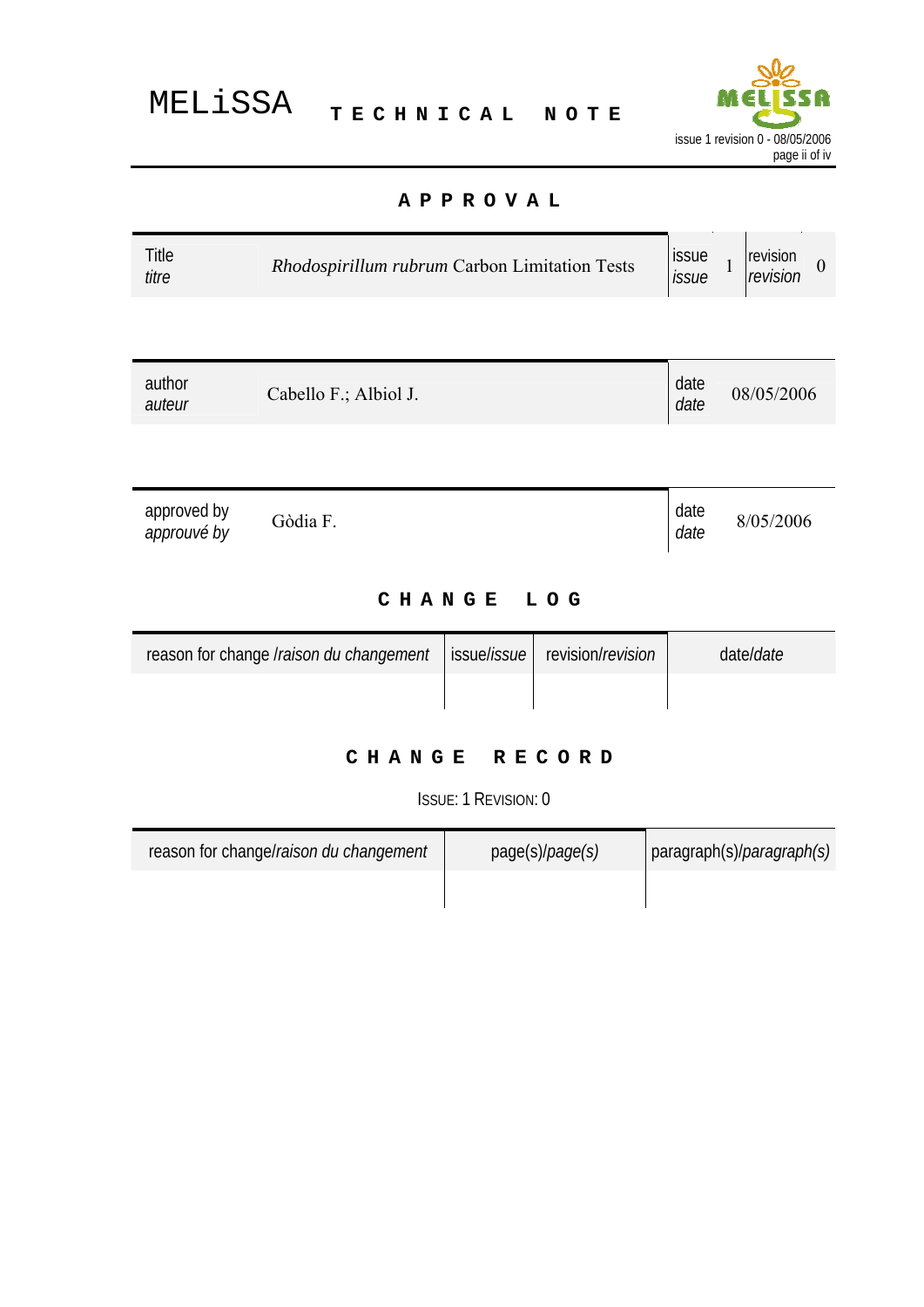## APPROVAL

| Title *titre* | *Rhodospirillum rubrum* Carbon Limitation Tests | issue *issue* | 1 | revision *revision* | 0 |
|---|---|---|---|---|---|

| author *auteur* | Cabello F.; Albiol J. | date *date* | 08/05/2006 |
|---|---|---|---|

| approved by *approuvé by* | Gòdia F. | date *date* | 8/05/2006 |
|---|---|---|---|

## CHANGE LOG

| reason for change /*raison du changement* | issue/*issue* | revision/*revision* | date/*date* |
|---|---|---|---|
| | | | |

## CHANGE RECORD

ISSUE: 1 REVISION: 0

| reason for change/*raison du changement* | page(s)/*page(s)* | paragraph(s)/*paragraph(s)* |
|---|---|---|
| | | |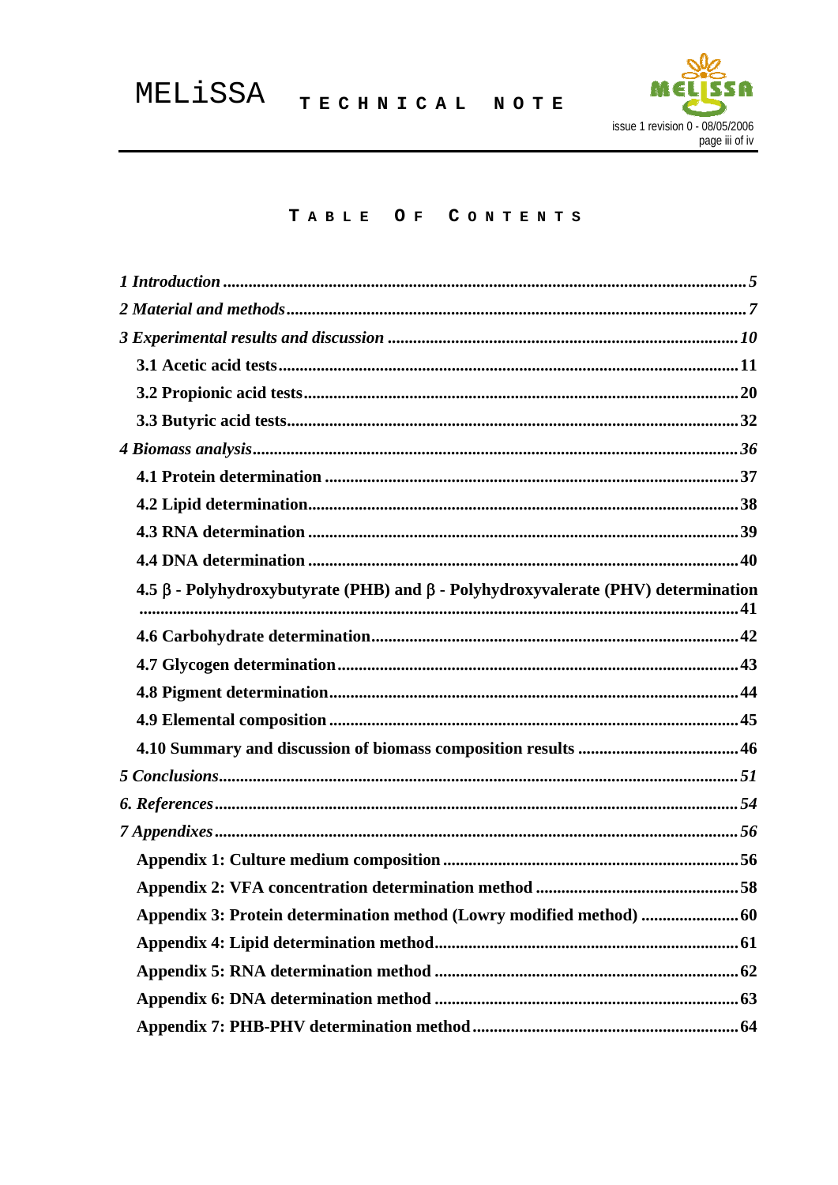# TABLE OF CONTENTS

*1 Introduction* .......... *5*

*2 Material and methods* .......... *7*

*3 Experimental results and discussion* .......... *10*

**3.1 Acetic acid tests** .......... **11**

**3.2 Propionic acid tests** .......... **20**

**3.3 Butyric acid tests** .......... **32**

*4 Biomass analysis* .......... *36*

**4.1 Protein determination** .......... **37**

**4.2 Lipid determination** .......... **38**

**4.3 RNA determination** .......... **39**

**4.4 DNA determination** .......... **40**

**4.5 β - Polyhydroxybutyrate (PHB) and β - Polyhydroxyvalerate (PHV) determination** .......... **41**

**4.6 Carbohydrate determination** .......... **42**

**4.7 Glycogen determination** .......... **43**

**4.8 Pigment determination** .......... **44**

**4.9 Elemental composition** .......... **45**

**4.10 Summary and discussion of biomass composition results** .......... **46**

*5 Conclusions* .......... *51*

*6. References* .......... *54*

*7 Appendixes* .......... *56*

**Appendix 1: Culture medium composition** .......... **56**

**Appendix 2: VFA concentration determination method** .......... **58**

**Appendix 3: Protein determination method (Lowry modified method)** .......... **60**

**Appendix 4: Lipid determination method** .......... **61**

**Appendix 5: RNA determination method** .......... **62**

**Appendix 6: DNA determination method** .......... **63**

**Appendix 7: PHB-PHV determination method** .......... **64**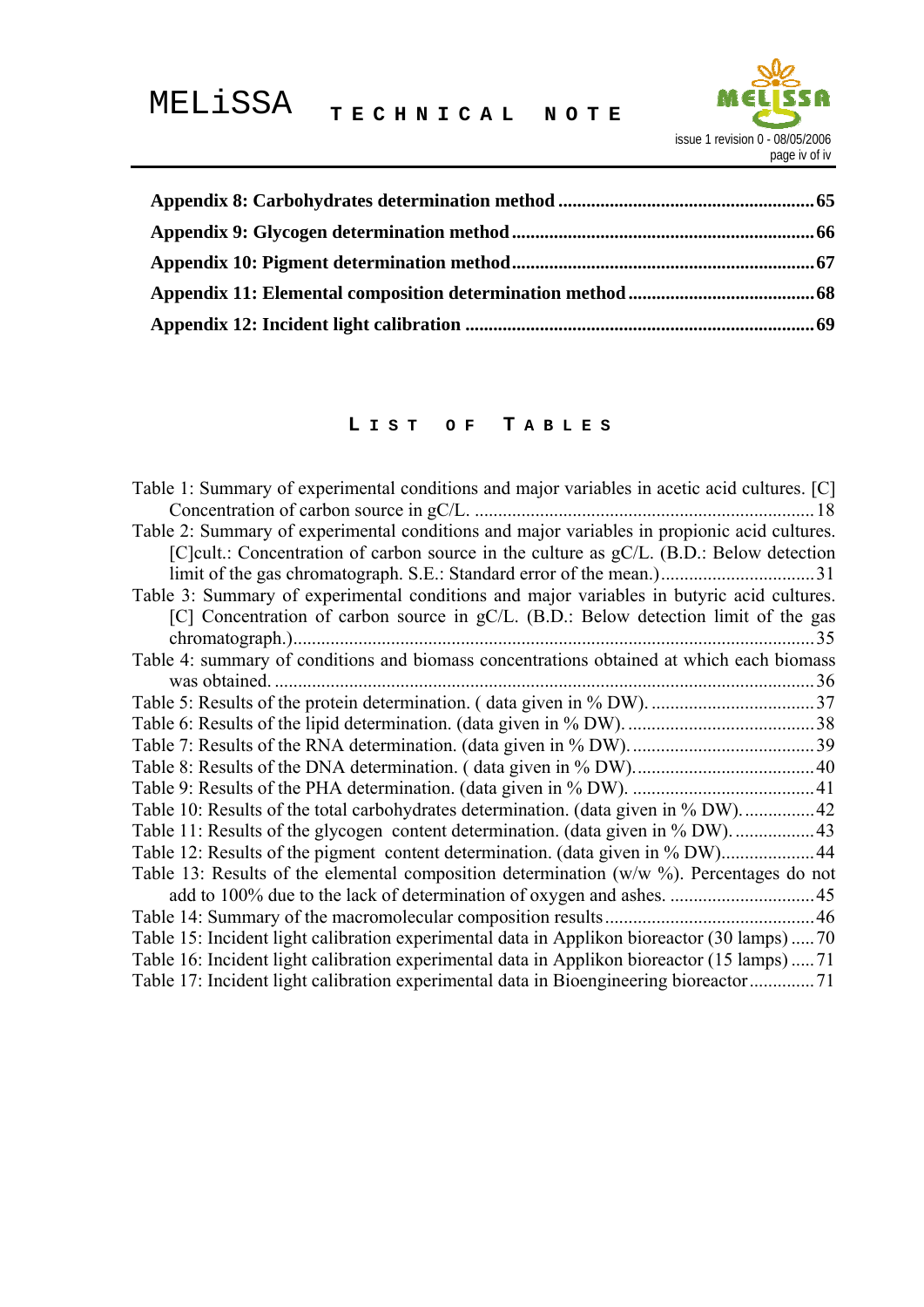**Appendix 8: Carbohydrates determination method** .......... 65

**Appendix 9: Glycogen determination method** .......... 66

**Appendix 10: Pigment determination method** .......... 67

**Appendix 11: Elemental composition determination method** .......... 68

**Appendix 12: Incident light calibration** .......... 69

## List of Tables

Table 1: Summary of experimental conditions and major variables in acetic acid cultures. [C] Concentration of carbon source in gC/L. .......... 18

Table 2: Summary of experimental conditions and major variables in propionic acid cultures. [C]cult.: Concentration of carbon source in the culture as gC/L. (B.D.: Below detection limit of the gas chromatograph. S.E.: Standard error of the mean.) .......... 31

Table 3: Summary of experimental conditions and major variables in butyric acid cultures. [C] Concentration of carbon source in gC/L. (B.D.: Below detection limit of the gas chromatograph.) .......... 35

Table 4: summary of conditions and biomass concentrations obtained at which each biomass was obtained. .......... 36

Table 5: Results of the protein determination. ( data given in % DW). .......... 37

Table 6: Results of the lipid determination. (data given in % DW). .......... 38

Table 7: Results of the RNA determination. (data given in % DW). .......... 39

Table 8: Results of the DNA determination. ( data given in % DW). .......... 40

Table 9: Results of the PHA determination. (data given in % DW). .......... 41

Table 10: Results of the total carbohydrates determination. (data given in % DW). .......... 42

Table 11: Results of the glycogen content determination. (data given in % DW). .......... 43

Table 12: Results of the pigment content determination. (data given in % DW). .......... 44

Table 13: Results of the elemental composition determination (w/w %). Percentages do not add to 100% due to the lack of determination of oxygen and ashes. .......... 45

Table 14: Summary of the macromolecular composition results .......... 46

Table 15: Incident light calibration experimental data in Applikon bioreactor (30 lamps) .......... 70

Table 16: Incident light calibration experimental data in Applikon bioreactor (15 lamps) .......... 71

Table 17: Incident light calibration experimental data in Bioengineering bioreactor .......... 71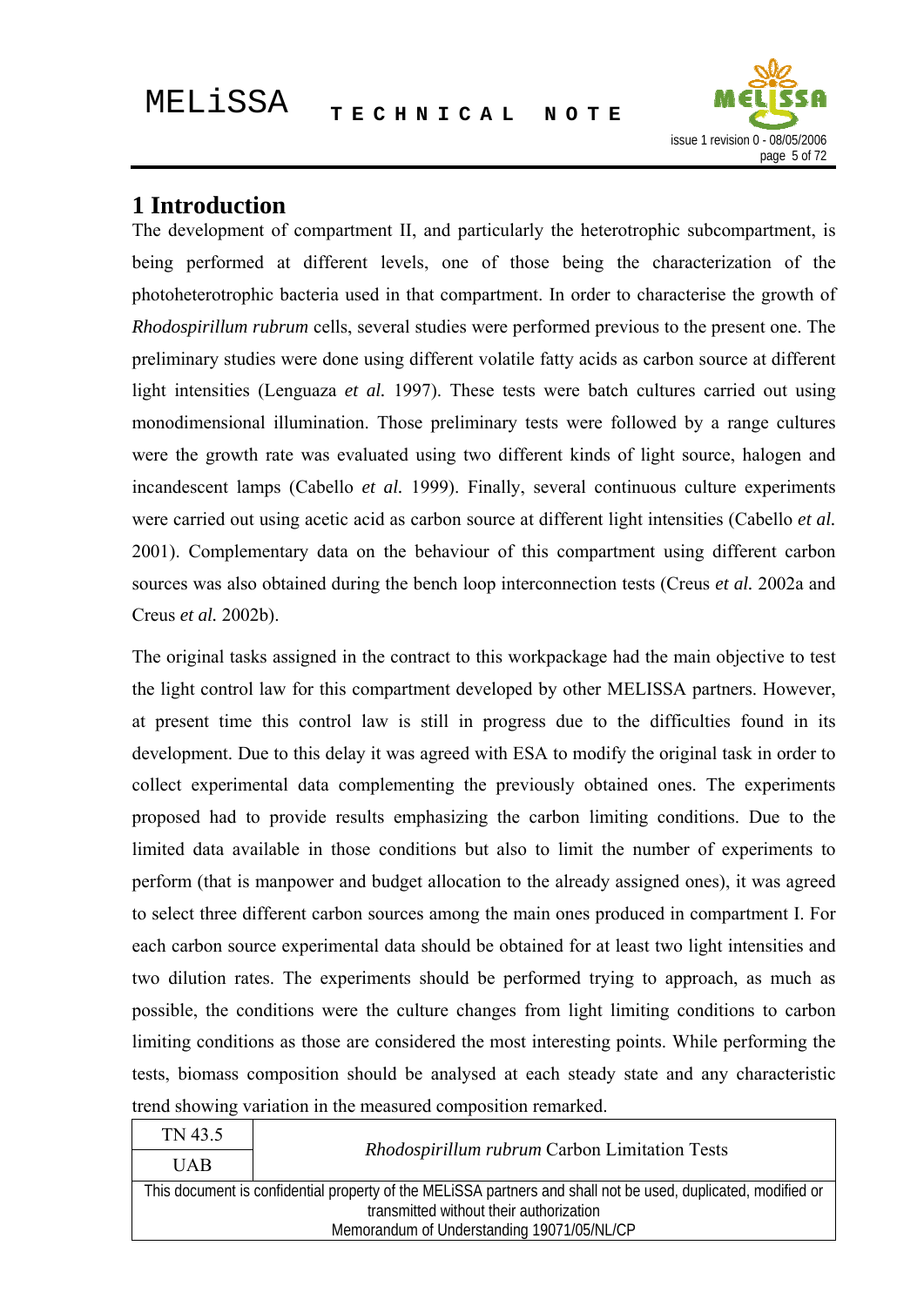# 1 Introduction

The development of compartment II, and particularly the heterotrophic subcompartment, is being performed at different levels, one of those being the characterization of the photoheterotrophic bacteria used in that compartment. In order to characterise the growth of *Rhodospirillum rubrum* cells, several studies were performed previous to the present one. The preliminary studies were done using different volatile fatty acids as carbon source at different light intensities (Lenguaza *et al.* 1997). These tests were batch cultures carried out using monodimensional illumination. Those preliminary tests were followed by a range cultures were the growth rate was evaluated using two different kinds of light source, halogen and incandescent lamps (Cabello *et al.* 1999). Finally, several continuous culture experiments were carried out using acetic acid as carbon source at different light intensities (Cabello *et al.* 2001). Complementary data on the behaviour of this compartment using different carbon sources was also obtained during the bench loop interconnection tests (Creus *et al.* 2002a and Creus *et al.* 2002b).

The original tasks assigned in the contract to this workpackage had the main objective to test the light control law for this compartment developed by other MELISSA partners. However, at present time this control law is still in progress due to the difficulties found in its development. Due to this delay it was agreed with ESA to modify the original task in order to collect experimental data complementing the previously obtained ones. The experiments proposed had to provide results emphasizing the carbon limiting conditions. Due to the limited data available in those conditions but also to limit the number of experiments to perform (that is manpower and budget allocation to the already assigned ones), it was agreed to select three different carbon sources among the main ones produced in compartment I. For each carbon source experimental data should be obtained for at least two light intensities and two dilution rates. The experiments should be performed trying to approach, as much as possible, the conditions were the culture changes from light limiting conditions to carbon limiting conditions as those are considered the most interesting points. While performing the tests, biomass composition should be analysed at each steady state and any characteristic trend showing variation in the measured composition remarked.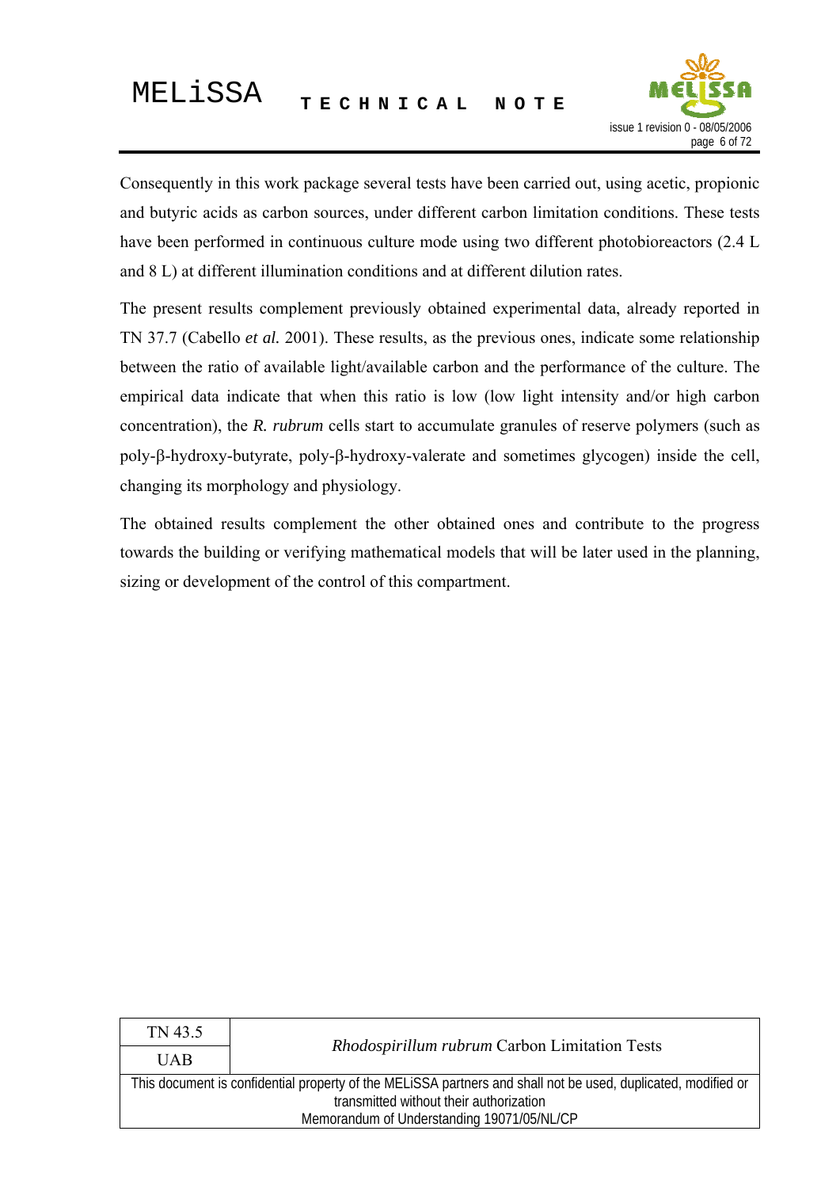Consequently in this work package several tests have been carried out, using acetic, propionic and butyric acids as carbon sources, under different carbon limitation conditions. These tests have been performed in continuous culture mode using two different photobioreactors (2.4 L and 8 L) at different illumination conditions and at different dilution rates.

The present results complement previously obtained experimental data, already reported in TN 37.7 (Cabello *et al.* 2001). These results, as the previous ones, indicate some relationship between the ratio of available light/available carbon and the performance of the culture. The empirical data indicate that when this ratio is low (low light intensity and/or high carbon concentration), the *R. rubrum* cells start to accumulate granules of reserve polymers (such as poly-β-hydroxy-butyrate, poly-β-hydroxy-valerate and sometimes glycogen) inside the cell, changing its morphology and physiology.

The obtained results complement the other obtained ones and contribute to the progress towards the building or verifying mathematical models that will be later used in the planning, sizing or development of the control of this compartment.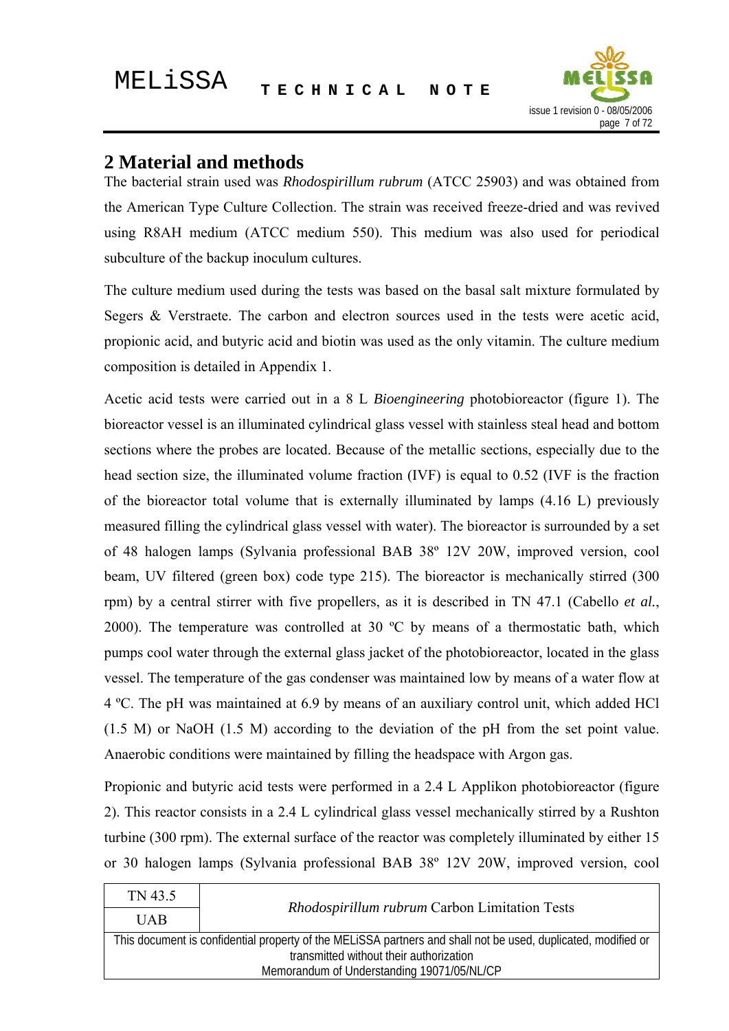# 2 Material and methods

The bacterial strain used was *Rhodospirillum rubrum* (ATCC 25903) and was obtained from the American Type Culture Collection. The strain was received freeze-dried and was revived using R8AH medium (ATCC medium 550). This medium was also used for periodical subculture of the backup inoculum cultures.

The culture medium used during the tests was based on the basal salt mixture formulated by Segers & Verstraete. The carbon and electron sources used in the tests were acetic acid, propionic acid, and butyric acid and biotin was used as the only vitamin. The culture medium composition is detailed in Appendix 1.

Acetic acid tests were carried out in a 8 L *Bioengineering* photobioreactor (figure 1). The bioreactor vessel is an illuminated cylindrical glass vessel with stainless steal head and bottom sections where the probes are located. Because of the metallic sections, especially due to the head section size, the illuminated volume fraction (IVF) is equal to 0.52 (IVF is the fraction of the bioreactor total volume that is externally illuminated by lamps (4.16 L) previously measured filling the cylindrical glass vessel with water). The bioreactor is surrounded by a set of 48 halogen lamps (Sylvania professional BAB 38º 12V 20W, improved version, cool beam, UV filtered (green box) code type 215). The bioreactor is mechanically stirred (300 rpm) by a central stirrer with five propellers, as it is described in TN 47.1 (Cabello *et al.*, 2000). The temperature was controlled at 30 ºC by means of a thermostatic bath, which pumps cool water through the external glass jacket of the photobioreactor, located in the glass vessel. The temperature of the gas condenser was maintained low by means of a water flow at 4 ºC. The pH was maintained at 6.9 by means of an auxiliary control unit, which added HCl (1.5 M) or NaOH (1.5 M) according to the deviation of the pH from the set point value. Anaerobic conditions were maintained by filling the headspace with Argon gas.

Propionic and butyric acid tests were performed in a 2.4 L Applikon photobioreactor (figure 2). This reactor consists in a 2.4 L cylindrical glass vessel mechanically stirred by a Rushton turbine (300 rpm). The external surface of the reactor was completely illuminated by either 15 or 30 halogen lamps (Sylvania professional BAB 38º 12V 20W, improved version, cool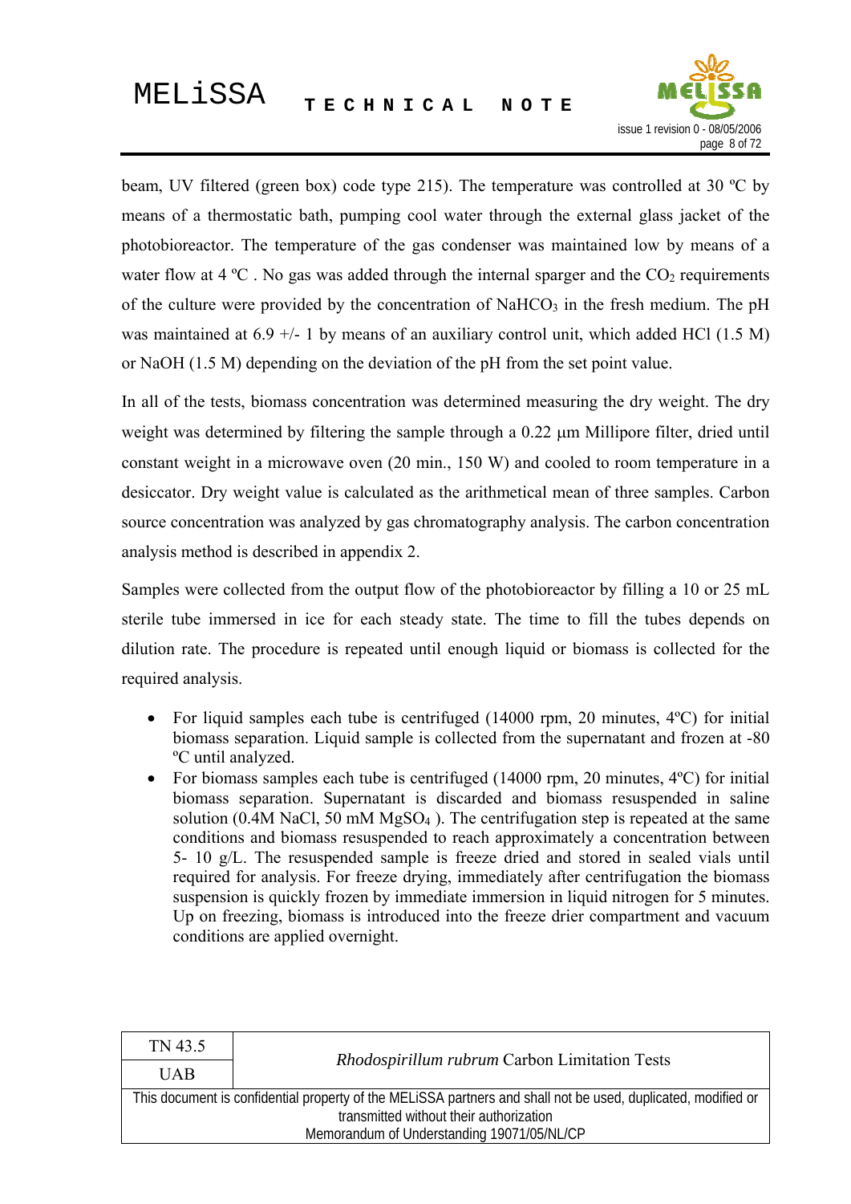beam, UV filtered (green box) code type 215). The temperature was controlled at 30 ºC by means of a thermostatic bath, pumping cool water through the external glass jacket of the photobioreactor. The temperature of the gas condenser was maintained low by means of a water flow at 4 ºC . No gas was added through the internal sparger and the $CO_2$ requirements of the culture were provided by the concentration of $NaHCO_3$ in the fresh medium. The pH was maintained at 6.9 +/- 1 by means of an auxiliary control unit, which added HCl (1.5 M) or NaOH (1.5 M) depending on the deviation of the pH from the set point value.

In all of the tests, biomass concentration was determined measuring the dry weight. The dry weight was determined by filtering the sample through a 0.22 µm Millipore filter, dried until constant weight in a microwave oven (20 min., 150 W) and cooled to room temperature in a desiccator. Dry weight value is calculated as the arithmetical mean of three samples. Carbon source concentration was analyzed by gas chromatography analysis. The carbon concentration analysis method is described in appendix 2.

Samples were collected from the output flow of the photobioreactor by filling a 10 or 25 mL sterile tube immersed in ice for each steady state. The time to fill the tubes depends on dilution rate. The procedure is repeated until enough liquid or biomass is collected for the required analysis.

- For liquid samples each tube is centrifuged (14000 rpm, 20 minutes, 4ºC) for initial biomass separation. Liquid sample is collected from the supernatant and frozen at -80 ºC until analyzed.
- For biomass samples each tube is centrifuged (14000 rpm, 20 minutes, 4ºC) for initial biomass separation. Supernatant is discarded and biomass resuspended in saline solution (0.4M NaCl, 50 mM $MgSO_4$ ). The centrifugation step is repeated at the same conditions and biomass resuspended to reach approximately a concentration between 5- 10 g/L. The resuspended sample is freeze dried and stored in sealed vials until required for analysis. For freeze drying, immediately after centrifugation the biomass suspension is quickly frozen by immediate immersion in liquid nitrogen for 5 minutes. Up on freezing, biomass is introduced into the freeze drier compartment and vacuum conditions are applied overnight.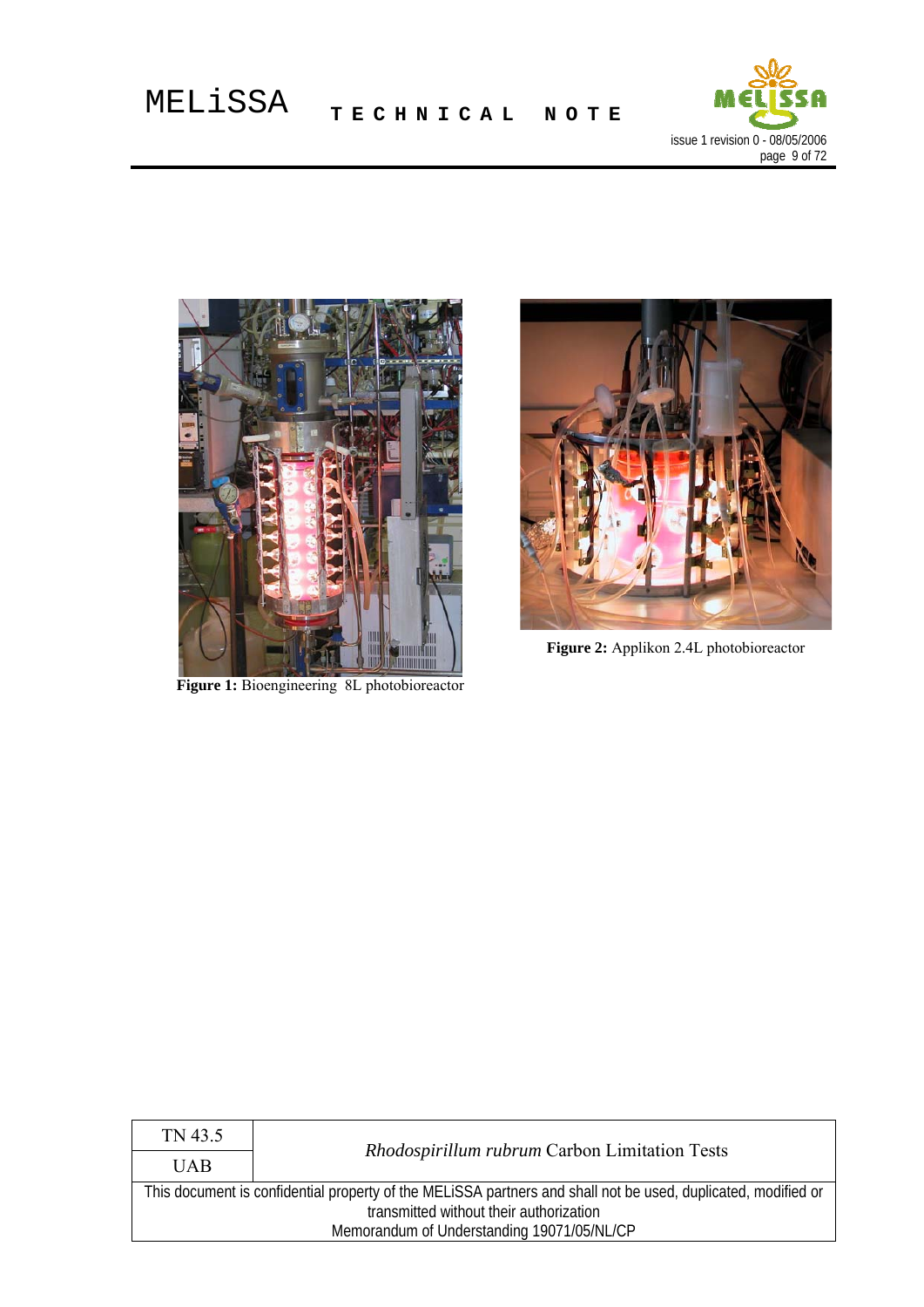**Figure 1:** Bioengineering 8L photobioreactor

**Figure 2:** Applikon 2.4L photobioreactor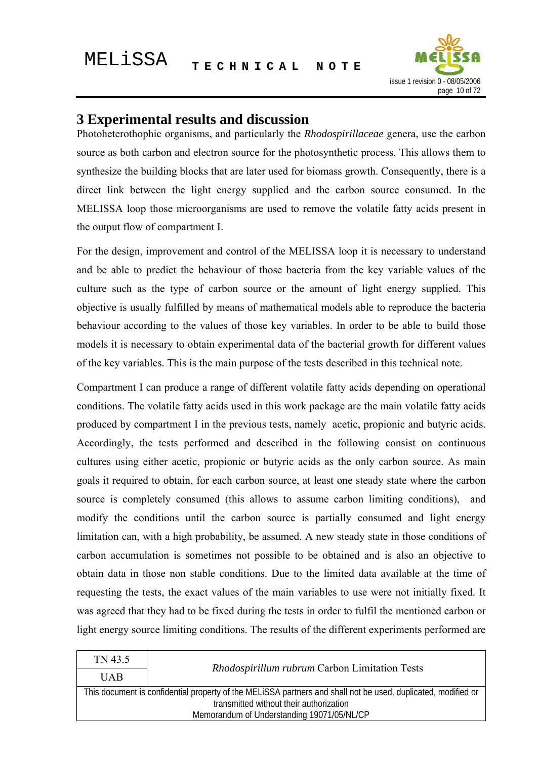# 3 Experimental results and discussion

Photoheterothophic organisms, and particularly the *Rhodospirillaceae* genera, use the carbon source as both carbon and electron source for the photosynthetic process. This allows them to synthesize the building blocks that are later used for biomass growth. Consequently, there is a direct link between the light energy supplied and the carbon source consumed. In the MELISSA loop those microorganisms are used to remove the volatile fatty acids present in the output flow of compartment I.

For the design, improvement and control of the MELISSA loop it is necessary to understand and be able to predict the behaviour of those bacteria from the key variable values of the culture such as the type of carbon source or the amount of light energy supplied. This objective is usually fulfilled by means of mathematical models able to reproduce the bacteria behaviour according to the values of those key variables. In order to be able to build those models it is necessary to obtain experimental data of the bacterial growth for different values of the key variables. This is the main purpose of the tests described in this technical note.

Compartment I can produce a range of different volatile fatty acids depending on operational conditions. The volatile fatty acids used in this work package are the main volatile fatty acids produced by compartment I in the previous tests, namely acetic, propionic and butyric acids. Accordingly, the tests performed and described in the following consist on continuous cultures using either acetic, propionic or butyric acids as the only carbon source. As main goals it required to obtain, for each carbon source, at least one steady state where the carbon source is completely consumed (this allows to assume carbon limiting conditions), and modify the conditions until the carbon source is partially consumed and light energy limitation can, with a high probability, be assumed. A new steady state in those conditions of carbon accumulation is sometimes not possible to be obtained and is also an objective to obtain data in those non stable conditions. Due to the limited data available at the time of requesting the tests, the exact values of the main variables to use were not initially fixed. It was agreed that they had to be fixed during the tests in order to fulfil the mentioned carbon or light energy source limiting conditions. The results of the different experiments performed are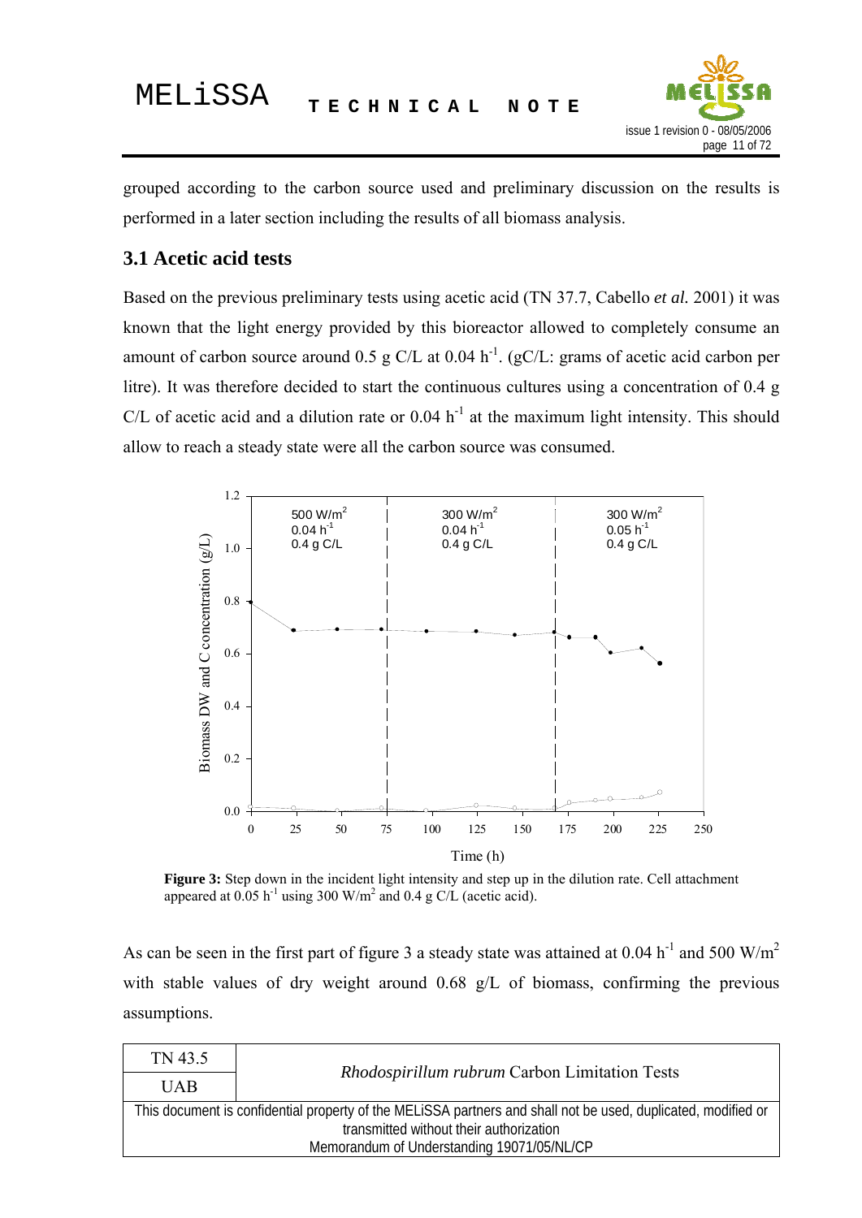grouped according to the carbon source used and preliminary discussion on the results is performed in a later section including the results of all biomass analysis.

## 3.1 Acetic acid tests

Based on the previous preliminary tests using acetic acid (TN 37.7, Cabello *et al.* 2001) it was known that the light energy provided by this bioreactor allowed to completely consume an amount of carbon source around 0.5 g C/L at 0.04 $h^{-1}$. (gC/L: grams of acetic acid carbon per litre). It was therefore decided to start the continuous cultures using a concentration of 0.4 g C/L of acetic acid and a dilution rate or 0.04 $h^{-1}$ at the maximum light intensity. This should allow to reach a steady state were all the carbon source was consumed.

**Figure 3:** Step down in the incident light intensity and step up in the dilution rate. Cell attachment appeared at 0.05 $h^{-1}$ using 300 $W/m^2$ and 0.4 g C/L (acetic acid).

As can be seen in the first part of figure 3 a steady state was attained at 0.04 $h^{-1}$ and 500 $W/m^2$ with stable values of dry weight around 0.68 g/L of biomass, confirming the previous assumptions.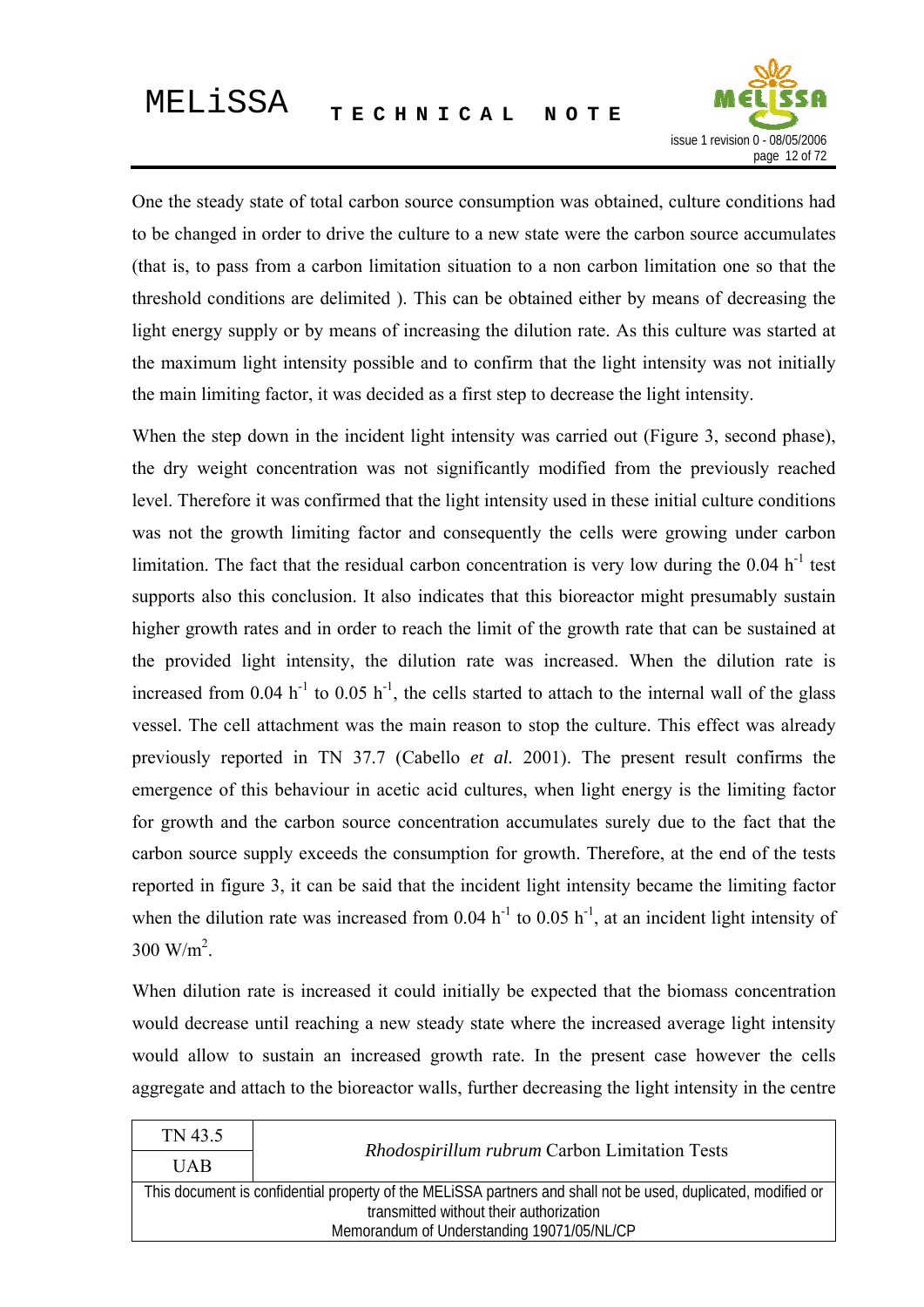One the steady state of total carbon source consumption was obtained, culture conditions had to be changed in order to drive the culture to a new state were the carbon source accumulates (that is, to pass from a carbon limitation situation to a non carbon limitation one so that the threshold conditions are delimited ). This can be obtained either by means of decreasing the light energy supply or by means of increasing the dilution rate. As this culture was started at the maximum light intensity possible and to confirm that the light intensity was not initially the main limiting factor, it was decided as a first step to decrease the light intensity.

When the step down in the incident light intensity was carried out (Figure 3, second phase), the dry weight concentration was not significantly modified from the previously reached level. Therefore it was confirmed that the light intensity used in these initial culture conditions was not the growth limiting factor and consequently the cells were growing under carbon limitation. The fact that the residual carbon concentration is very low during the 0.04 $h^{-1}$ test supports also this conclusion. It also indicates that this bioreactor might presumably sustain higher growth rates and in order to reach the limit of the growth rate that can be sustained at the provided light intensity, the dilution rate was increased. When the dilution rate is increased from 0.04 $h^{-1}$ to 0.05 $h^{-1}$, the cells started to attach to the internal wall of the glass vessel. The cell attachment was the main reason to stop the culture. This effect was already previously reported in TN 37.7 (Cabello *et al.* 2001). The present result confirms the emergence of this behaviour in acetic acid cultures, when light energy is the limiting factor for growth and the carbon source concentration accumulates surely due to the fact that the carbon source supply exceeds the consumption for growth. Therefore, at the end of the tests reported in figure 3, it can be said that the incident light intensity became the limiting factor when the dilution rate was increased from 0.04 $h^{-1}$ to 0.05 $h^{-1}$, at an incident light intensity of 300 $W/m^2$.

When dilution rate is increased it could initially be expected that the biomass concentration would decrease until reaching a new steady state where the increased average light intensity would allow to sustain an increased growth rate. In the present case however the cells aggregate and attach to the bioreactor walls, further decreasing the light intensity in the centre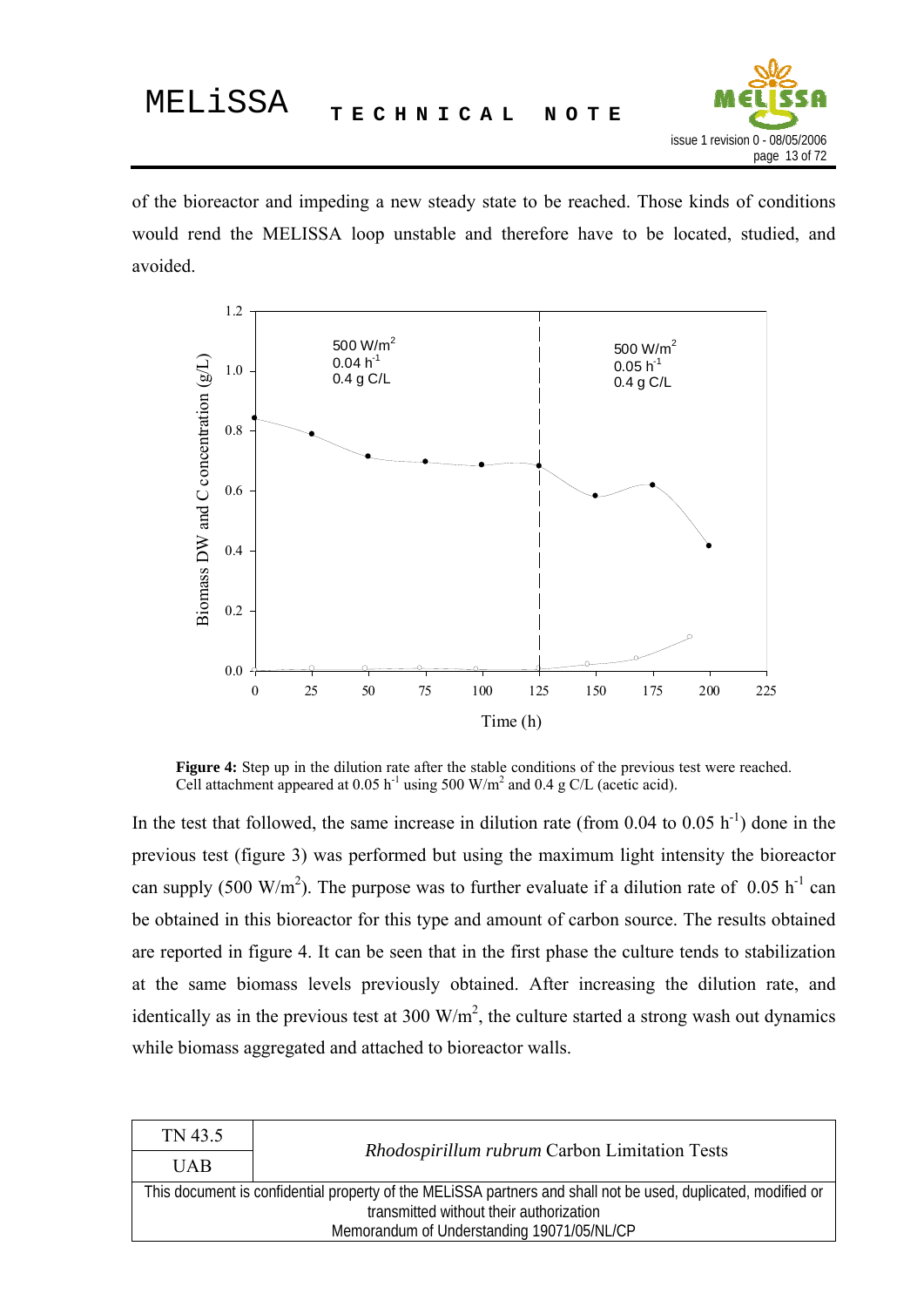of the bioreactor and impeding a new steady state to be reached. Those kinds of conditions would rend the MELISSA loop unstable and therefore have to be located, studied, and avoided.

**Figure 4:** Step up in the dilution rate after the stable conditions of the previous test were reached. Cell attachment appeared at 0.05 $h^{-1}$ using 500 $W/m^2$ and 0.4 g C/L (acetic acid).

In the test that followed, the same increase in dilution rate (from 0.04 to 0.05 $h^{-1}$) done in the previous test (figure 3) was performed but using the maximum light intensity the bioreactor can supply (500 $W/m^2$). The purpose was to further evaluate if a dilution rate of 0.05 $h^{-1}$ can be obtained in this bioreactor for this type and amount of carbon source. The results obtained are reported in figure 4. It can be seen that in the first phase the culture tends to stabilization at the same biomass levels previously obtained. After increasing the dilution rate, and identically as in the previous test at 300 $W/m^2$, the culture started a strong wash out dynamics while biomass aggregated and attached to bioreactor walls.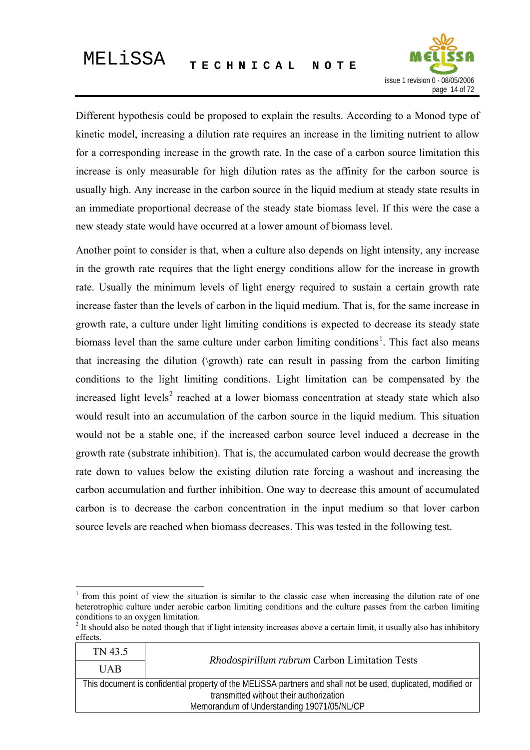Different hypothesis could be proposed to explain the results. According to a Monod type of kinetic model, increasing a dilution rate requires an increase in the limiting nutrient to allow for a corresponding increase in the growth rate. In the case of a carbon source limitation this increase is only measurable for high dilution rates as the affinity for the carbon source is usually high. Any increase in the carbon source in the liquid medium at steady state results in an immediate proportional decrease of the steady state biomass level. If this were the case a new steady state would have occurred at a lower amount of biomass level.

Another point to consider is that, when a culture also depends on light intensity, any increase in the growth rate requires that the light energy conditions allow for the increase in growth rate. Usually the minimum levels of light energy required to sustain a certain growth rate increase faster than the levels of carbon in the liquid medium. That is, for the same increase in growth rate, a culture under light limiting conditions is expected to decrease its steady state biomass level than the same culture under carbon limiting conditions[1]. This fact also means that increasing the dilution (\growth) rate can result in passing from the carbon limiting conditions to the light limiting conditions. Light limitation can be compensated by the increased light levels[2] reached at a lower biomass concentration at steady state which also would result into an accumulation of the carbon source in the liquid medium. This situation would not be a stable one, if the increased carbon source level induced a decrease in the growth rate (substrate inhibition). That is, the accumulated carbon would decrease the growth rate down to values below the existing dilution rate forcing a washout and increasing the carbon accumulation and further inhibition. One way to decrease this amount of accumulated carbon is to decrease the carbon concentration in the input medium so that lover carbon source levels are reached when biomass decreases. This was tested in the following test.

---

[1] from this point of view the situation is similar to the classic case when increasing the dilution rate of one heterotrophic culture under aerobic carbon limiting conditions and the culture passes from the carbon limiting conditions to an oxygen limitation.

[2] It should also be noted though that if light intensity increases above a certain limit, it usually also has inhibitory effects.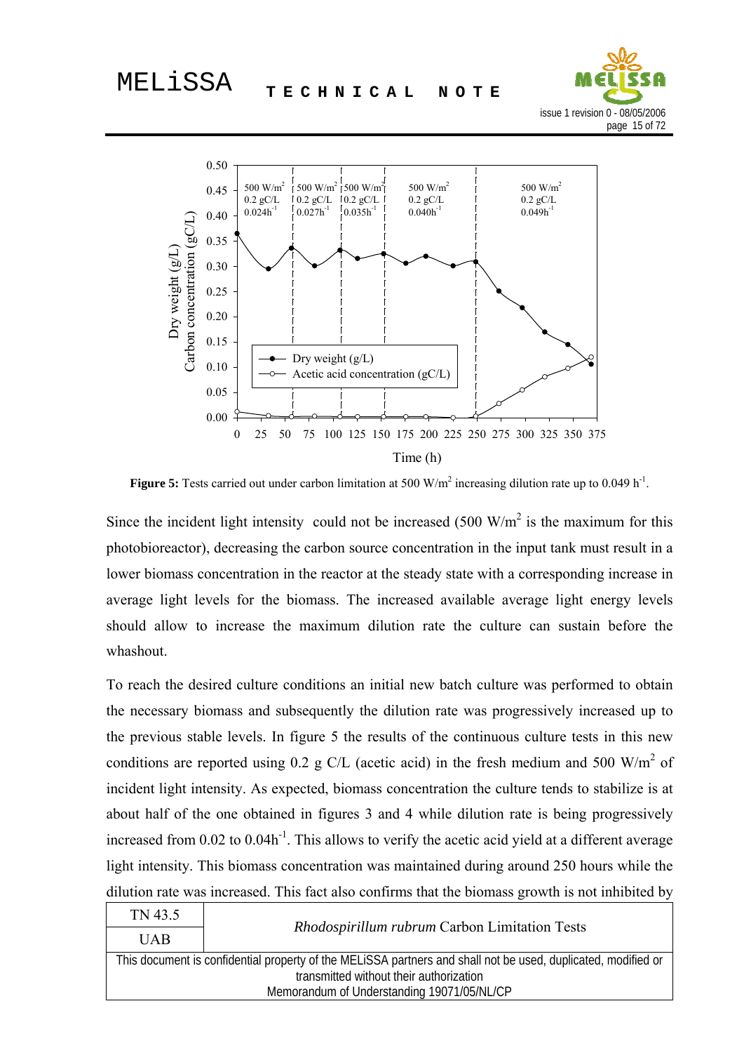**Figure 5:** Tests carried out under carbon limitation at 500 W/m$^2$ increasing dilution rate up to 0.049 h$^{-1}$.

Since the incident light intensity could not be increased (500 W/m$^2$ is the maximum for this photobioreactor), decreasing the carbon source concentration in the input tank must result in a lower biomass concentration in the reactor at the steady state with a corresponding increase in average light levels for the biomass. The increased available average light energy levels should allow to increase the maximum dilution rate the culture can sustain before the whashout.

To reach the desired culture conditions an initial new batch culture was performed to obtain the necessary biomass and subsequently the dilution rate was progressively increased up to the previous stable levels. In figure 5 the results of the continuous culture tests in this new conditions are reported using 0.2 g C/L (acetic acid) in the fresh medium and 500 W/m$^2$ of incident light intensity. As expected, biomass concentration the culture tends to stabilize is at about half of the one obtained in figures 3 and 4 while dilution rate is being progressively increased from 0.02 to 0.04h$^{-1}$. This allows to verify the acetic acid yield at a different average light intensity. This biomass concentration was maintained during around 250 hours while the dilution rate was increased. This fact also confirms that the biomass growth is not inhibited by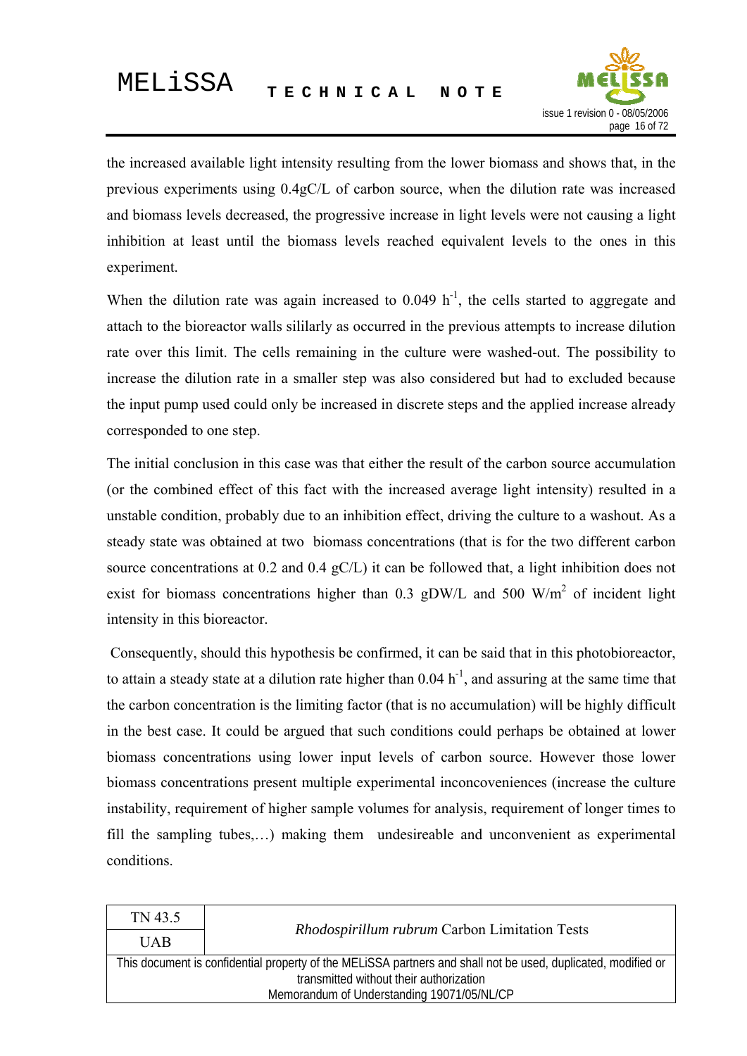the increased available light intensity resulting from the lower biomass and shows that, in the previous experiments using 0.4gC/L of carbon source, when the dilution rate was increased and biomass levels decreased, the progressive increase in light levels were not causing a light inhibition at least until the biomass levels reached equivalent levels to the ones in this experiment.

When the dilution rate was again increased to 0.049 $h^{-1}$, the cells started to aggregate and attach to the bioreactor walls sililarly as occurred in the previous attempts to increase dilution rate over this limit. The cells remaining in the culture were washed-out. The possibility to increase the dilution rate in a smaller step was also considered but had to excluded because the input pump used could only be increased in discrete steps and the applied increase already corresponded to one step.

The initial conclusion in this case was that either the result of the carbon source accumulation (or the combined effect of this fact with the increased average light intensity) resulted in a unstable condition, probably due to an inhibition effect, driving the culture to a washout. As a steady state was obtained at two biomass concentrations (that is for the two different carbon source concentrations at 0.2 and 0.4 gC/L) it can be followed that, a light inhibition does not exist for biomass concentrations higher than 0.3 gDW/L and 500 $W/m^2$ of incident light intensity in this bioreactor.

Consequently, should this hypothesis be confirmed, it can be said that in this photobioreactor, to attain a steady state at a dilution rate higher than 0.04 $h^{-1}$, and assuring at the same time that the carbon concentration is the limiting factor (that is no accumulation) will be highly difficult in the best case. It could be argued that such conditions could perhaps be obtained at lower biomass concentrations using lower input levels of carbon source. However those lower biomass concentrations present multiple experimental inconcoveniences (increase the culture instability, requirement of higher sample volumes for analysis, requirement of longer times to fill the sampling tubes,…) making them undesireable and unconvenient as experimental conditions.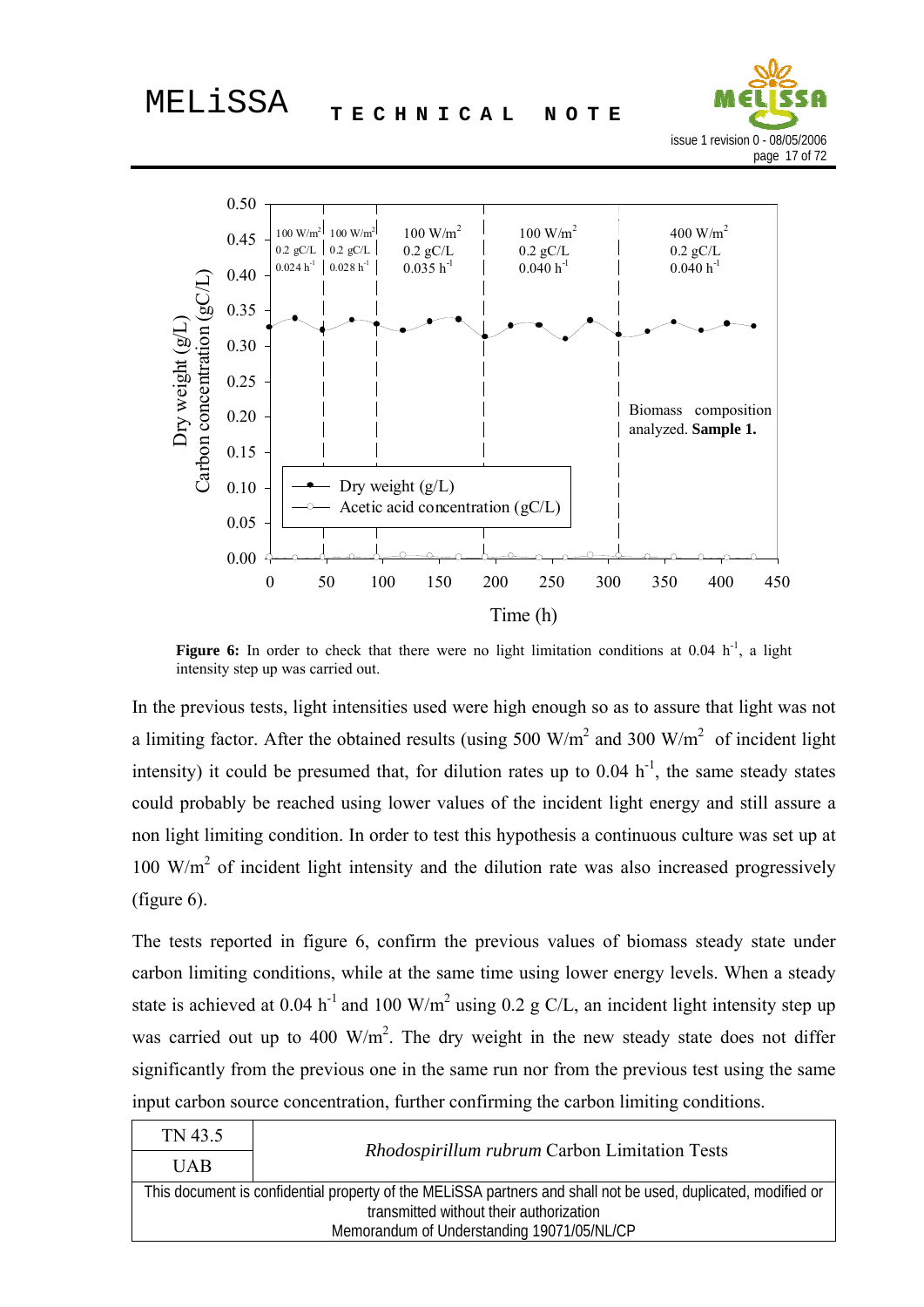**Figure 6:** In order to check that there were no light limitation conditions at 0.04 $h^{-1}$, a light intensity step up was carried out.

In the previous tests, light intensities used were high enough so as to assure that light was not a limiting factor. After the obtained results (using 500 $W/m^2$ and 300 $W/m^2$ of incident light intensity) it could be presumed that, for dilution rates up to 0.04 $h^{-1}$, the same steady states could probably be reached using lower values of the incident light energy and still assure a non light limiting condition. In order to test this hypothesis a continuous culture was set up at 100 $W/m^2$ of incident light intensity and the dilution rate was also increased progressively (figure 6).

The tests reported in figure 6, confirm the previous values of biomass steady state under carbon limiting conditions, while at the same time using lower energy levels. When a steady state is achieved at 0.04 $h^{-1}$ and 100 $W/m^2$ using 0.2 g C/L, an incident light intensity step up was carried out up to 400 $W/m^2$. The dry weight in the new steady state does not differ significantly from the previous one in the same run nor from the previous test using the same input carbon source concentration, further confirming the carbon limiting conditions.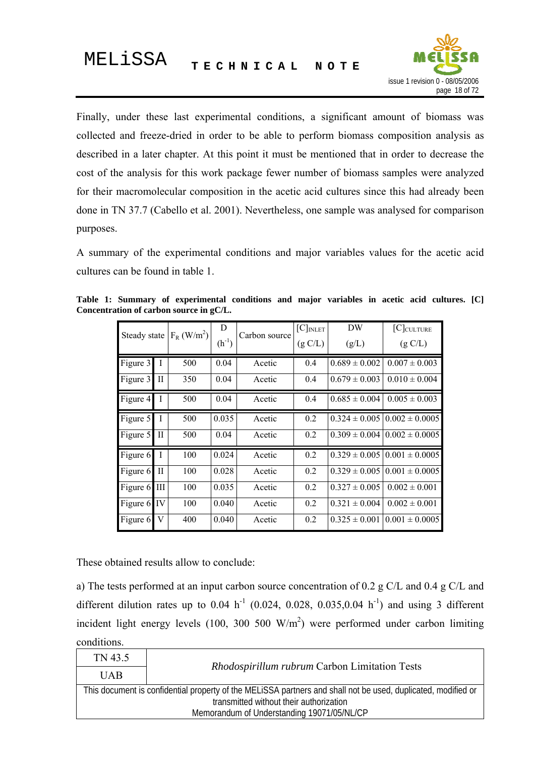Finally, under these last experimental conditions, a significant amount of biomass was collected and freeze-dried in order to be able to perform biomass composition analysis as described in a later chapter. At this point it must be mentioned that in order to decrease the cost of the analysis for this work package fewer number of biomass samples were analyzed for their macromolecular composition in the acetic acid cultures since this had already been done in TN 37.7 (Cabello et al. 2001). Nevertheless, one sample was analysed for comparison purposes.

A summary of the experimental conditions and major variables values for the acetic acid cultures can be found in table 1.

**Table 1: Summary of experimental conditions and major variables in acetic acid cultures. [C] Concentration of carbon source in gC/L.**

| Steady state | | $F_R$ ($W/m^2$) | D ($h^{-1}$) | Carbon source | $[C]_{INLET}$ (g C/L) | DW (g/L) | $[C]_{CULTURE}$ (g C/L) |
|---|---|---|---|---|---|---|---|
| Figure 3 | I | 500 | 0.04 | Acetic | 0.4 | 0.689 ± 0.002 | 0.007 ± 0.003 |
| Figure 3 | II | 350 | 0.04 | Acetic | 0.4 | 0.679 ± 0.003 | 0.010 ± 0.004 |
| Figure 4 | I | 500 | 0.04 | Acetic | 0.4 | 0.685 ± 0.004 | 0.005 ± 0.003 |
| Figure 5 | I | 500 | 0.035 | Acetic | 0.2 | 0.324 ± 0.005 | 0.002 ± 0.0005 |
| Figure 5 | II | 500 | 0.04 | Acetic | 0.2 | 0.309 ± 0.004 | 0.002 ± 0.0005 |
| Figure 6 | I | 100 | 0.024 | Acetic | 0.2 | 0.329 ± 0.005 | 0.001 ± 0.0005 |
| Figure 6 | II | 100 | 0.028 | Acetic | 0.2 | 0.329 ± 0.005 | 0.001 ± 0.0005 |
| Figure 6 | III | 100 | 0.035 | Acetic | 0.2 | 0.327 ± 0.005 | 0.002 ± 0.001 |
| Figure 6 | IV | 100 | 0.040 | Acetic | 0.2 | 0.321 ± 0.004 | 0.002 ± 0.001 |
| Figure 6 | V | 400 | 0.040 | Acetic | 0.2 | 0.325 ± 0.001 | 0.001 ± 0.0005 |

These obtained results allow to conclude:

a) The tests performed at an input carbon source concentration of 0.2 g C/L and 0.4 g C/L and different dilution rates up to 0.04 $h^{-1}$ (0.024, 0.028, 0.035,0.04 $h^{-1}$) and using 3 different incident light energy levels (100, 300 500 $W/m^2$) were performed under carbon limiting conditions.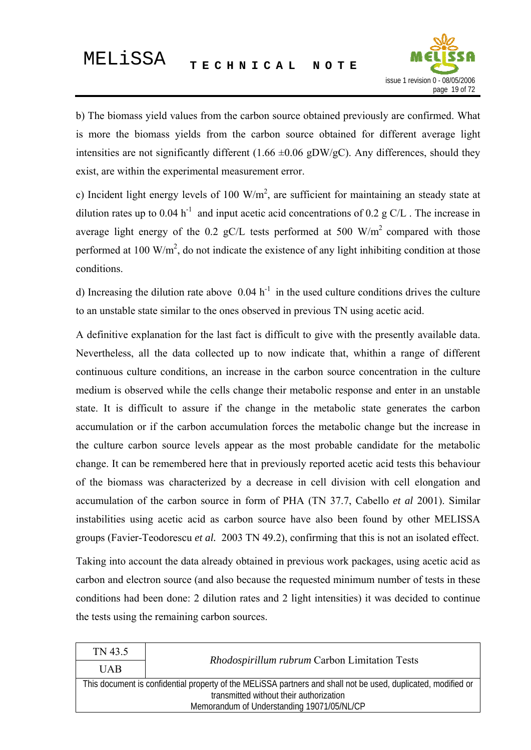b) The biomass yield values from the carbon source obtained previously are confirmed. What is more the biomass yields from the carbon source obtained for different average light intensities are not significantly different (1.66 ±0.06 gDW/gC). Any differences, should they exist, are within the experimental measurement error.

c) Incident light energy levels of 100 W/m$^2$, are sufficient for maintaining an steady state at dilution rates up to 0.04 h$^{-1}$ and input acetic acid concentrations of 0.2 g C/L . The increase in average light energy of the 0.2 gC/L tests performed at 500 W/m$^2$ compared with those performed at 100 W/m$^2$, do not indicate the existence of any light inhibiting condition at those conditions.

d) Increasing the dilution rate above 0.04 h$^{-1}$ in the used culture conditions drives the culture to an unstable state similar to the ones observed in previous TN using acetic acid.

A definitive explanation for the last fact is difficult to give with the presently available data. Nevertheless, all the data collected up to now indicate that, whithin a range of different continuous culture conditions, an increase in the carbon source concentration in the culture medium is observed while the cells change their metabolic response and enter in an unstable state. It is difficult to assure if the change in the metabolic state generates the carbon accumulation or if the carbon accumulation forces the metabolic change but the increase in the culture carbon source levels appear as the most probable candidate for the metabolic change. It can be remembered here that in previously reported acetic acid tests this behaviour of the biomass was characterized by a decrease in cell division with cell elongation and accumulation of the carbon source in form of PHA (TN 37.7, Cabello *et al* 2001). Similar instabilities using acetic acid as carbon source have also been found by other MELISSA groups (Favier-Teodorescu *et al.* 2003 TN 49.2), confirming that this is not an isolated effect.

Taking into account the data already obtained in previous work packages, using acetic acid as carbon and electron source (and also because the requested minimum number of tests in these conditions had been done: 2 dilution rates and 2 light intensities) it was decided to continue the tests using the remaining carbon sources.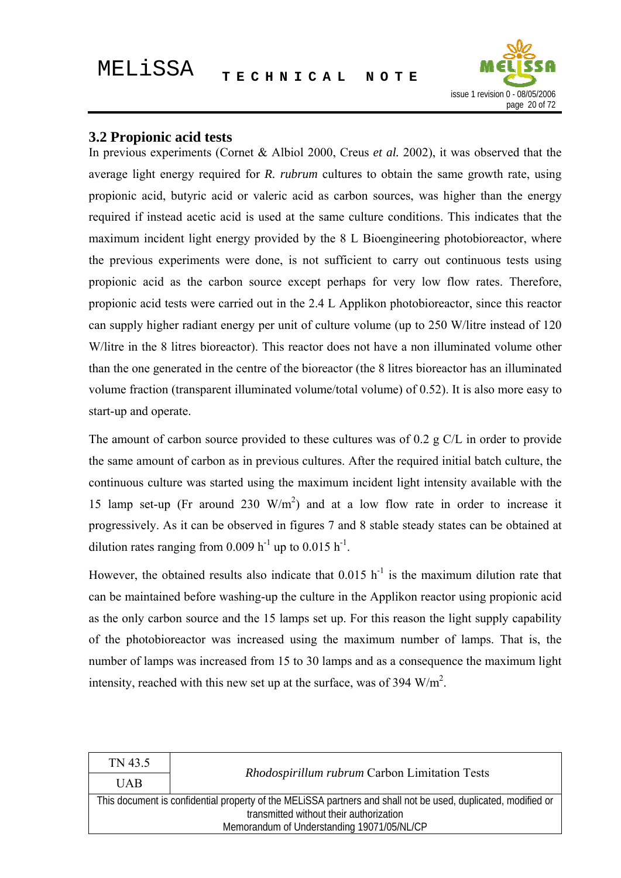## 3.2 Propionic acid tests

In previous experiments (Cornet & Albiol 2000, Creus *et al.* 2002), it was observed that the average light energy required for *R. rubrum* cultures to obtain the same growth rate, using propionic acid, butyric acid or valeric acid as carbon sources, was higher than the energy required if instead acetic acid is used at the same culture conditions. This indicates that the maximum incident light energy provided by the 8 L Bioengineering photobioreactor, where the previous experiments were done, is not sufficient to carry out continuous tests using propionic acid as the carbon source except perhaps for very low flow rates. Therefore, propionic acid tests were carried out in the 2.4 L Applikon photobioreactor, since this reactor can supply higher radiant energy per unit of culture volume (up to 250 W/litre instead of 120 W/litre in the 8 litres bioreactor). This reactor does not have a non illuminated volume other than the one generated in the centre of the bioreactor (the 8 litres bioreactor has an illuminated volume fraction (transparent illuminated volume/total volume) of 0.52). It is also more easy to start-up and operate.

The amount of carbon source provided to these cultures was of 0.2 g C/L in order to provide the same amount of carbon as in previous cultures. After the required initial batch culture, the continuous culture was started using the maximum incident light intensity available with the 15 lamp set-up (Fr around 230 $W/m^2$) and at a low flow rate in order to increase it progressively. As it can be observed in figures 7 and 8 stable steady states can be obtained at dilution rates ranging from 0.009 $h^{-1}$ up to 0.015 $h^{-1}$.

However, the obtained results also indicate that 0.015 $h^{-1}$ is the maximum dilution rate that can be maintained before washing-up the culture in the Applikon reactor using propionic acid as the only carbon source and the 15 lamps set up. For this reason the light supply capability of the photobioreactor was increased using the maximum number of lamps. That is, the number of lamps was increased from 15 to 30 lamps and as a consequence the maximum light intensity, reached with this new set up at the surface, was of 394 $W/m^2$.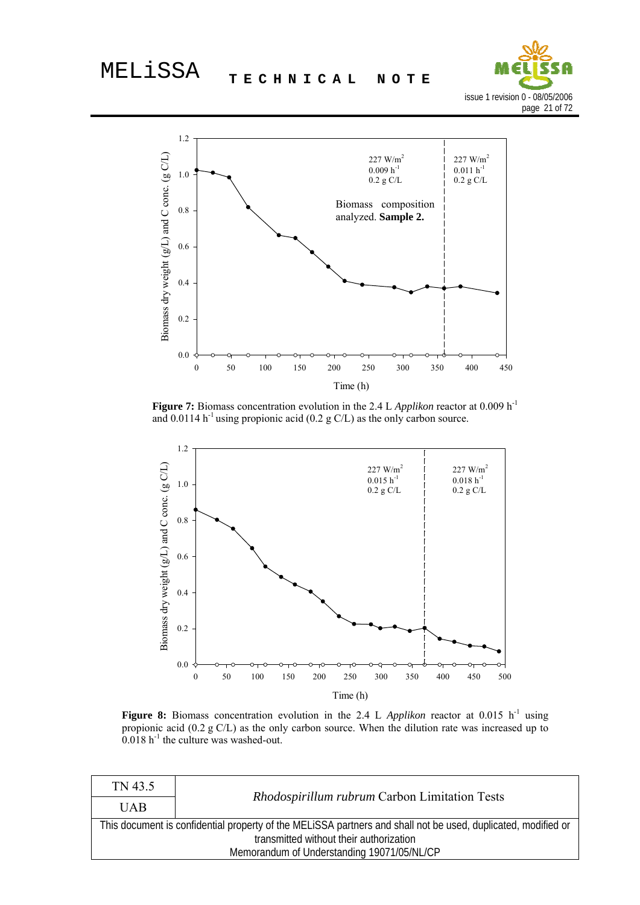**Figure 7:** Biomass concentration evolution in the 2.4 L *Applikon* reactor at 0.009 $h^{-1}$ and 0.0114 $h^{-1}$ using propionic acid (0.2 g C/L) as the only carbon source.

**Figure 8:** Biomass concentration evolution in the 2.4 L *Applikon* reactor at 0.015 $h^{-1}$ using propionic acid (0.2 g C/L) as the only carbon source. When the dilution rate was increased up to 0.018 $h^{-1}$ the culture was washed-out.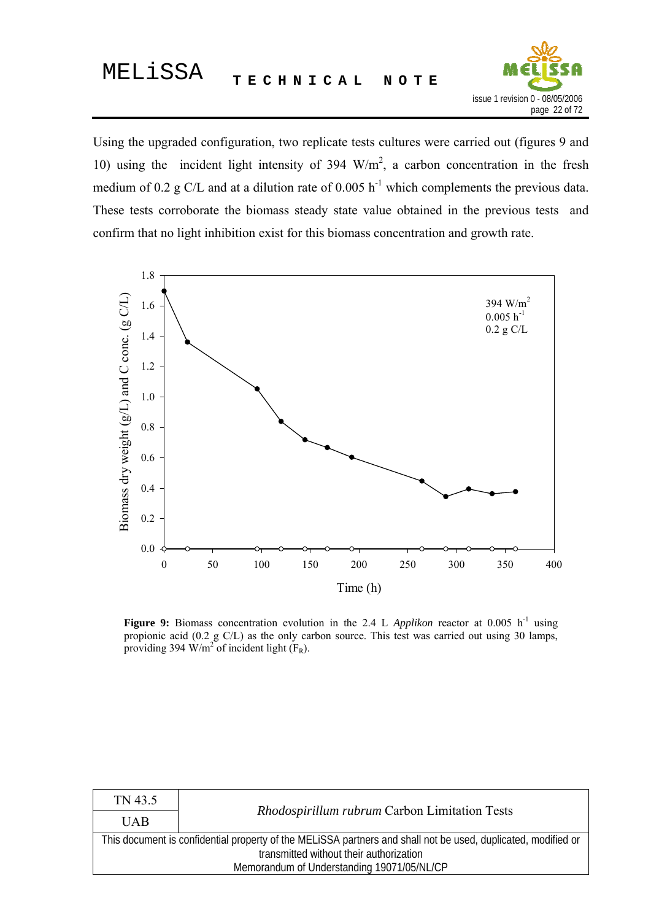Using the upgraded configuration, two replicate tests cultures were carried out (figures 9 and 10) using the incident light intensity of 394 $W/m^2$, a carbon concentration in the fresh medium of 0.2 g C/L and at a dilution rate of 0.005 $h^{-1}$ which complements the previous data. These tests corroborate the biomass steady state value obtained in the previous tests and confirm that no light inhibition exist for this biomass concentration and growth rate.

**Figure 9:** Biomass concentration evolution in the 2.4 L *Applikon* reactor at 0.005 $h^{-1}$ using propionic acid (0.2 g C/L) as the only carbon source. This test was carried out using 30 lamps, providing 394 $W/m^2$ of incident light ($F_R$).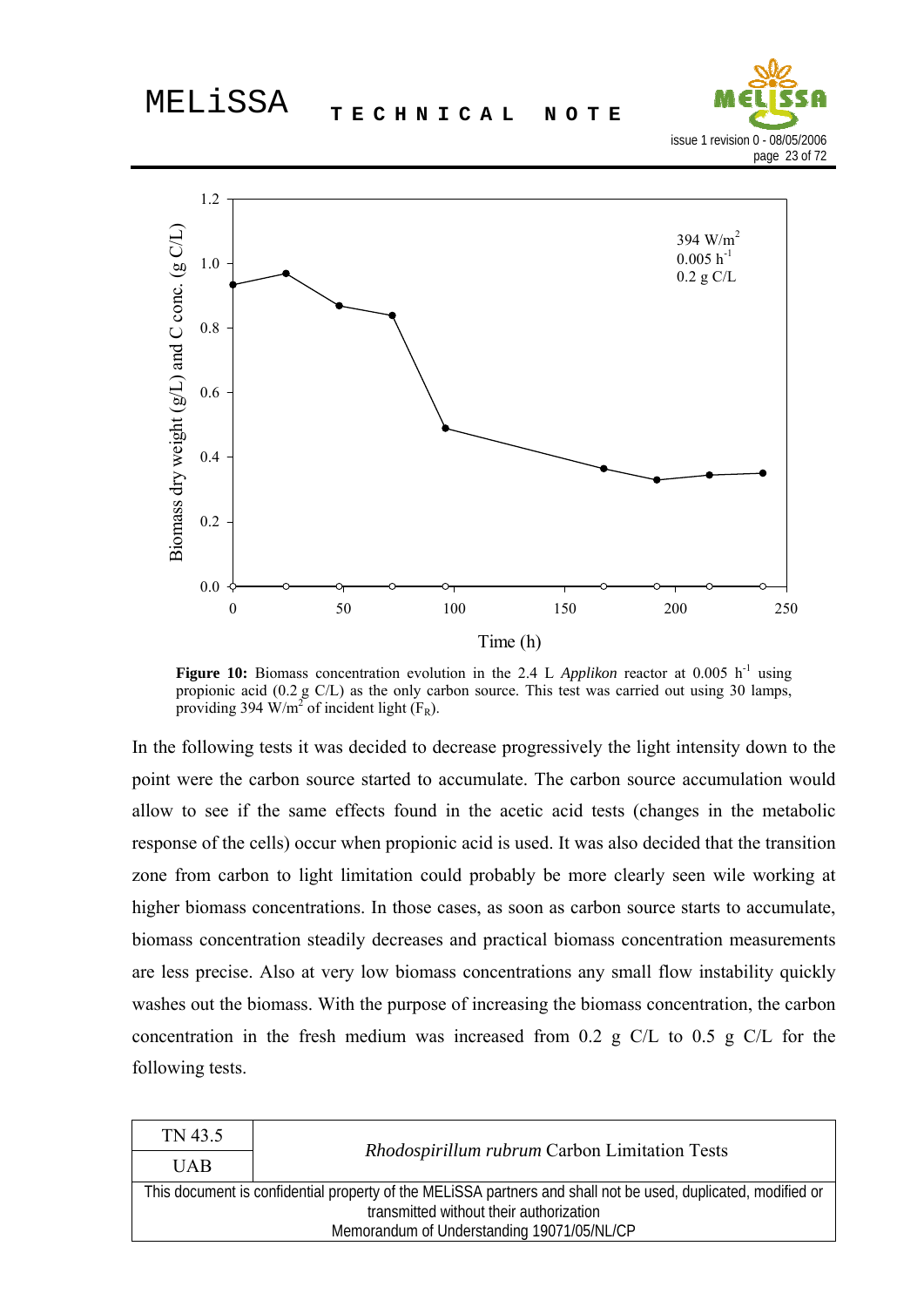**Figure 10:** Biomass concentration evolution in the 2.4 L *Applikon* reactor at 0.005 $h^{-1}$ using propionic acid (0.2 g C/L) as the only carbon source. This test was carried out using 30 lamps, providing 394 $W/m^2$ of incident light ($F_R$).

In the following tests it was decided to decrease progressively the light intensity down to the point were the carbon source started to accumulate. The carbon source accumulation would allow to see if the same effects found in the acetic acid tests (changes in the metabolic response of the cells) occur when propionic acid is used. It was also decided that the transition zone from carbon to light limitation could probably be more clearly seen wile working at higher biomass concentrations. In those cases, as soon as carbon source starts to accumulate, biomass concentration steadily decreases and practical biomass concentration measurements are less precise. Also at very low biomass concentrations any small flow instability quickly washes out the biomass. With the purpose of increasing the biomass concentration, the carbon concentration in the fresh medium was increased from 0.2 g C/L to 0.5 g C/L for the following tests.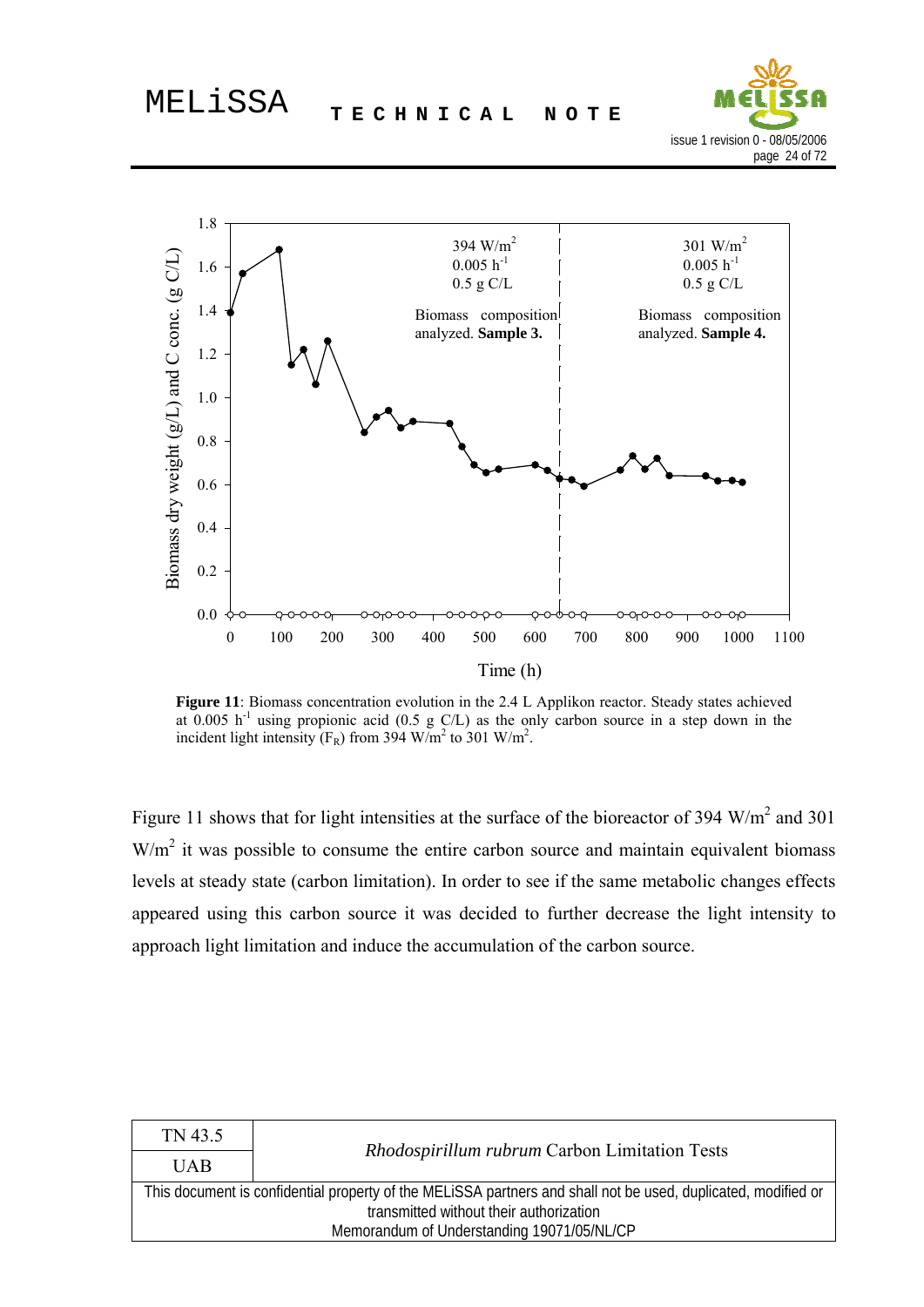**Figure 11**: Biomass concentration evolution in the 2.4 L Applikon reactor. Steady states achieved at 0.005 $h^{-1}$ using propionic acid (0.5 g C/L) as the only carbon source in a step down in the incident light intensity ($F_R$) from 394 $W/m^2$ to 301 $W/m^2$.

Figure 11 shows that for light intensities at the surface of the bioreactor of 394 $W/m^2$ and 301 $W/m^2$ it was possible to consume the entire carbon source and maintain equivalent biomass levels at steady state (carbon limitation). In order to see if the same metabolic changes effects appeared using this carbon source it was decided to further decrease the light intensity to approach light limitation and induce the accumulation of the carbon source.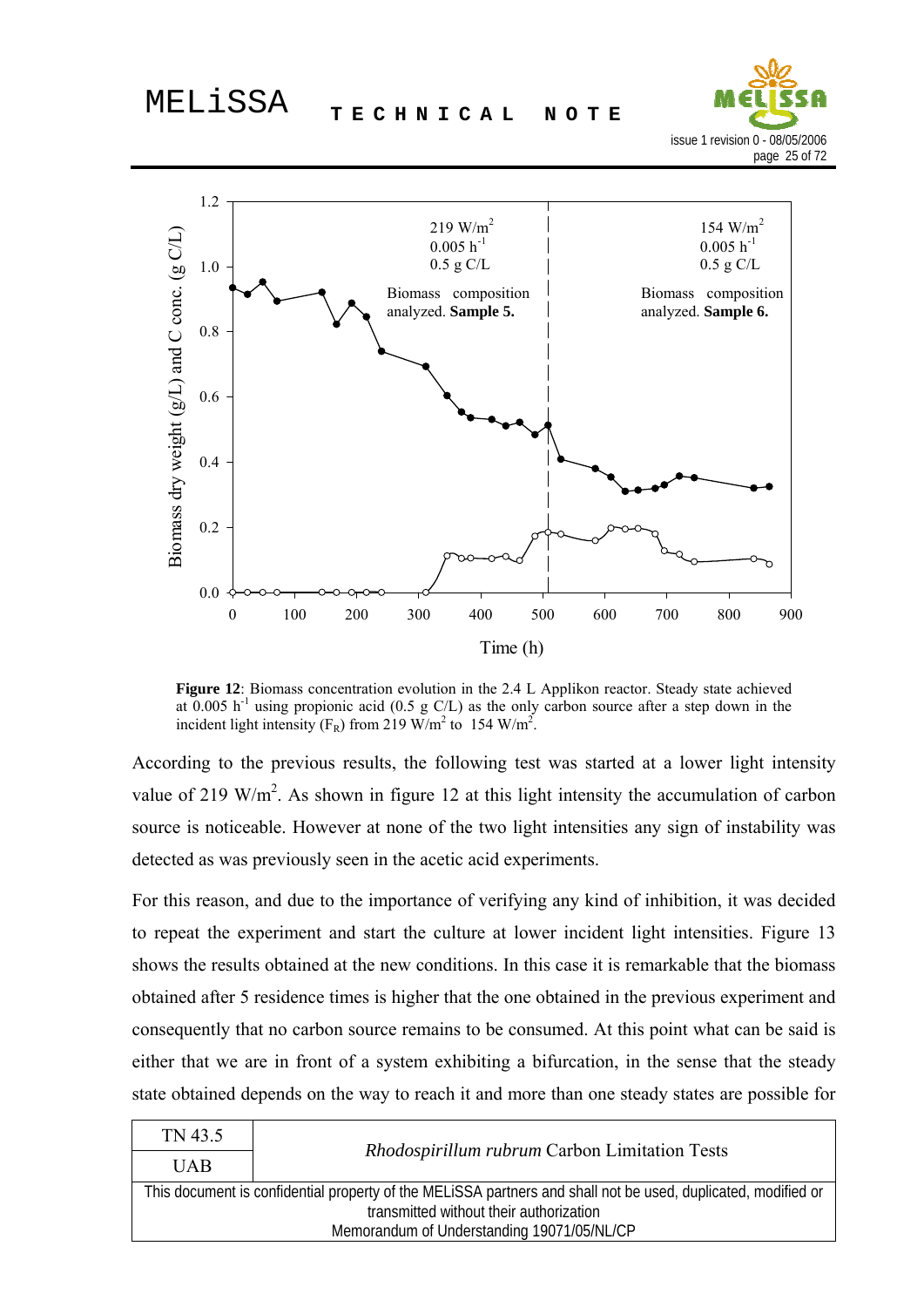**Figure 12**: Biomass concentration evolution in the 2.4 L Applikon reactor. Steady state achieved at 0.005 $h^{-1}$ using propionic acid (0.5 g C/L) as the only carbon source after a step down in the incident light intensity ($F_R$) from 219 $W/m^2$ to 154 $W/m^2$.

According to the previous results, the following test was started at a lower light intensity value of 219 $W/m^2$. As shown in figure 12 at this light intensity the accumulation of carbon source is noticeable. However at none of the two light intensities any sign of instability was detected as was previously seen in the acetic acid experiments.

For this reason, and due to the importance of verifying any kind of inhibition, it was decided to repeat the experiment and start the culture at lower incident light intensities. Figure 13 shows the results obtained at the new conditions. In this case it is remarkable that the biomass obtained after 5 residence times is higher that the one obtained in the previous experiment and consequently that no carbon source remains to be consumed. At this point what can be said is either that we are in front of a system exhibiting a bifurcation, in the sense that the steady state obtained depends on the way to reach it and more than one steady states are possible for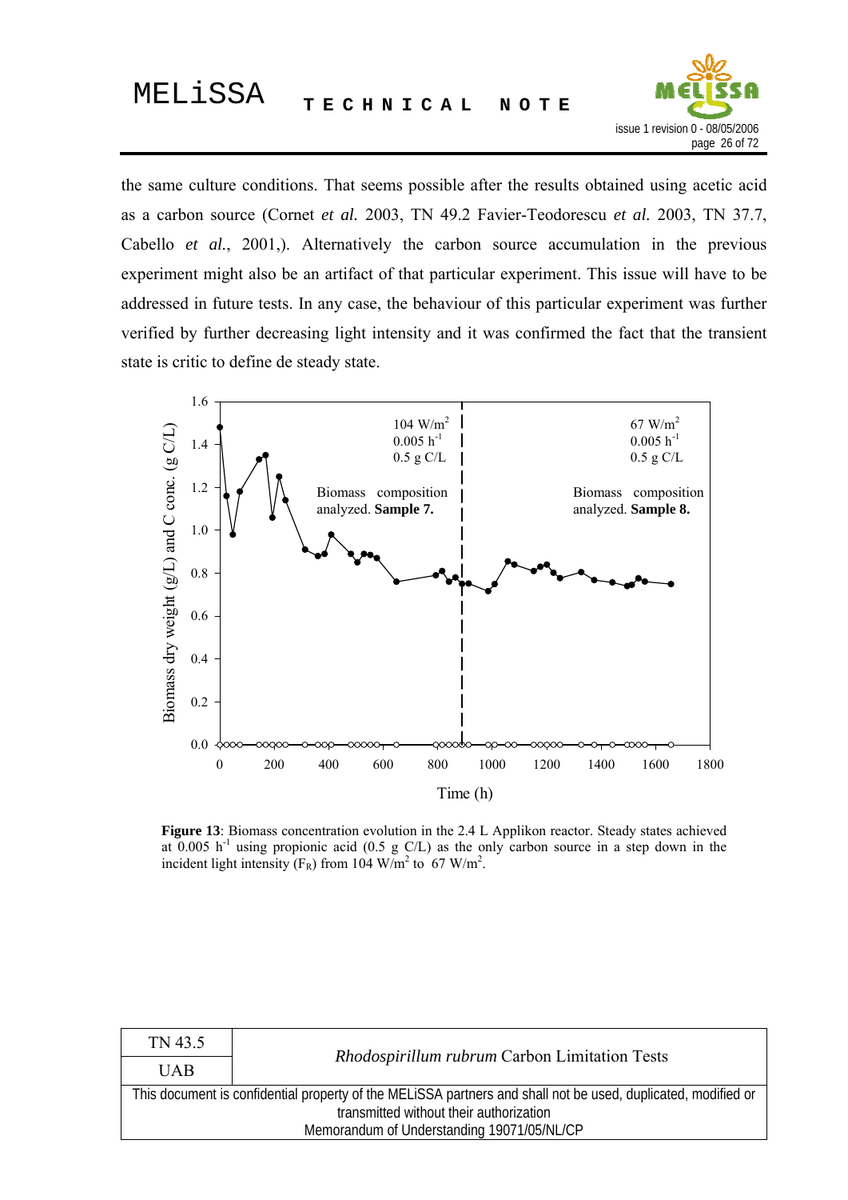the same culture conditions. That seems possible after the results obtained using acetic acid as a carbon source (Cornet *et al.* 2003, TN 49.2 Favier-Teodorescu *et al.* 2003, TN 37.7, Cabello *et al.*, 2001,). Alternatively the carbon source accumulation in the previous experiment might also be an artifact of that particular experiment. This issue will have to be addressed in future tests. In any case, the behaviour of this particular experiment was further verified by further decreasing light intensity and it was confirmed the fact that the transient state is critic to define de steady state.

**Figure 13**: Biomass concentration evolution in the 2.4 L Applikon reactor. Steady states achieved at 0.005 $h^{-1}$ using propionic acid (0.5 g C/L) as the only carbon source in a step down in the incident light intensity ($F_R$) from 104 $W/m^2$ to 67 $W/m^2$.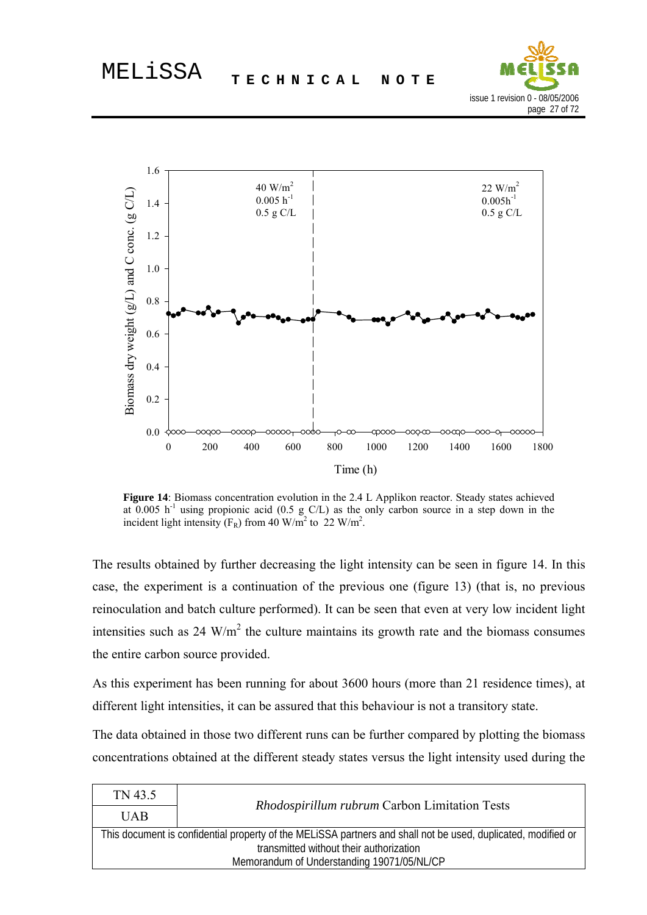**Figure 14**: Biomass concentration evolution in the 2.4 L Applikon reactor. Steady states achieved at 0.005 $h^{-1}$ using propionic acid (0.5 g C/L) as the only carbon source in a step down in the incident light intensity ($F_R$) from 40 $W/m^2$ to 22 $W/m^2$.

The results obtained by further decreasing the light intensity can be seen in figure 14. In this case, the experiment is a continuation of the previous one (figure 13) (that is, no previous reinoculation and batch culture performed). It can be seen that even at very low incident light intensities such as 24 $W/m^2$ the culture maintains its growth rate and the biomass consumes the entire carbon source provided.

As this experiment has been running for about 3600 hours (more than 21 residence times), at different light intensities, it can be assured that this behaviour is not a transitory state.

The data obtained in those two different runs can be further compared by plotting the biomass concentrations obtained at the different steady states versus the light intensity used during the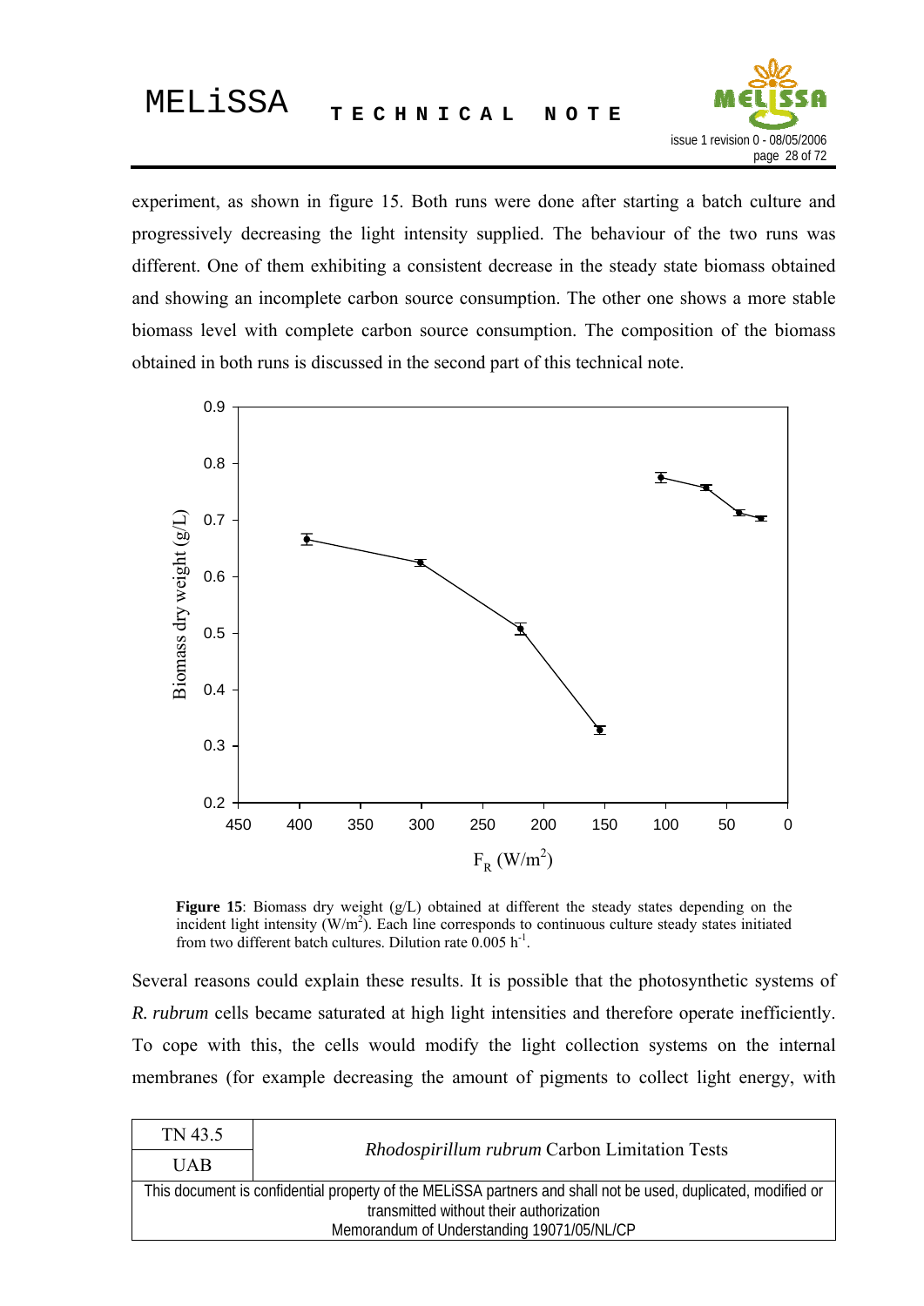experiment, as shown in figure 15. Both runs were done after starting a batch culture and progressively decreasing the light intensity supplied. The behaviour of the two runs was different. One of them exhibiting a consistent decrease in the steady state biomass obtained and showing an incomplete carbon source consumption. The other one shows a more stable biomass level with complete carbon source consumption. The composition of the biomass obtained in both runs is discussed in the second part of this technical note.

**Figure 15**: Biomass dry weight (g/L) obtained at different the steady states depending on the incident light intensity ($W/m^2$). Each line corresponds to continuous culture steady states initiated from two different batch cultures. Dilution rate 0.005 $h^{-1}$.

Several reasons could explain these results. It is possible that the photosynthetic systems of *R. rubrum* cells became saturated at high light intensities and therefore operate inefficiently. To cope with this, the cells would modify the light collection systems on the internal membranes (for example decreasing the amount of pigments to collect light energy, with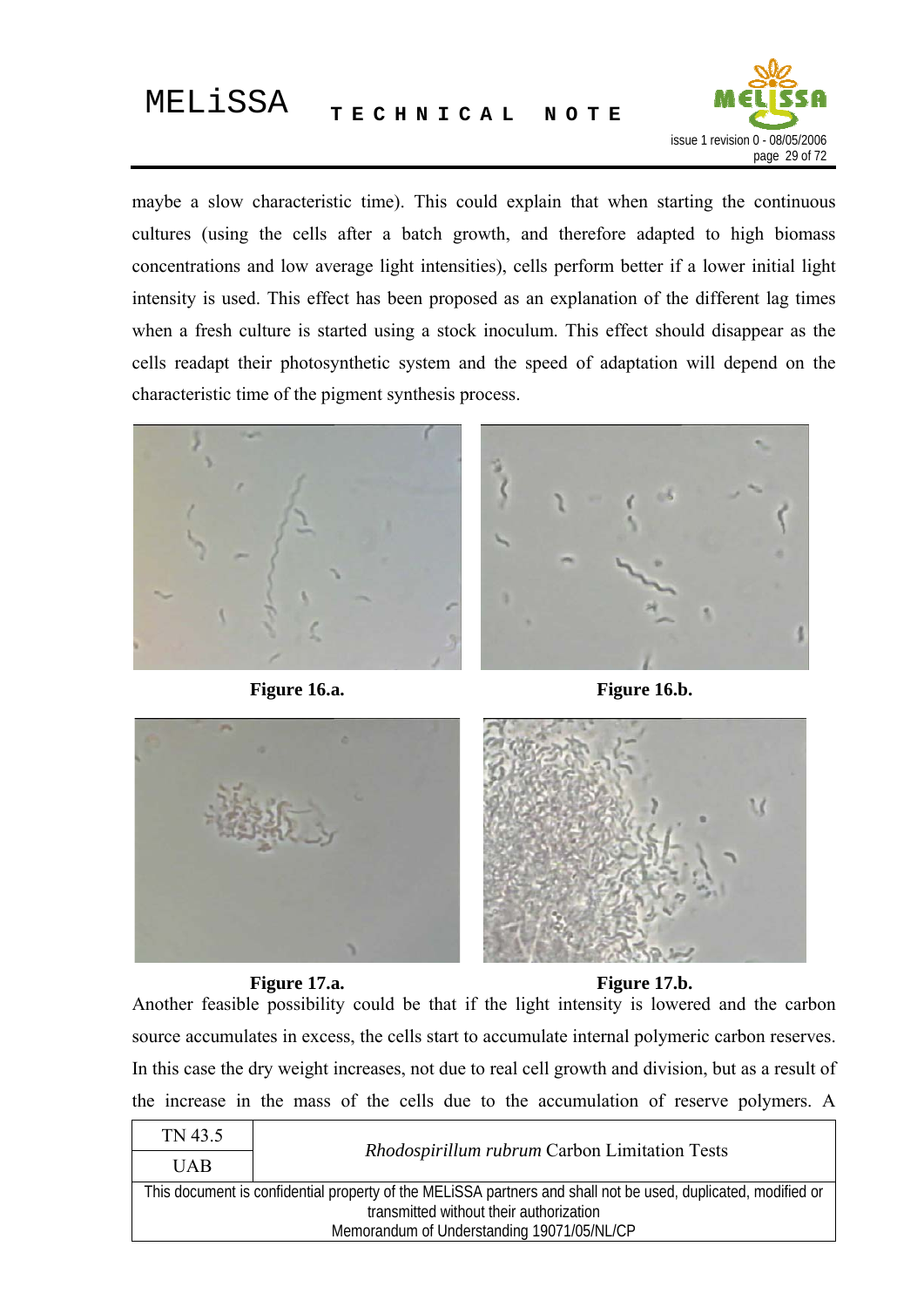maybe a slow characteristic time). This could explain that when starting the continuous cultures (using the cells after a batch growth, and therefore adapted to high biomass concentrations and low average light intensities), cells perform better if a lower initial light intensity is used. This effect has been proposed as an explanation of the different lag times when a fresh culture is started using a stock inoculum. This effect should disappear as the cells readapt their photosynthetic system and the speed of adaptation will depend on the characteristic time of the pigment synthesis process.

**Figure 16.a.** **Figure 16.b.**

**Figure 17.a.** **Figure 17.b.**

Another feasible possibility could be that if the light intensity is lowered and the carbon source accumulates in excess, the cells start to accumulate internal polymeric carbon reserves. In this case the dry weight increases, not due to real cell growth and division, but as a result of the increase in the mass of the cells due to the accumulation of reserve polymers. A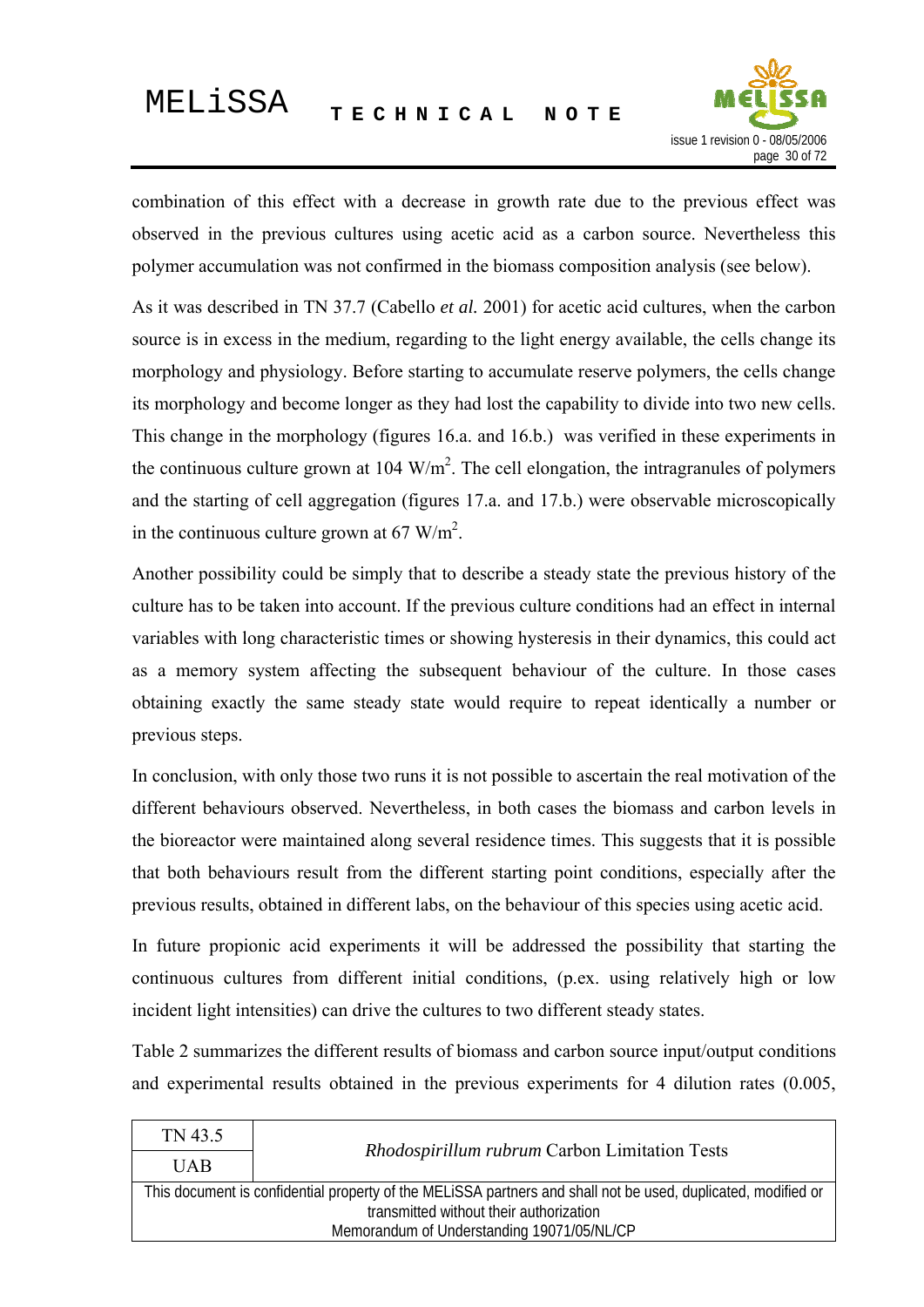combination of this effect with a decrease in growth rate due to the previous effect was observed in the previous cultures using acetic acid as a carbon source. Nevertheless this polymer accumulation was not confirmed in the biomass composition analysis (see below).

As it was described in TN 37.7 (Cabello *et al.* 2001) for acetic acid cultures, when the carbon source is in excess in the medium, regarding to the light energy available, the cells change its morphology and physiology. Before starting to accumulate reserve polymers, the cells change its morphology and become longer as they had lost the capability to divide into two new cells. This change in the morphology (figures 16.a. and 16.b.) was verified in these experiments in the continuous culture grown at 104 $W/m^2$. The cell elongation, the intragranules of polymers and the starting of cell aggregation (figures 17.a. and 17.b.) were observable microscopically in the continuous culture grown at 67 $W/m^2$.

Another possibility could be simply that to describe a steady state the previous history of the culture has to be taken into account. If the previous culture conditions had an effect in internal variables with long characteristic times or showing hysteresis in their dynamics, this could act as a memory system affecting the subsequent behaviour of the culture. In those cases obtaining exactly the same steady state would require to repeat identically a number or previous steps.

In conclusion, with only those two runs it is not possible to ascertain the real motivation of the different behaviours observed. Nevertheless, in both cases the biomass and carbon levels in the bioreactor were maintained along several residence times. This suggests that it is possible that both behaviours result from the different starting point conditions, especially after the previous results, obtained in different labs, on the behaviour of this species using acetic acid.

In future propionic acid experiments it will be addressed the possibility that starting the continuous cultures from different initial conditions, (p.ex. using relatively high or low incident light intensities) can drive the cultures to two different steady states.

Table 2 summarizes the different results of biomass and carbon source input/output conditions and experimental results obtained in the previous experiments for 4 dilution rates (0.005,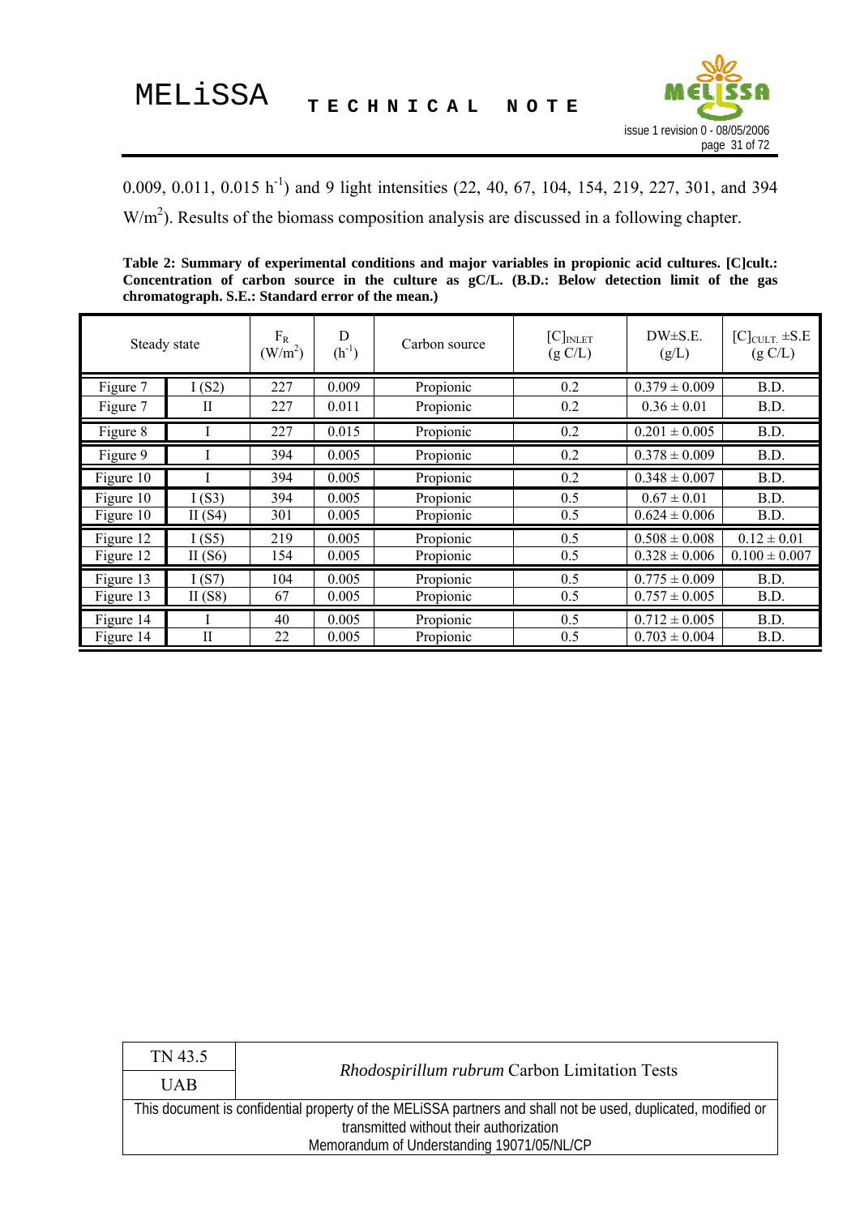0.009, 0.011, 0.015 $h^{-1}$) and 9 light intensities (22, 40, 67, 104, 154, 219, 227, 301, and 394 $W/m^2$). Results of the biomass composition analysis are discussed in a following chapter.

**Table 2: Summary of experimental conditions and major variables in propionic acid cultures. [C]cult.: Concentration of carbon source in the culture as gC/L. (B.D.: Below detection limit of the gas chromatograph. S.E.: Standard error of the mean.)**

| Steady state | | $F_R$ ($W/m^2$) | D ($h^{-1}$) | Carbon source | $[C]_{INLET}$ (g C/L) | DW±S.E. (g/L) | $[C]_{CULT.}$ ±S.E (g C/L) |
|---|---|---|---|---|---|---|---|
| Figure 7 | I (S2) | 227 | 0.009 | Propionic | 0.2 | 0.379 ± 0.009 | B.D. |
| Figure 7 | II | 227 | 0.011 | Propionic | 0.2 | 0.36 ± 0.01 | B.D. |
| Figure 8 | I | 227 | 0.015 | Propionic | 0.2 | 0.201 ± 0.005 | B.D. |
| Figure 9 | I | 394 | 0.005 | Propionic | 0.2 | 0.378 ± 0.009 | B.D. |
| Figure 10 | I | 394 | 0.005 | Propionic | 0.2 | 0.348 ± 0.007 | B.D. |
| Figure 10 | I (S3) | 394 | 0.005 | Propionic | 0.5 | 0.67 ± 0.01 | B.D. |
| Figure 10 | II (S4) | 301 | 0.005 | Propionic | 0.5 | 0.624 ± 0.006 | B.D. |
| Figure 12 | I (S5) | 219 | 0.005 | Propionic | 0.5 | 0.508 ± 0.008 | 0.12 ± 0.01 |
| Figure 12 | II (S6) | 154 | 0.005 | Propionic | 0.5 | 0.328 ± 0.006 | 0.100 ± 0.007 |
| Figure 13 | I (S7) | 104 | 0.005 | Propionic | 0.5 | 0.775 ± 0.009 | B.D. |
| Figure 13 | II (S8) | 67 | 0.005 | Propionic | 0.5 | 0.757 ± 0.005 | B.D. |
| Figure 14 | I | 40 | 0.005 | Propionic | 0.5 | 0.712 ± 0.005 | B.D. |
| Figure 14 | II | 22 | 0.005 | Propionic | 0.5 | 0.703 ± 0.004 | B.D. |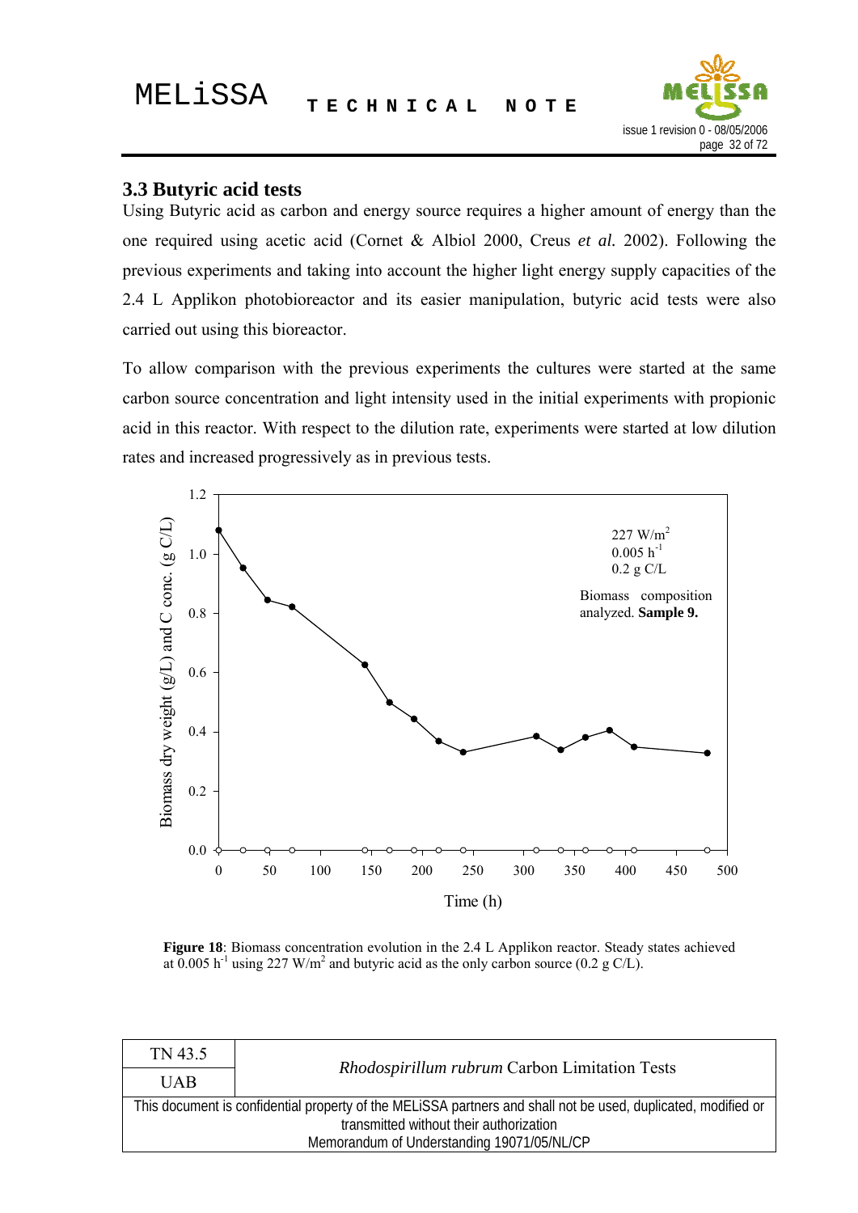### 3.3 Butyric acid tests

Using Butyric acid as carbon and energy source requires a higher amount of energy than the one required using acetic acid (Cornet & Albiol 2000, Creus *et al.* 2002). Following the previous experiments and taking into account the higher light energy supply capacities of the 2.4 L Applikon photobioreactor and its easier manipulation, butyric acid tests were also carried out using this bioreactor.

To allow comparison with the previous experiments the cultures were started at the same carbon source concentration and light intensity used in the initial experiments with propionic acid in this reactor. With respect to the dilution rate, experiments were started at low dilution rates and increased progressively as in previous tests.

**Figure 18**: Biomass concentration evolution in the 2.4 L Applikon reactor. Steady states achieved at 0.005 $h^{-1}$ using 227 $W/m^2$ and butyric acid as the only carbon source (0.2 g C/L).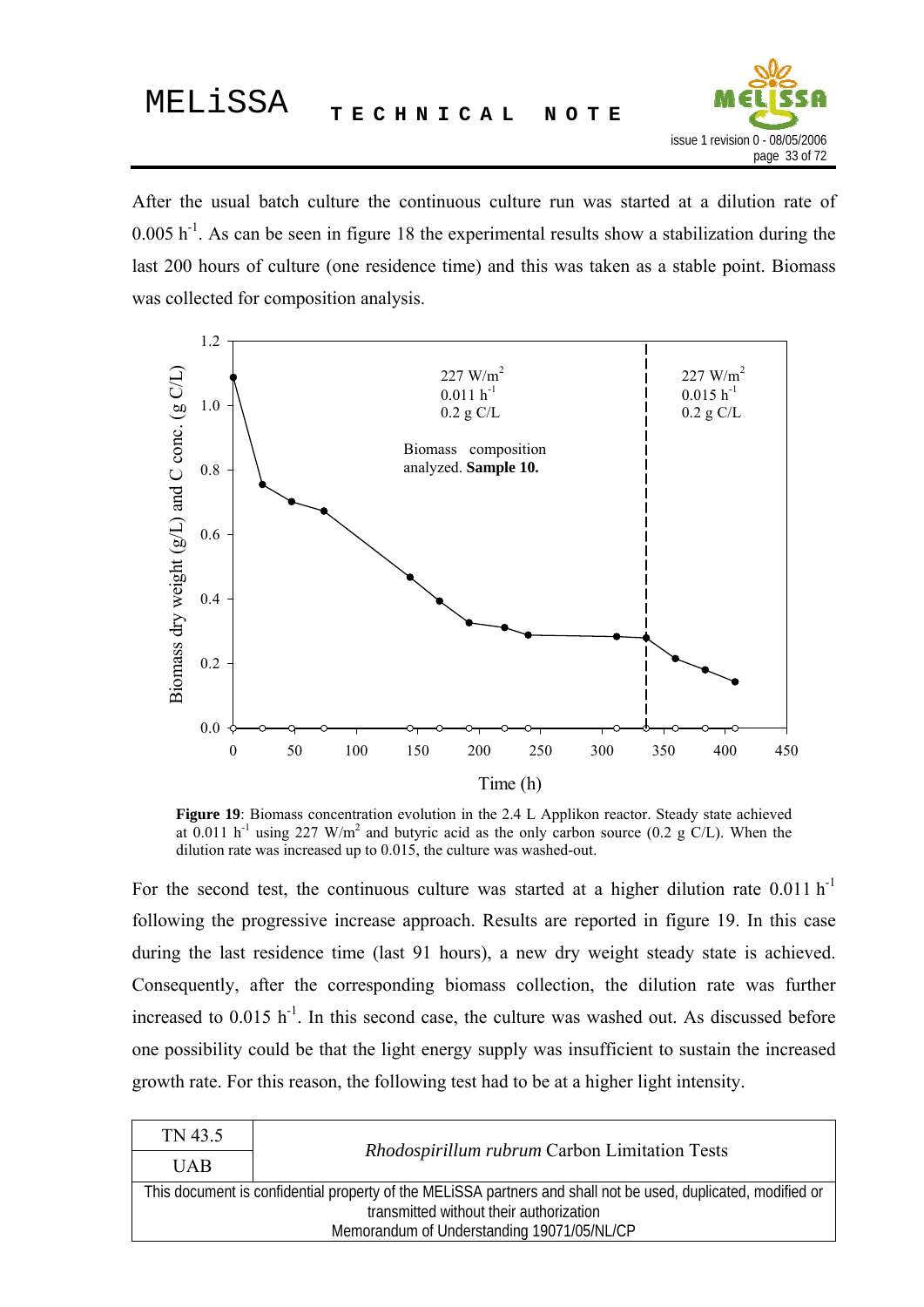After the usual batch culture the continuous culture run was started at a dilution rate of 0.005 $h^{-1}$. As can be seen in figure 18 the experimental results show a stabilization during the last 200 hours of culture (one residence time) and this was taken as a stable point. Biomass was collected for composition analysis.

**Figure 19**: Biomass concentration evolution in the 2.4 L Applikon reactor. Steady state achieved at 0.011 $h^{-1}$ using 227 $W/m^2$ and butyric acid as the only carbon source (0.2 g C/L). When the dilution rate was increased up to 0.015, the culture was washed-out.

For the second test, the continuous culture was started at a higher dilution rate 0.011 $h^{-1}$ following the progressive increase approach. Results are reported in figure 19. In this case during the last residence time (last 91 hours), a new dry weight steady state is achieved. Consequently, after the corresponding biomass collection, the dilution rate was further increased to 0.015 $h^{-1}$. In this second case, the culture was washed out. As discussed before one possibility could be that the light energy supply was insufficient to sustain the increased growth rate. For this reason, the following test had to be at a higher light intensity.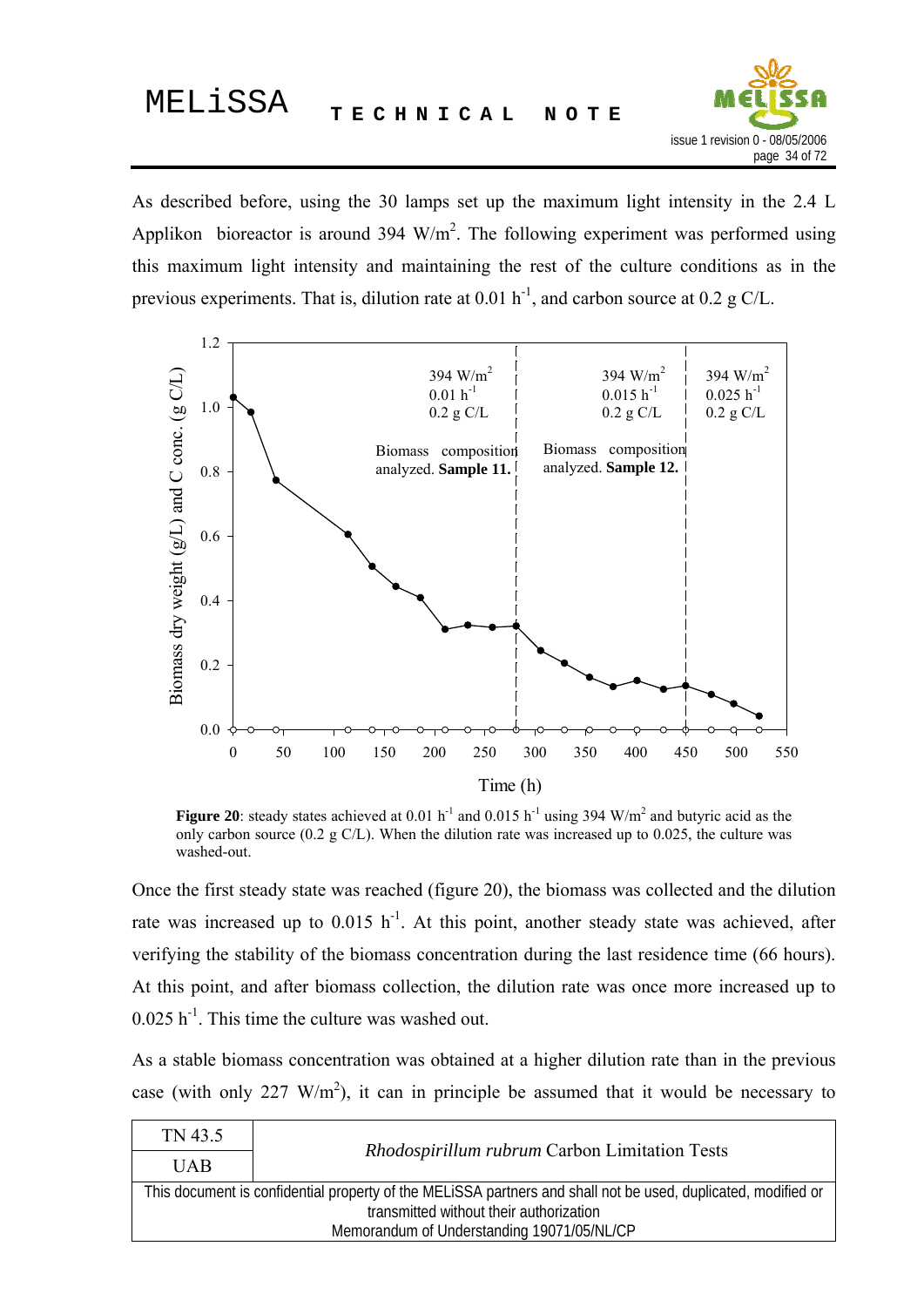As described before, using the 30 lamps set up the maximum light intensity in the 2.4 L Applikon bioreactor is around 394 $W/m^2$. The following experiment was performed using this maximum light intensity and maintaining the rest of the culture conditions as in the previous experiments. That is, dilution rate at 0.01 $h^{-1}$, and carbon source at 0.2 g C/L.

**Figure 20**: steady states achieved at 0.01 $h^{-1}$ and 0.015 $h^{-1}$ using 394 $W/m^2$ and butyric acid as the only carbon source (0.2 g C/L). When the dilution rate was increased up to 0.025, the culture was washed-out.

Once the first steady state was reached (figure 20), the biomass was collected and the dilution rate was increased up to 0.015 $h^{-1}$. At this point, another steady state was achieved, after verifying the stability of the biomass concentration during the last residence time (66 hours). At this point, and after biomass collection, the dilution rate was once more increased up to 0.025 $h^{-1}$. This time the culture was washed out.

As a stable biomass concentration was obtained at a higher dilution rate than in the previous case (with only 227 $W/m^2$), it can in principle be assumed that it would be necessary to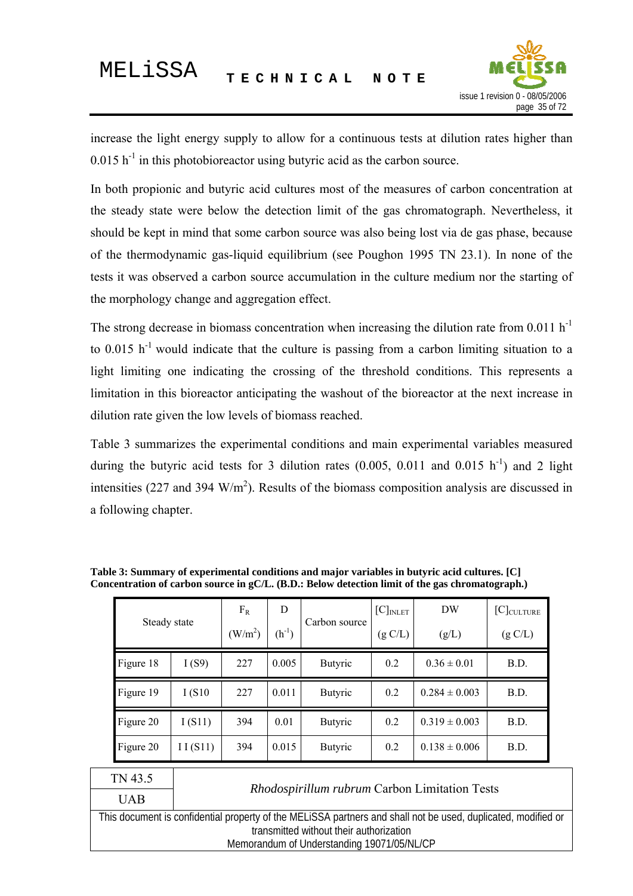increase the light energy supply to allow for a continuous tests at dilution rates higher than 0.015 $h^{-1}$ in this photobioreactor using butyric acid as the carbon source.

In both propionic and butyric acid cultures most of the measures of carbon concentration at the steady state were below the detection limit of the gas chromatograph. Nevertheless, it should be kept in mind that some carbon source was also being lost via de gas phase, because of the thermodynamic gas-liquid equilibrium (see Poughon 1995 TN 23.1). In none of the tests it was observed a carbon source accumulation in the culture medium nor the starting of the morphology change and aggregation effect.

The strong decrease in biomass concentration when increasing the dilution rate from 0.011 $h^{-1}$ to 0.015 $h^{-1}$ would indicate that the culture is passing from a carbon limiting situation to a light limiting one indicating the crossing of the threshold conditions. This represents a limitation in this bioreactor anticipating the washout of the bioreactor at the next increase in dilution rate given the low levels of biomass reached.

Table 3 summarizes the experimental conditions and main experimental variables measured during the butyric acid tests for 3 dilution rates (0.005, 0.011 and 0.015 $h^{-1}$) and 2 light intensities (227 and 394 $W/m^2$). Results of the biomass composition analysis are discussed in a following chapter.

**Table 3: Summary of experimental conditions and major variables in butyric acid cultures. [C] Concentration of carbon source in gC/L. (B.D.: Below detection limit of the gas chromatograph.)**

| Steady state | | $F_R$ ($W/m^2$) | D ($h^{-1}$) | Carbon source | $[C]_{INLET}$ (g C/L) | DW (g/L) | $[C]_{CULTURE}$ (g C/L) |
|---|---|---|---|---|---|---|---|
| Figure 18 | I (S9) | 227 | 0.005 | Butyric | 0.2 | 0.36 ± 0.01 | B.D. |
| Figure 19 | I (S10 | 227 | 0.011 | Butyric | 0.2 | 0.284 ± 0.003 | B.D. |
| Figure 20 | I (S11) | 394 | 0.01 | Butyric | 0.2 | 0.319 ± 0.003 | B.D. |
| Figure 20 | I I (S11) | 394 | 0.015 | Butyric | 0.2 | 0.138 ± 0.006 | B.D. |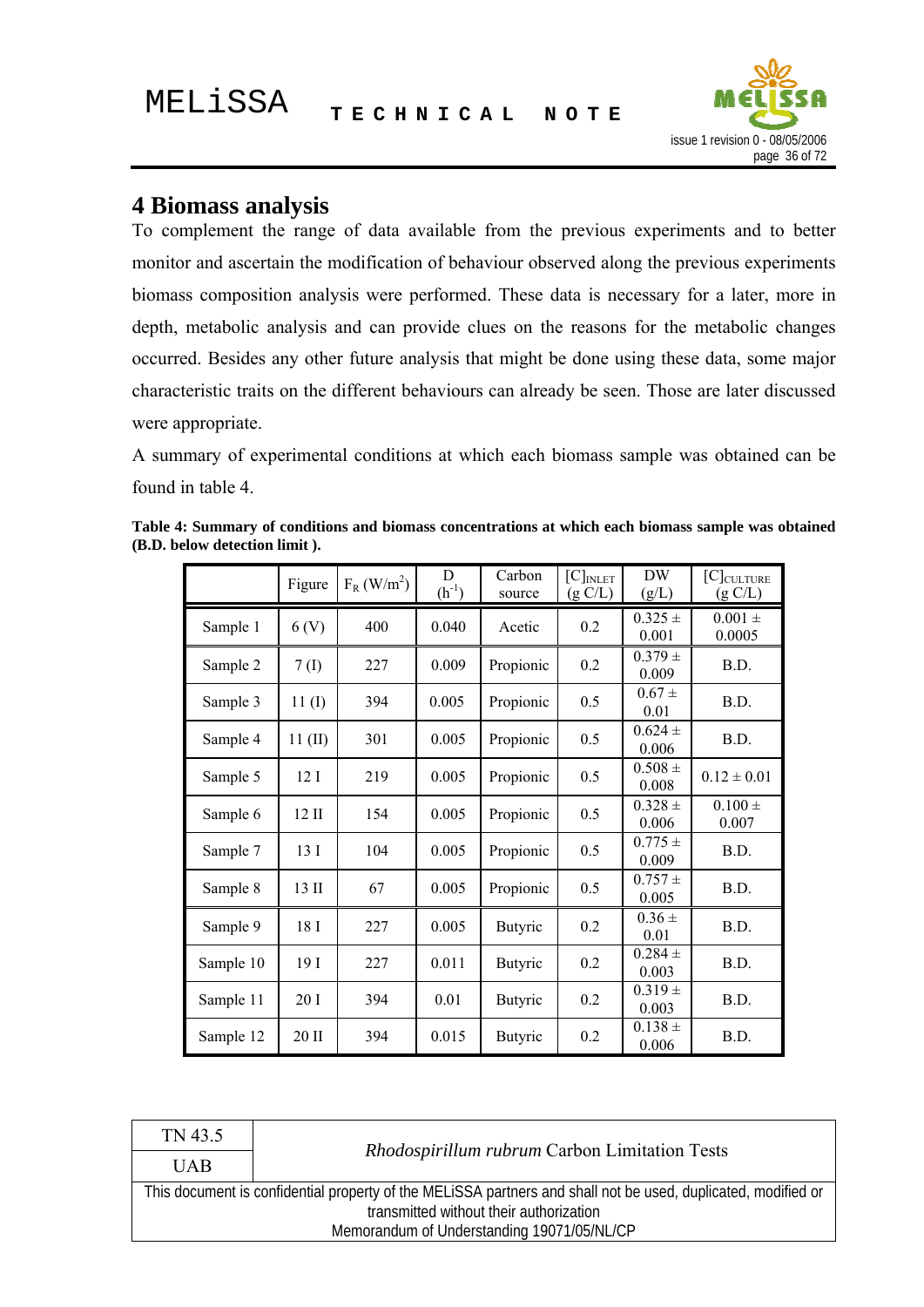# 4 Biomass analysis

To complement the range of data available from the previous experiments and to better monitor and ascertain the modification of behaviour observed along the previous experiments biomass composition analysis were performed. These data is necessary for a later, more in depth, metabolic analysis and can provide clues on the reasons for the metabolic changes occurred. Besides any other future analysis that might be done using these data, some major characteristic traits on the different behaviours can already be seen. Those are later discussed were appropriate.

A summary of experimental conditions at which each biomass sample was obtained can be found in table 4.

**Table 4: Summary of conditions and biomass concentrations at which each biomass sample was obtained (B.D. below detection limit ).**

| | Figure | $F_R$ ($W/m^2$) | D ($h^{-1}$) | Carbon source | $[C]_{INLET}$ (g C/L) | DW (g/L) | $[C]_{CULTURE}$ (g C/L) |
|---|---|---|---|---|---|---|---|
| Sample 1 | 6 (V) | 400 | 0.040 | Acetic | 0.2 | 0.325 ± 0.001 | 0.001 ± 0.0005 |
| Sample 2 | 7 (I) | 227 | 0.009 | Propionic | 0.2 | 0.379 ± 0.009 | B.D. |
| Sample 3 | 11 (I) | 394 | 0.005 | Propionic | 0.5 | 0.67 ± 0.01 | B.D. |
| Sample 4 | 11 (II) | 301 | 0.005 | Propionic | 0.5 | 0.624 ± 0.006 | B.D. |
| Sample 5 | 12 I | 219 | 0.005 | Propionic | 0.5 | 0.508 ± 0.008 | 0.12 ± 0.01 |
| Sample 6 | 12 II | 154 | 0.005 | Propionic | 0.5 | 0.328 ± 0.006 | 0.100 ± 0.007 |
| Sample 7 | 13 I | 104 | 0.005 | Propionic | 0.5 | 0.775 ± 0.009 | B.D. |
| Sample 8 | 13 II | 67 | 0.005 | Propionic | 0.5 | 0.757 ± 0.005 | B.D. |
| Sample 9 | 18 I | 227 | 0.005 | Butyric | 0.2 | 0.36 ± 0.01 | B.D. |
| Sample 10 | 19 I | 227 | 0.011 | Butyric | 0.2 | 0.284 ± 0.003 | B.D. |
| Sample 11 | 20 I | 394 | 0.01 | Butyric | 0.2 | 0.319 ± 0.003 | B.D. |
| Sample 12 | 20 II | 394 | 0.015 | Butyric | 0.2 | 0.138 ± 0.006 | B.D. |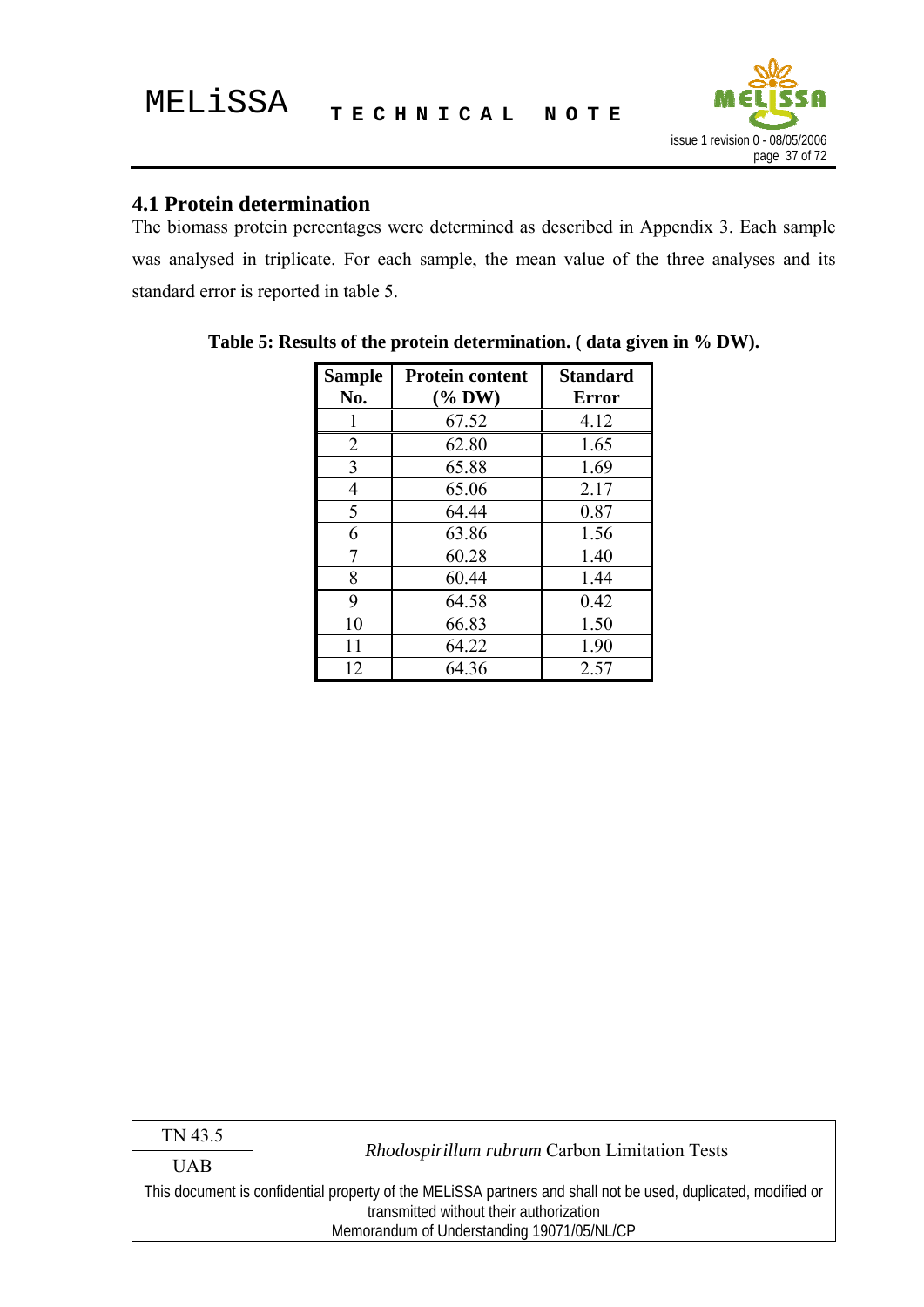## 4.1 Protein determination

The biomass protein percentages were determined as described in Appendix 3. Each sample was analysed in triplicate. For each sample, the mean value of the three analyses and its standard error is reported in table 5.

**Table 5: Results of the protein determination. ( data given in % DW).**

| Sample No. | Protein content (% DW) | Standard Error |
|---|---|---|
| 1 | 67.52 | 4.12 |
| 2 | 62.80 | 1.65 |
| 3 | 65.88 | 1.69 |
| 4 | 65.06 | 2.17 |
| 5 | 64.44 | 0.87 |
| 6 | 63.86 | 1.56 |
| 7 | 60.28 | 1.40 |
| 8 | 60.44 | 1.44 |
| 9 | 64.58 | 0.42 |
| 10 | 66.83 | 1.50 |
| 11 | 64.22 | 1.90 |
| 12 | 64.36 | 2.57 |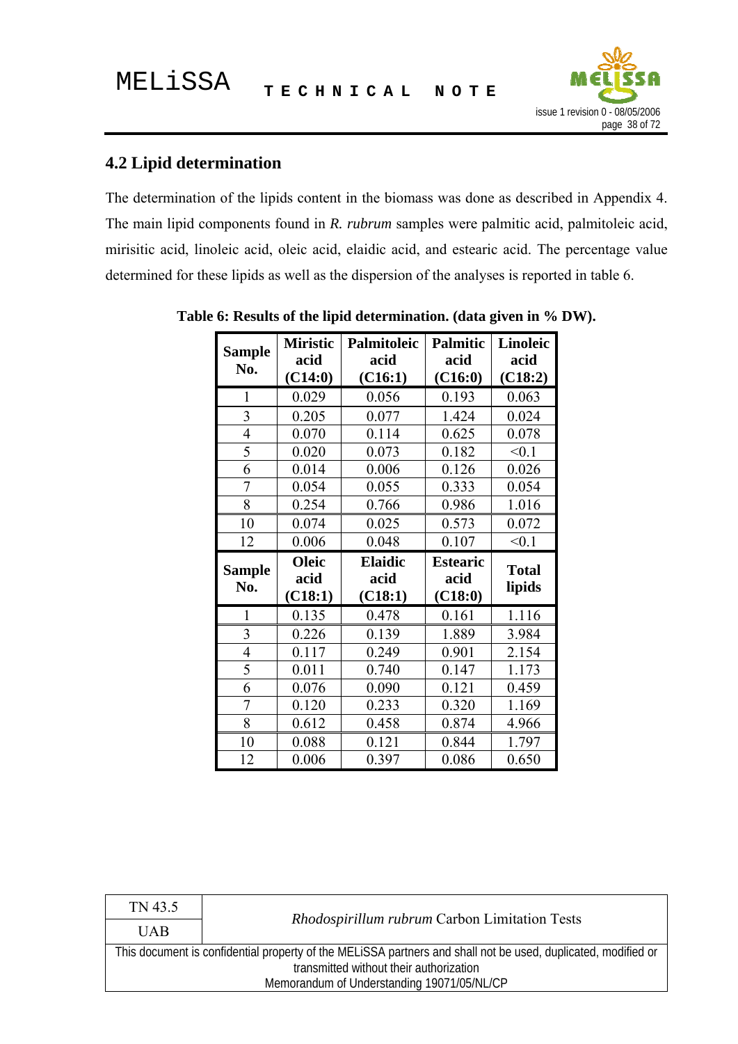## 4.2 Lipid determination

The determination of the lipids content in the biomass was done as described in Appendix 4. The main lipid components found in *R. rubrum* samples were palmitic acid, palmitoleic acid, mirisitic acid, linoleic acid, oleic acid, elaidic acid, and estearic acid. The percentage value determined for these lipids as well as the dispersion of the analyses is reported in table 6.

**Table 6: Results of the lipid determination. (data given in % DW).**

| Sample No. | Miristic acid (C14:0) | Palmitoleic acid (C16:1) | Palmitic acid (C16:0) | Linoleic acid (C18:2) |
|---|---|---|---|---|
| 1 | 0.029 | 0.056 | 0.193 | 0.063 |
| 3 | 0.205 | 0.077 | 1.424 | 0.024 |
| 4 | 0.070 | 0.114 | 0.625 | 0.078 |
| 5 | 0.020 | 0.073 | 0.182 | <0.1 |
| 6 | 0.014 | 0.006 | 0.126 | 0.026 |
| 7 | 0.054 | 0.055 | 0.333 | 0.054 |
| 8 | 0.254 | 0.766 | 0.986 | 1.016 |
| 10 | 0.074 | 0.025 | 0.573 | 0.072 |
| 12 | 0.006 | 0.048 | 0.107 | <0.1 |
| **Sample No.** | **Oleic acid (C18:1)** | **Elaidic acid (C18:1)** | **Estearic acid (C18:0)** | **Total lipids** |
| 1 | 0.135 | 0.478 | 0.161 | 1.116 |
| 3 | 0.226 | 0.139 | 1.889 | 3.984 |
| 4 | 0.117 | 0.249 | 0.901 | 2.154 |
| 5 | 0.011 | 0.740 | 0.147 | 1.173 |
| 6 | 0.076 | 0.090 | 0.121 | 0.459 |
| 7 | 0.120 | 0.233 | 0.320 | 1.169 |
| 8 | 0.612 | 0.458 | 0.874 | 4.966 |
| 10 | 0.088 | 0.121 | 0.844 | 1.797 |
| 12 | 0.006 | 0.397 | 0.086 | 0.650 |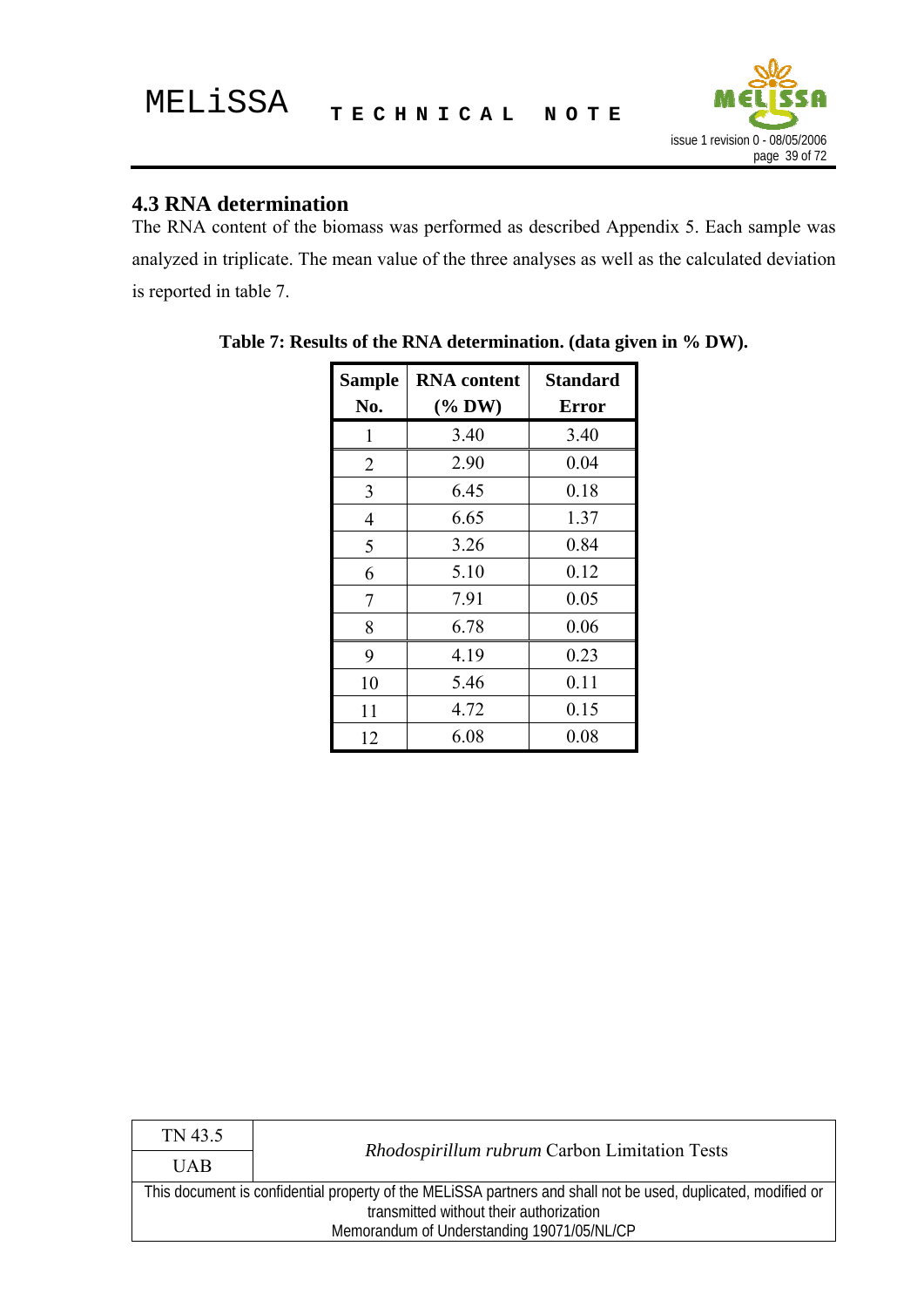## 4.3 RNA determination

The RNA content of the biomass was performed as described Appendix 5. Each sample was analyzed in triplicate. The mean value of the three analyses as well as the calculated deviation is reported in table 7.

**Table 7: Results of the RNA determination. (data given in % DW).**

| Sample No. | RNA content (% DW) | Standard Error |
|---|---|---|
| 1 | 3.40 | 3.40 |
| 2 | 2.90 | 0.04 |
| 3 | 6.45 | 0.18 |
| 4 | 6.65 | 1.37 |
| 5 | 3.26 | 0.84 |
| 6 | 5.10 | 0.12 |
| 7 | 7.91 | 0.05 |
| 8 | 6.78 | 0.06 |
| 9 | 4.19 | 0.23 |
| 10 | 5.46 | 0.11 |
| 11 | 4.72 | 0.15 |
| 12 | 6.08 | 0.08 |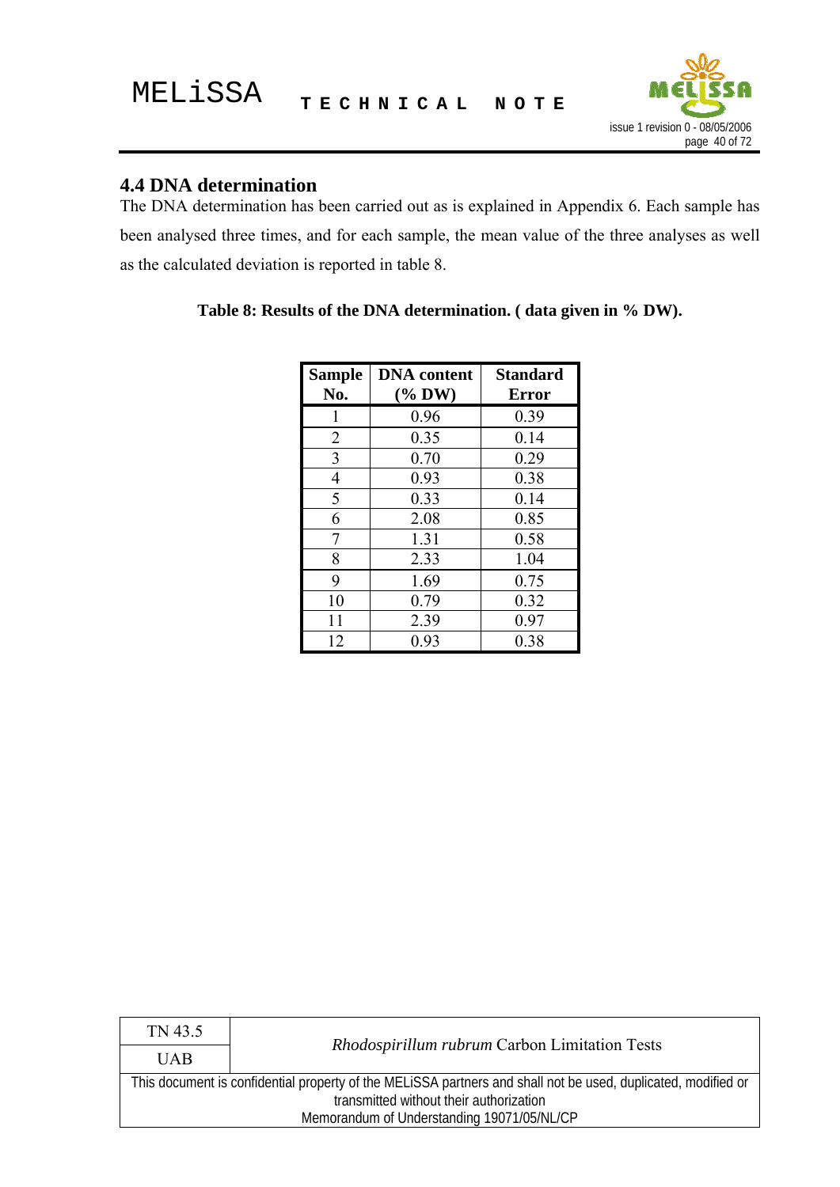## 4.4 DNA determination

The DNA determination has been carried out as is explained in Appendix 6. Each sample has been analysed three times, and for each sample, the mean value of the three analyses as well as the calculated deviation is reported in table 8.

**Table 8: Results of the DNA determination. ( data given in % DW).**

| Sample No. | DNA content (% DW) | Standard Error |
|---|---|---|
| 1 | 0.96 | 0.39 |
| 2 | 0.35 | 0.14 |
| 3 | 0.70 | 0.29 |
| 4 | 0.93 | 0.38 |
| 5 | 0.33 | 0.14 |
| 6 | 2.08 | 0.85 |
| 7 | 1.31 | 0.58 |
| 8 | 2.33 | 1.04 |
| 9 | 1.69 | 0.75 |
| 10 | 0.79 | 0.32 |
| 11 | 2.39 | 0.97 |
| 12 | 0.93 | 0.38 |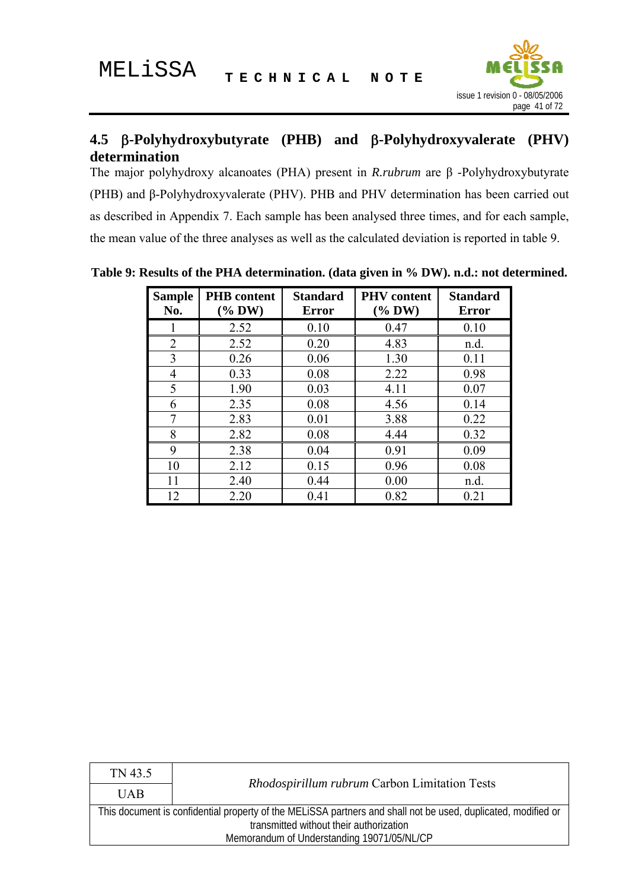## 4.5 β-Polyhydroxybutyrate (PHB) and β-Polyhydroxyvalerate (PHV) determination

The major polyhydroxy alcanoates (PHA) present in *R.rubrum* are β -Polyhydroxybutyrate (PHB) and β-Polyhydroxyvalerate (PHV). PHB and PHV determination has been carried out as described in Appendix 7. Each sample has been analysed three times, and for each sample, the mean value of the three analyses as well as the calculated deviation is reported in table 9.

**Table 9: Results of the PHA determination. (data given in % DW). n.d.: not determined.**

| Sample No. | PHB content (% DW) | Standard Error | PHV content (% DW) | Standard Error |
|---|---|---|---|---|
| 1 | 2.52 | 0.10 | 0.47 | 0.10 |
| 2 | 2.52 | 0.20 | 4.83 | n.d. |
| 3 | 0.26 | 0.06 | 1.30 | 0.11 |
| 4 | 0.33 | 0.08 | 2.22 | 0.98 |
| 5 | 1.90 | 0.03 | 4.11 | 0.07 |
| 6 | 2.35 | 0.08 | 4.56 | 0.14 |
| 7 | 2.83 | 0.01 | 3.88 | 0.22 |
| 8 | 2.82 | 0.08 | 4.44 | 0.32 |
| 9 | 2.38 | 0.04 | 0.91 | 0.09 |
| 10 | 2.12 | 0.15 | 0.96 | 0.08 |
| 11 | 2.40 | 0.44 | 0.00 | n.d. |
| 12 | 2.20 | 0.41 | 0.82 | 0.21 |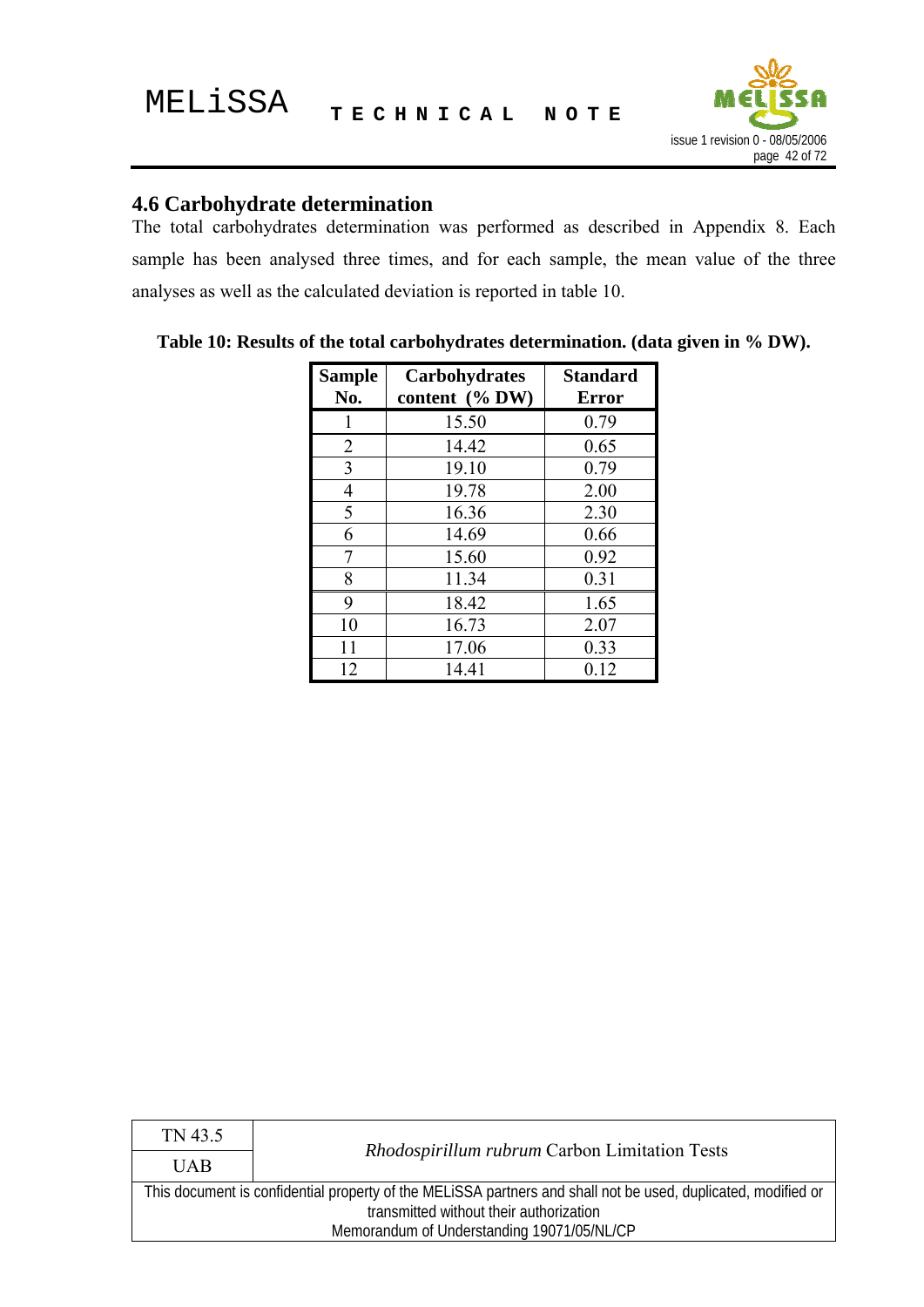### 4.6 Carbohydrate determination

The total carbohydrates determination was performed as described in Appendix 8. Each sample has been analysed three times, and for each sample, the mean value of the three analyses as well as the calculated deviation is reported in table 10.

**Table 10: Results of the total carbohydrates determination. (data given in % DW).**

| Sample No. | Carbohydrates content (% DW) | Standard Error |
|---|---|---|
| 1 | 15.50 | 0.79 |
| 2 | 14.42 | 0.65 |
| 3 | 19.10 | 0.79 |
| 4 | 19.78 | 2.00 |
| 5 | 16.36 | 2.30 |
| 6 | 14.69 | 0.66 |
| 7 | 15.60 | 0.92 |
| 8 | 11.34 | 0.31 |
| 9 | 18.42 | 1.65 |
| 10 | 16.73 | 2.07 |
| 11 | 17.06 | 0.33 |
| 12 | 14.41 | 0.12 |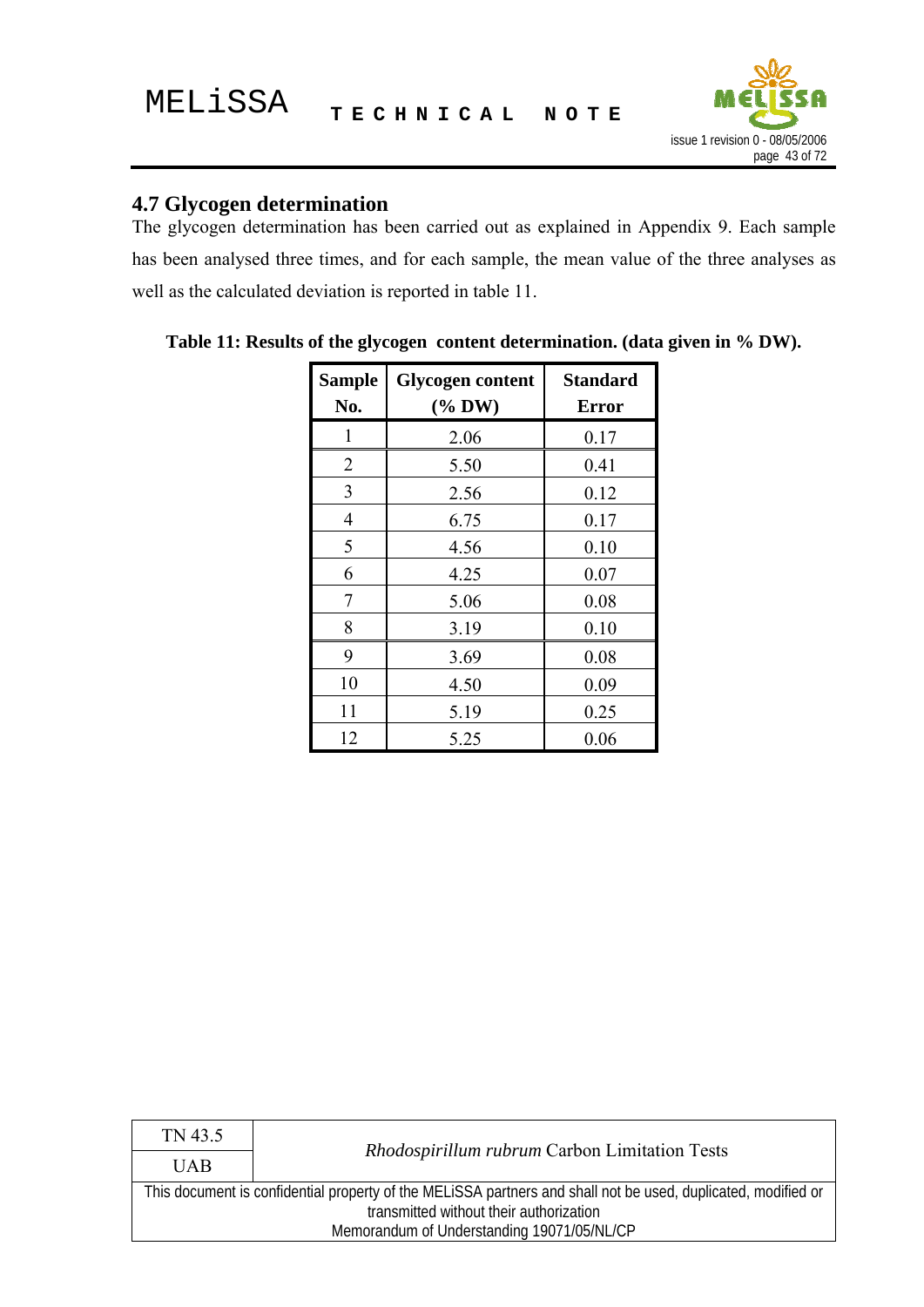## 4.7 Glycogen determination

The glycogen determination has been carried out as explained in Appendix 9. Each sample has been analysed three times, and for each sample, the mean value of the three analyses as well as the calculated deviation is reported in table 11.

**Table 11: Results of the glycogen content determination. (data given in % DW).**

| Sample No. | Glycogen content (% DW) | Standard Error |
|---|---|---|
| 1 | 2.06 | 0.17 |
| 2 | 5.50 | 0.41 |
| 3 | 2.56 | 0.12 |
| 4 | 6.75 | 0.17 |
| 5 | 4.56 | 0.10 |
| 6 | 4.25 | 0.07 |
| 7 | 5.06 | 0.08 |
| 8 | 3.19 | 0.10 |
| 9 | 3.69 | 0.08 |
| 10 | 4.50 | 0.09 |
| 11 | 5.19 | 0.25 |
| 12 | 5.25 | 0.06 |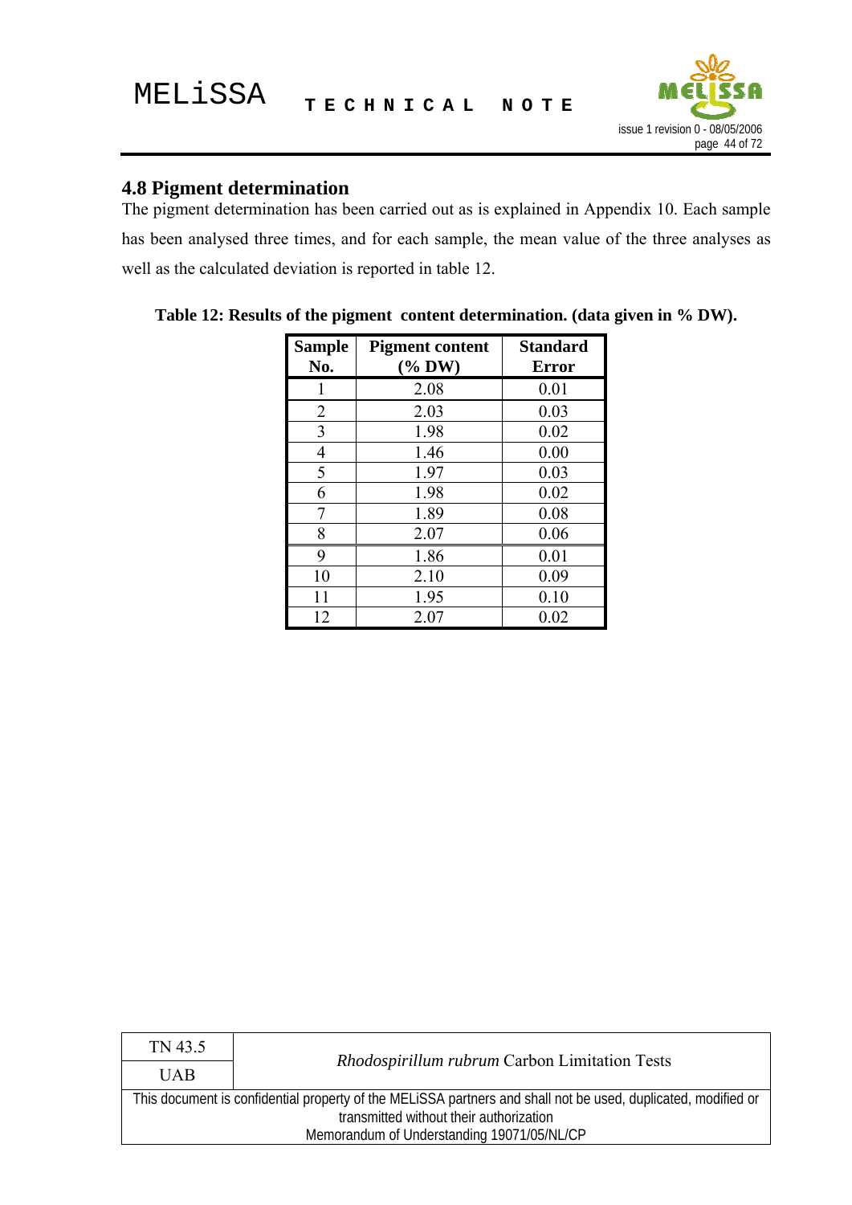## 4.8 Pigment determination

The pigment determination has been carried out as is explained in Appendix 10. Each sample has been analysed three times, and for each sample, the mean value of the three analyses as well as the calculated deviation is reported in table 12.

**Table 12: Results of the pigment content determination. (data given in % DW).**

| Sample No. | Pigment content (% DW) | Standard Error |
|---|---|---|
| 1 | 2.08 | 0.01 |
| 2 | 2.03 | 0.03 |
| 3 | 1.98 | 0.02 |
| 4 | 1.46 | 0.00 |
| 5 | 1.97 | 0.03 |
| 6 | 1.98 | 0.02 |
| 7 | 1.89 | 0.08 |
| 8 | 2.07 | 0.06 |
| 9 | 1.86 | 0.01 |
| 10 | 2.10 | 0.09 |
| 11 | 1.95 | 0.10 |
| 12 | 2.07 | 0.02 |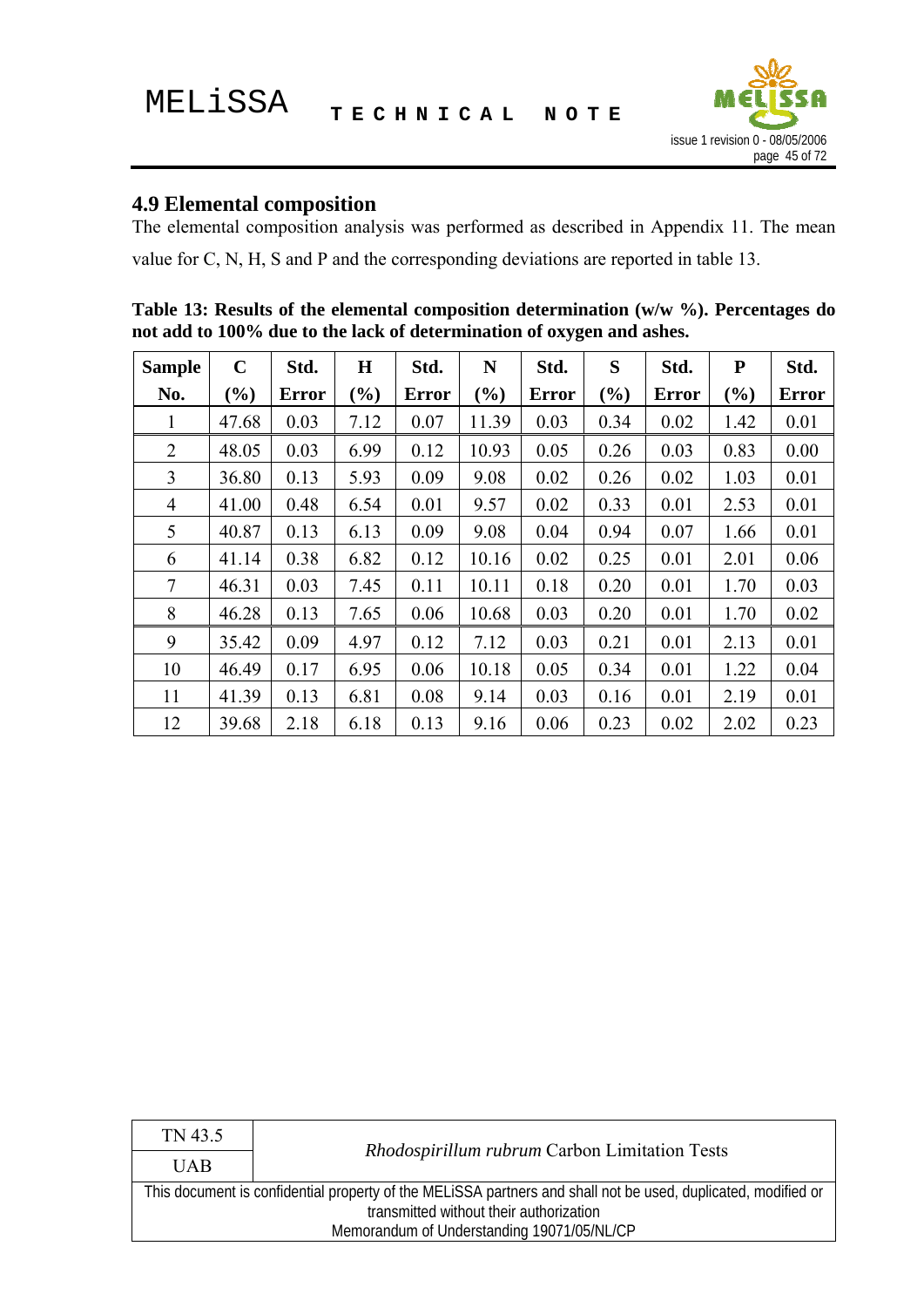## 4.9 Elemental composition

The elemental composition analysis was performed as described in Appendix 11. The mean value for C, N, H, S and P and the corresponding deviations are reported in table 13.

**Table 13: Results of the elemental composition determination (w/w %). Percentages do not add to 100% due to the lack of determination of oxygen and ashes.**

| Sample No. | C (%) | Std. Error | H (%) | Std. Error | N (%) | Std. Error | S (%) | Std. Error | P (%) | Std. Error |
|---|---|---|---|---|---|---|---|---|---|---|
| 1 | 47.68 | 0.03 | 7.12 | 0.07 | 11.39 | 0.03 | 0.34 | 0.02 | 1.42 | 0.01 |
| 2 | 48.05 | 0.03 | 6.99 | 0.12 | 10.93 | 0.05 | 0.26 | 0.03 | 0.83 | 0.00 |
| 3 | 36.80 | 0.13 | 5.93 | 0.09 | 9.08 | 0.02 | 0.26 | 0.02 | 1.03 | 0.01 |
| 4 | 41.00 | 0.48 | 6.54 | 0.01 | 9.57 | 0.02 | 0.33 | 0.01 | 2.53 | 0.01 |
| 5 | 40.87 | 0.13 | 6.13 | 0.09 | 9.08 | 0.04 | 0.94 | 0.07 | 1.66 | 0.01 |
| 6 | 41.14 | 0.38 | 6.82 | 0.12 | 10.16 | 0.02 | 0.25 | 0.01 | 2.01 | 0.06 |
| 7 | 46.31 | 0.03 | 7.45 | 0.11 | 10.11 | 0.18 | 0.20 | 0.01 | 1.70 | 0.03 |
| 8 | 46.28 | 0.13 | 7.65 | 0.06 | 10.68 | 0.03 | 0.20 | 0.01 | 1.70 | 0.02 |
| 9 | 35.42 | 0.09 | 4.97 | 0.12 | 7.12 | 0.03 | 0.21 | 0.01 | 2.13 | 0.01 |
| 10 | 46.49 | 0.17 | 6.95 | 0.06 | 10.18 | 0.05 | 0.34 | 0.01 | 1.22 | 0.04 |
| 11 | 41.39 | 0.13 | 6.81 | 0.08 | 9.14 | 0.03 | 0.16 | 0.01 | 2.19 | 0.01 |
| 12 | 39.68 | 2.18 | 6.18 | 0.13 | 9.16 | 0.06 | 0.23 | 0.02 | 2.02 | 0.23 |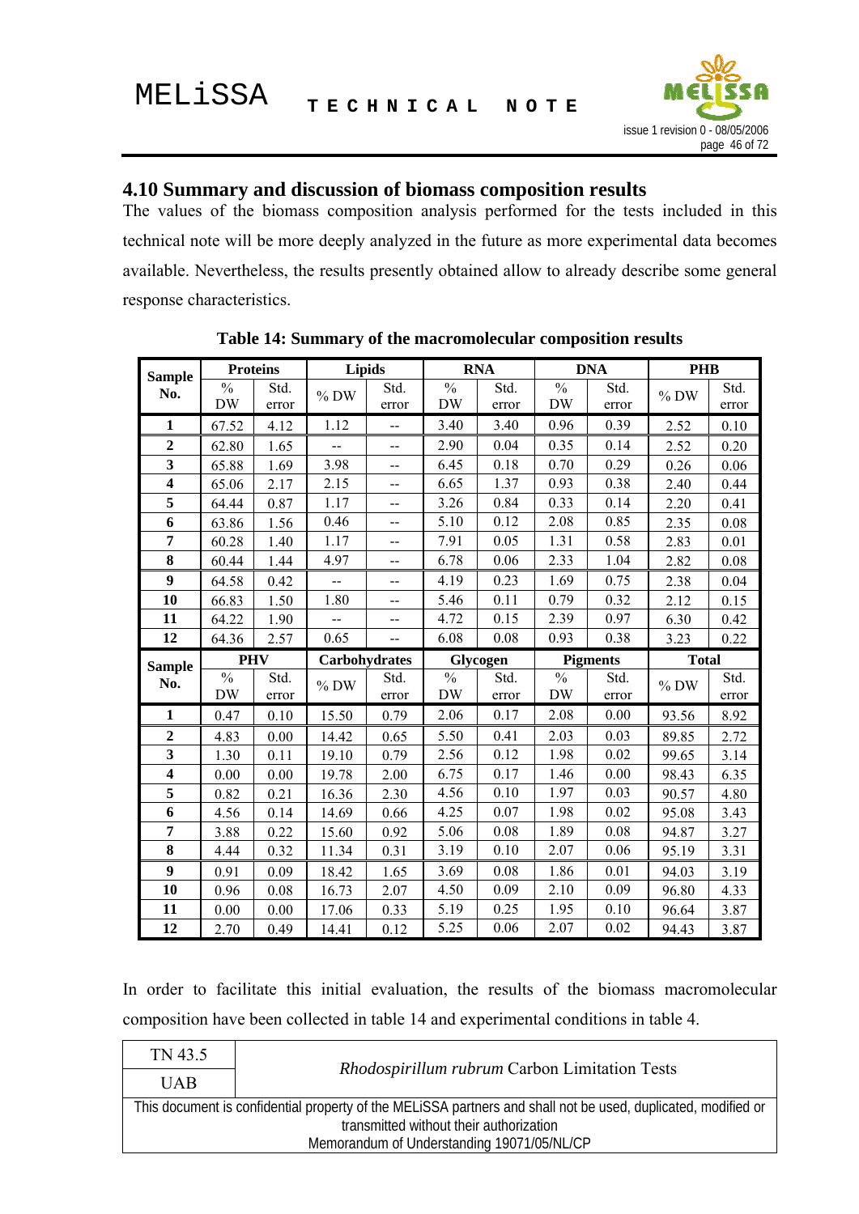## 4.10 Summary and discussion of biomass composition results

The values of the biomass composition analysis performed for the tests included in this technical note will be more deeply analyzed in the future as more experimental data becomes available. Nevertheless, the results presently obtained allow to already describe some general response characteristics.

**Table 14: Summary of the macromolecular composition results**

| Sample No. | Proteins | | Lipids | | RNA | | DNA | | PHB | |
|---|---|---|---|---|---|---|---|---|---|---|
| | % DW | Std. error | % DW | Std. error | % DW | Std. error | % DW | Std. error | % DW | Std. error |
| **1** | 67.52 | 4.12 | 1.12 | -- | 3.40 | 3.40 | 0.96 | 0.39 | 2.52 | 0.10 |
| **2** | 62.80 | 1.65 | -- | -- | 2.90 | 0.04 | 0.35 | 0.14 | 2.52 | 0.20 |
| **3** | 65.88 | 1.69 | 3.98 | -- | 6.45 | 0.18 | 0.70 | 0.29 | 0.26 | 0.06 |
| **4** | 65.06 | 2.17 | 2.15 | -- | 6.65 | 1.37 | 0.93 | 0.38 | 2.40 | 0.44 |
| **5** | 64.44 | 0.87 | 1.17 | -- | 3.26 | 0.84 | 0.33 | 0.14 | 2.20 | 0.41 |
| **6** | 63.86 | 1.56 | 0.46 | -- | 5.10 | 0.12 | 2.08 | 0.85 | 2.35 | 0.08 |
| **7** | 60.28 | 1.40 | 1.17 | -- | 7.91 | 0.05 | 1.31 | 0.58 | 2.83 | 0.01 |
| **8** | 60.44 | 1.44 | 4.97 | -- | 6.78 | 0.06 | 2.33 | 1.04 | 2.82 | 0.08 |
| **9** | 64.58 | 0.42 | -- | -- | 4.19 | 0.23 | 1.69 | 0.75 | 2.38 | 0.04 |
| **10** | 66.83 | 1.50 | 1.80 | -- | 5.46 | 0.11 | 0.79 | 0.32 | 2.12 | 0.15 |
| **11** | 64.22 | 1.90 | -- | -- | 4.72 | 0.15 | 2.39 | 0.97 | 6.30 | 0.42 |
| **12** | 64.36 | 2.57 | 0.65 | -- | 6.08 | 0.08 | 0.93 | 0.38 | 3.23 | 0.22 |
| **Sample No.** | **PHV** | | **Carbohydrates** | | **Glycogen** | | **Pigments** | | **Total** | |
| | % DW | Std. error | % DW | Std. error | % DW | Std. error | % DW | Std. error | % DW | Std. error |
| **1** | 0.47 | 0.10 | 15.50 | 0.79 | 2.06 | 0.17 | 2.08 | 0.00 | 93.56 | 8.92 |
| **2** | 4.83 | 0.00 | 14.42 | 0.65 | 5.50 | 0.41 | 2.03 | 0.03 | 89.85 | 2.72 |
| **3** | 1.30 | 0.11 | 19.10 | 0.79 | 2.56 | 0.12 | 1.98 | 0.02 | 99.65 | 3.14 |
| **4** | 0.00 | 0.00 | 19.78 | 2.00 | 6.75 | 0.17 | 1.46 | 0.00 | 98.43 | 6.35 |
| **5** | 0.82 | 0.21 | 16.36 | 2.30 | 4.56 | 0.10 | 1.97 | 0.03 | 90.57 | 4.80 |
| **6** | 4.56 | 0.14 | 14.69 | 0.66 | 4.25 | 0.07 | 1.98 | 0.02 | 95.08 | 3.43 |
| **7** | 3.88 | 0.22 | 15.60 | 0.92 | 5.06 | 0.08 | 1.89 | 0.08 | 94.87 | 3.27 |
| **8** | 4.44 | 0.32 | 11.34 | 0.31 | 3.19 | 0.10 | 2.07 | 0.06 | 95.19 | 3.31 |
| **9** | 0.91 | 0.09 | 18.42 | 1.65 | 3.69 | 0.08 | 1.86 | 0.01 | 94.03 | 3.19 |
| **10** | 0.96 | 0.08 | 16.73 | 2.07 | 4.50 | 0.09 | 2.10 | 0.09 | 96.80 | 4.33 |
| **11** | 0.00 | 0.00 | 17.06 | 0.33 | 5.19 | 0.25 | 1.95 | 0.10 | 96.64 | 3.87 |
| **12** | 2.70 | 0.49 | 14.41 | 0.12 | 5.25 | 0.06 | 2.07 | 0.02 | 94.43 | 3.87 |

In order to facilitate this initial evaluation, the results of the biomass macromolecular composition have been collected in table 14 and experimental conditions in table 4.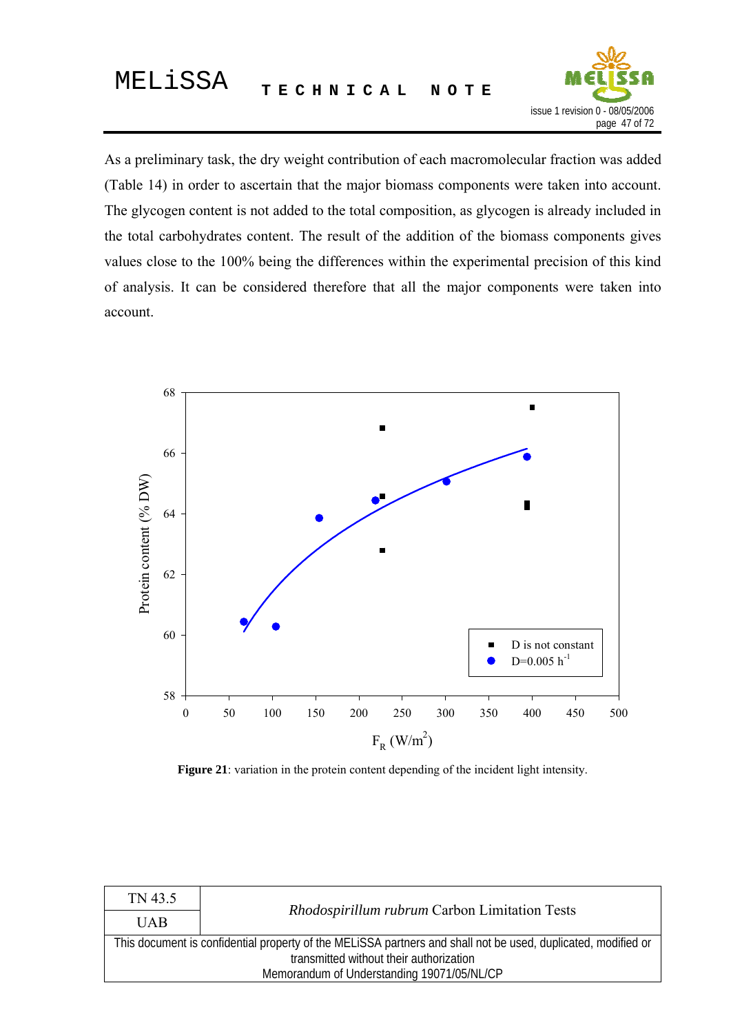As a preliminary task, the dry weight contribution of each macromolecular fraction was added (Table 14) in order to ascertain that the major biomass components were taken into account. The glycogen content is not added to the total composition, as glycogen is already included in the total carbohydrates content. The result of the addition of the biomass components gives values close to the 100% being the differences within the experimental precision of this kind of analysis. It can be considered therefore that all the major components were taken into account.

**Figure 21**: variation in the protein content depending of the incident light intensity.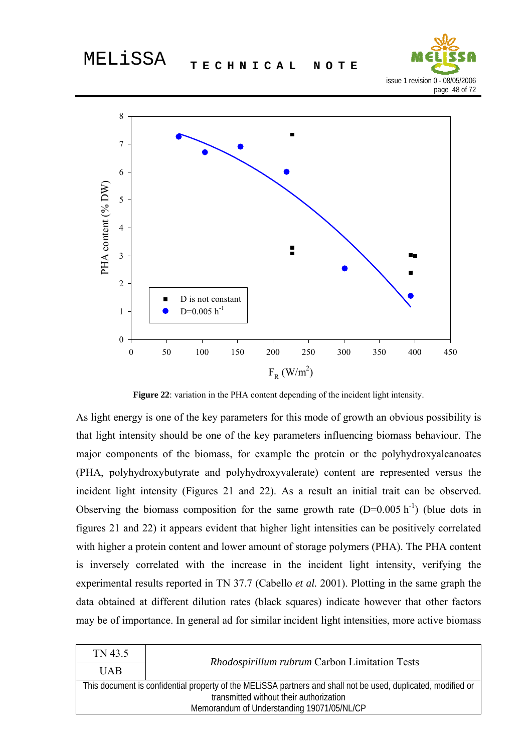**Figure 22**: variation in the PHA content depending of the incident light intensity.

As light energy is one of the key parameters for this mode of growth an obvious possibility is that light intensity should be one of the key parameters influencing biomass behaviour. The major components of the biomass, for example the protein or the polyhydroxyalcanoates (PHA, polyhydroxybutyrate and polyhydroxyvalerate) content are represented versus the incident light intensity (Figures 21 and 22). As a result an initial trait can be observed. Observing the biomass composition for the same growth rate (D=0.005 $h^{-1}$) (blue dots in figures 21 and 22) it appears evident that higher light intensities can be positively correlated with higher a protein content and lower amount of storage polymers (PHA). The PHA content is inversely correlated with the increase in the incident light intensity, verifying the experimental results reported in TN 37.7 (Cabello *et al.* 2001). Plotting in the same graph the data obtained at different dilution rates (black squares) indicate however that other factors may be of importance. In general ad for similar incident light intensities, more active biomass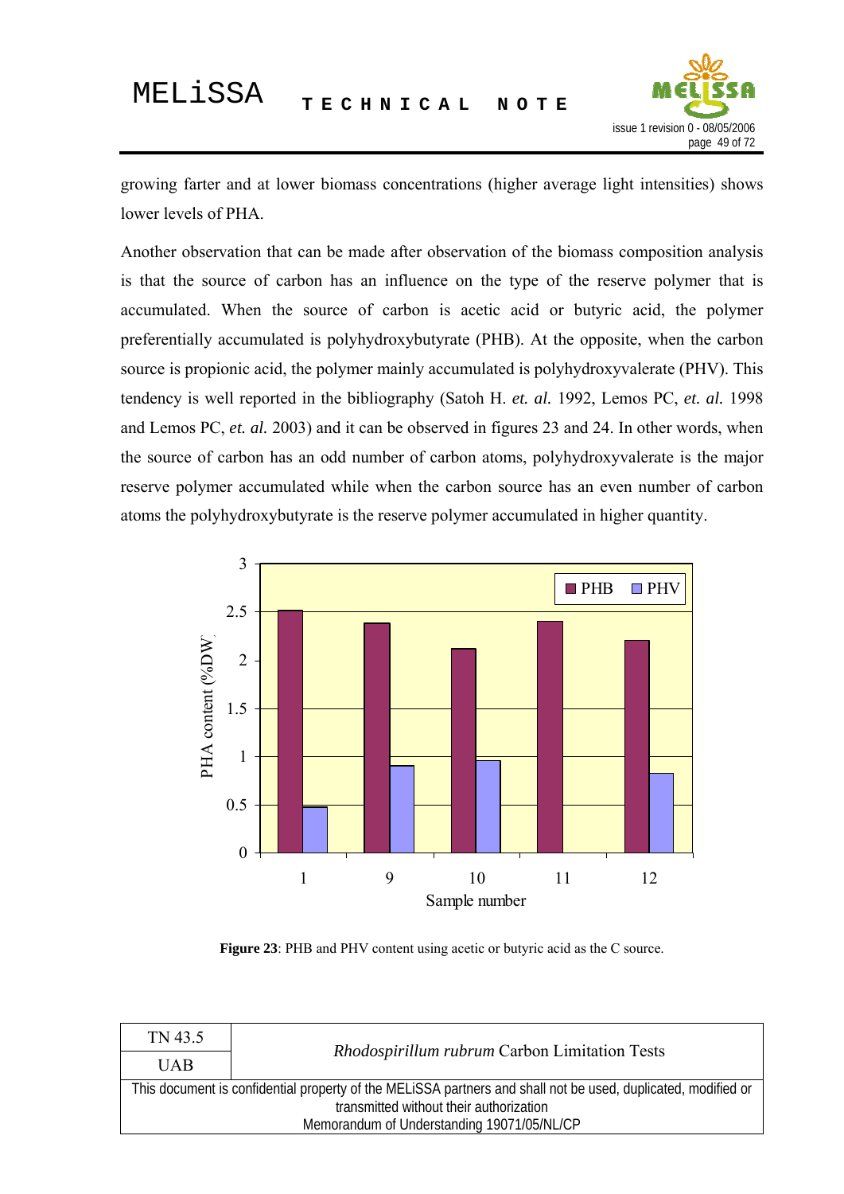growing farter and at lower biomass concentrations (higher average light intensities) shows lower levels of PHA.

Another observation that can be made after observation of the biomass composition analysis is that the source of carbon has an influence on the type of the reserve polymer that is accumulated. When the source of carbon is acetic acid or butyric acid, the polymer preferentially accumulated is polyhydroxybutyrate (PHB). At the opposite, when the carbon source is propionic acid, the polymer mainly accumulated is polyhydroxyvalerate (PHV). This tendency is well reported in the bibliography (Satoh H. *et. al.* 1992, Lemos PC, *et. al.* 1998 and Lemos PC, *et. al.* 2003) and it can be observed in figures 23 and 24. In other words, when the source of carbon has an odd number of carbon atoms, polyhydroxyvalerate is the major reserve polymer accumulated while when the carbon source has an even number of carbon atoms the polyhydroxybutyrate is the reserve polymer accumulated in higher quantity.

**Figure 23**: PHB and PHV content using acetic or butyric acid as the C source.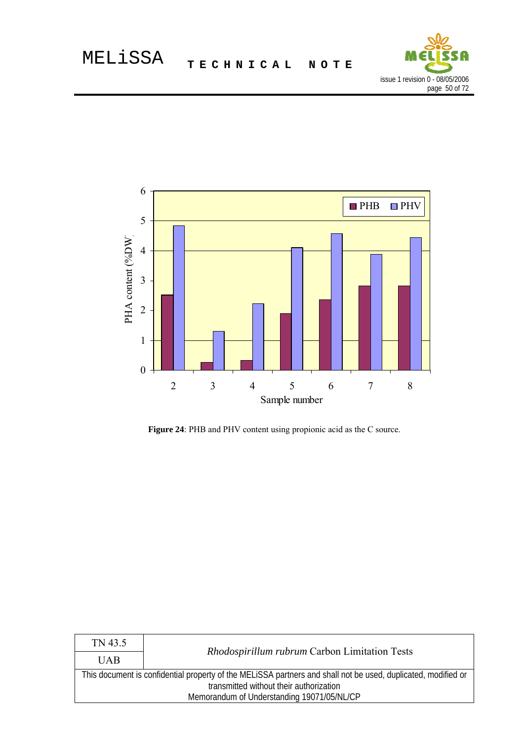**Figure 24**: PHB and PHV content using propionic acid as the C source.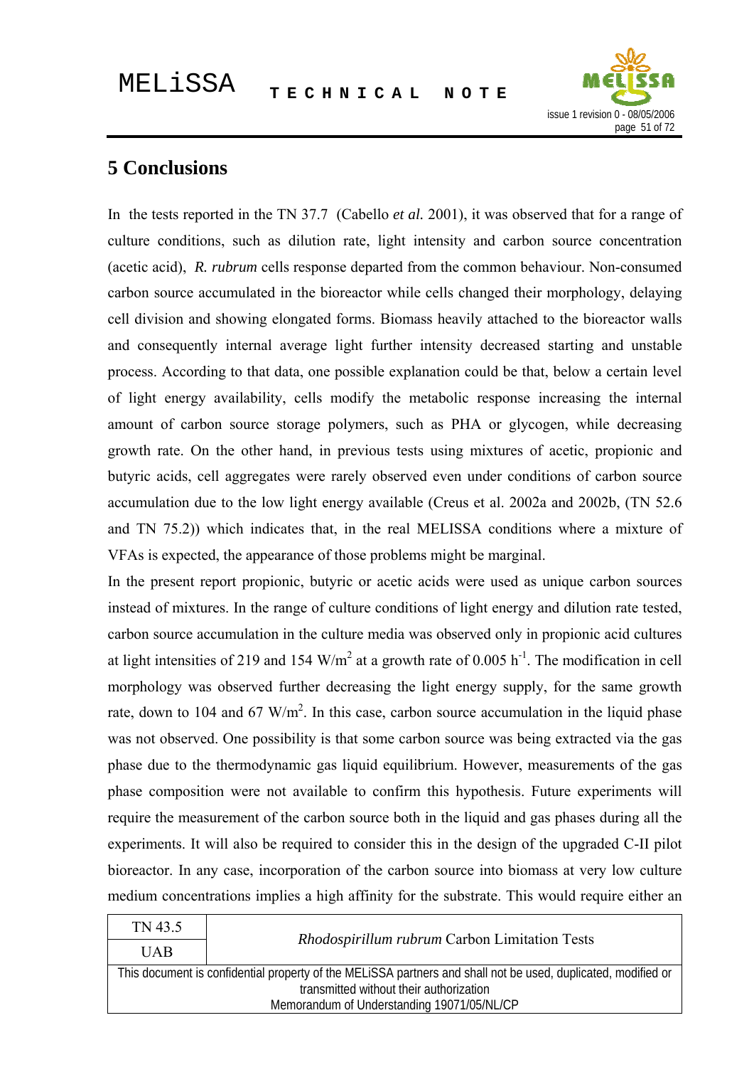# 5 Conclusions

In the tests reported in the TN 37.7 (Cabello *et al.* 2001), it was observed that for a range of culture conditions, such as dilution rate, light intensity and carbon source concentration (acetic acid), *R. rubrum* cells response departed from the common behaviour. Non-consumed carbon source accumulated in the bioreactor while cells changed their morphology, delaying cell division and showing elongated forms. Biomass heavily attached to the bioreactor walls and consequently internal average light further intensity decreased starting and unstable process. According to that data, one possible explanation could be that, below a certain level of light energy availability, cells modify the metabolic response increasing the internal amount of carbon source storage polymers, such as PHA or glycogen, while decreasing growth rate. On the other hand, in previous tests using mixtures of acetic, propionic and butyric acids, cell aggregates were rarely observed even under conditions of carbon source accumulation due to the low light energy available (Creus et al. 2002a and 2002b, (TN 52.6 and TN 75.2)) which indicates that, in the real MELISSA conditions where a mixture of VFAs is expected, the appearance of those problems might be marginal.

In the present report propionic, butyric or acetic acids were used as unique carbon sources instead of mixtures. In the range of culture conditions of light energy and dilution rate tested, carbon source accumulation in the culture media was observed only in propionic acid cultures at light intensities of 219 and 154 $W/m^2$ at a growth rate of 0.005 $h^{-1}$. The modification in cell morphology was observed further decreasing the light energy supply, for the same growth rate, down to 104 and 67 $W/m^2$. In this case, carbon source accumulation in the liquid phase was not observed. One possibility is that some carbon source was being extracted via the gas phase due to the thermodynamic gas liquid equilibrium. However, measurements of the gas phase composition were not available to confirm this hypothesis. Future experiments will require the measurement of the carbon source both in the liquid and gas phases during all the experiments. It will also be required to consider this in the design of the upgraded C-II pilot bioreactor. In any case, incorporation of the carbon source into biomass at very low culture medium concentrations implies a high affinity for the substrate. This would require either an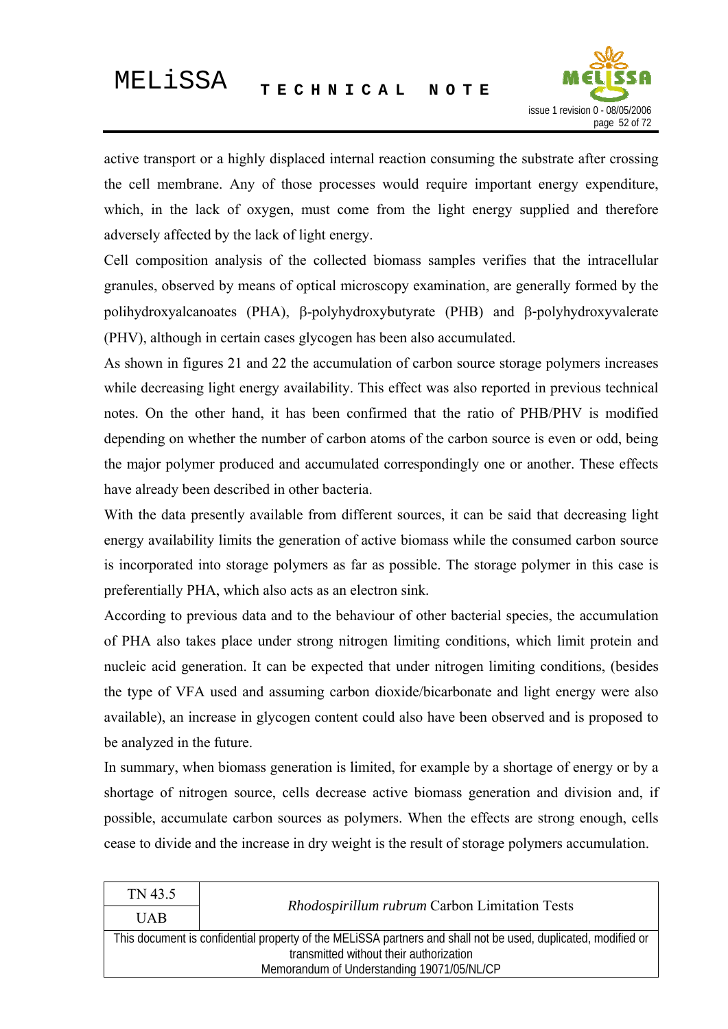active transport or a highly displaced internal reaction consuming the substrate after crossing the cell membrane. Any of those processes would require important energy expenditure, which, in the lack of oxygen, must come from the light energy supplied and therefore adversely affected by the lack of light energy.

Cell composition analysis of the collected biomass samples verifies that the intracellular granules, observed by means of optical microscopy examination, are generally formed by the polihydroxyalcanoates (PHA), β-polyhydroxybutyrate (PHB) and β-polyhydroxyvalerate (PHV), although in certain cases glycogen has been also accumulated.

As shown in figures 21 and 22 the accumulation of carbon source storage polymers increases while decreasing light energy availability. This effect was also reported in previous technical notes. On the other hand, it has been confirmed that the ratio of PHB/PHV is modified depending on whether the number of carbon atoms of the carbon source is even or odd, being the major polymer produced and accumulated correspondingly one or another. These effects have already been described in other bacteria.

With the data presently available from different sources, it can be said that decreasing light energy availability limits the generation of active biomass while the consumed carbon source is incorporated into storage polymers as far as possible. The storage polymer in this case is preferentially PHA, which also acts as an electron sink.

According to previous data and to the behaviour of other bacterial species, the accumulation of PHA also takes place under strong nitrogen limiting conditions, which limit protein and nucleic acid generation. It can be expected that under nitrogen limiting conditions, (besides the type of VFA used and assuming carbon dioxide/bicarbonate and light energy were also available), an increase in glycogen content could also have been observed and is proposed to be analyzed in the future.

In summary, when biomass generation is limited, for example by a shortage of energy or by a shortage of nitrogen source, cells decrease active biomass generation and division and, if possible, accumulate carbon sources as polymers. When the effects are strong enough, cells cease to divide and the increase in dry weight is the result of storage polymers accumulation.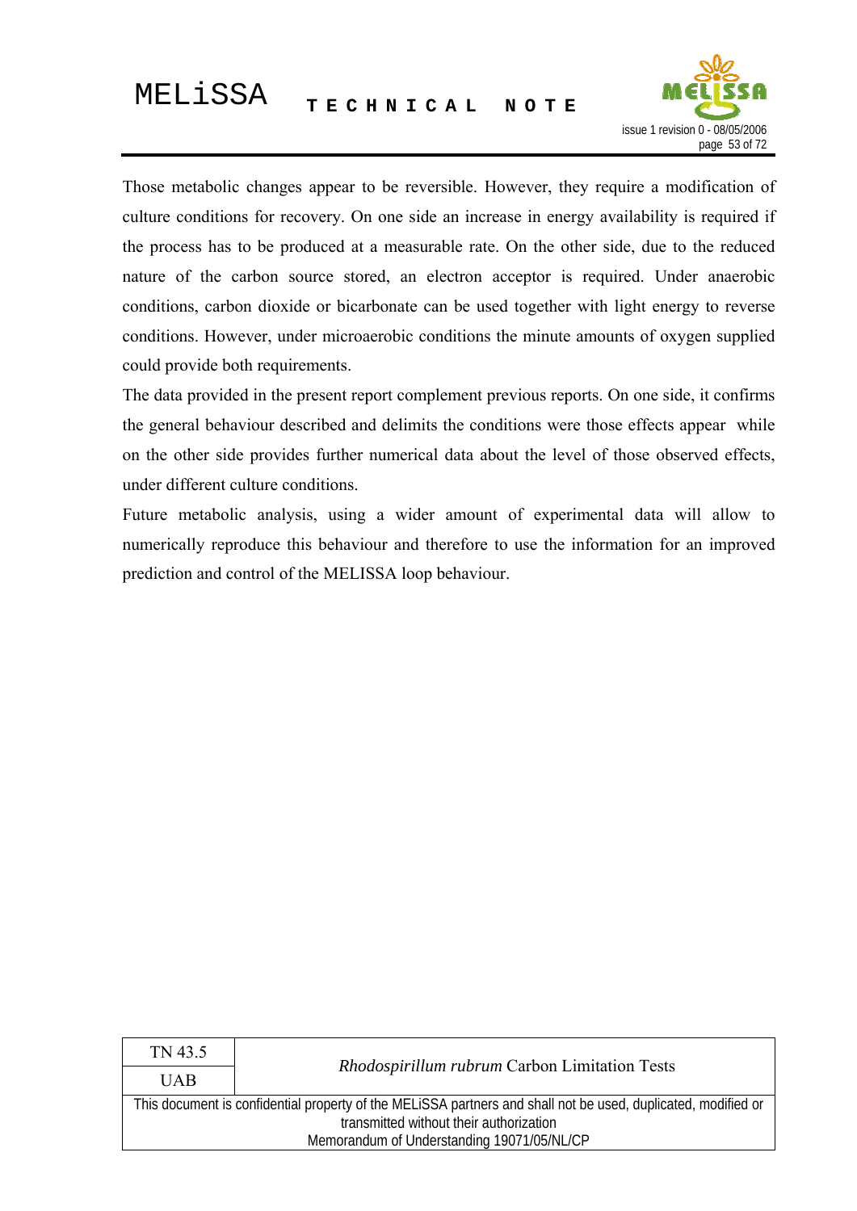Those metabolic changes appear to be reversible. However, they require a modification of culture conditions for recovery. On one side an increase in energy availability is required if the process has to be produced at a measurable rate. On the other side, due to the reduced nature of the carbon source stored, an electron acceptor is required. Under anaerobic conditions, carbon dioxide or bicarbonate can be used together with light energy to reverse conditions. However, under microaerobic conditions the minute amounts of oxygen supplied could provide both requirements.

The data provided in the present report complement previous reports. On one side, it confirms the general behaviour described and delimits the conditions were those effects appear while on the other side provides further numerical data about the level of those observed effects, under different culture conditions.

Future metabolic analysis, using a wider amount of experimental data will allow to numerically reproduce this behaviour and therefore to use the information for an improved prediction and control of the MELISSA loop behaviour.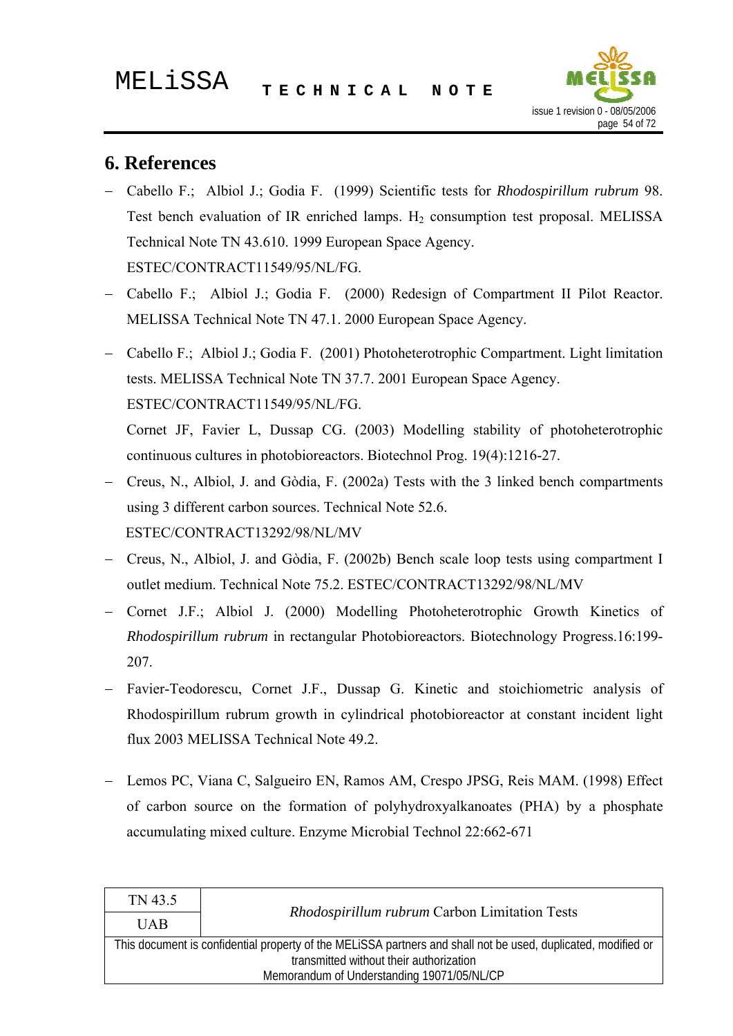# 6. References

- Cabello F.; Albiol J.; Godia F. (1999) Scientific tests for *Rhodospirillum rubrum* 98. Test bench evaluation of IR enriched lamps. $H_2$ consumption test proposal. MELISSA Technical Note TN 43.610. 1999 European Space Agency. ESTEC/CONTRACT11549/95/NL/FG.
- Cabello F.; Albiol J.; Godia F. (2000) Redesign of Compartment II Pilot Reactor. MELISSA Technical Note TN 47.1. 2000 European Space Agency.
- Cabello F.; Albiol J.; Godia F. (2001) Photoheterotrophic Compartment. Light limitation tests. MELISSA Technical Note TN 37.7. 2001 European Space Agency. ESTEC/CONTRACT11549/95/NL/FG.

  Cornet JF, Favier L, Dussap CG. (2003) Modelling stability of photoheterotrophic continuous cultures in photobioreactors. Biotechnol Prog. 19(4):1216-27.
- Creus, N., Albiol, J. and Gòdia, F. (2002a) Tests with the 3 linked bench compartments using 3 different carbon sources. Technical Note 52.6. ESTEC/CONTRACT13292/98/NL/MV
- Creus, N., Albiol, J. and Gòdia, F. (2002b) Bench scale loop tests using compartment I outlet medium. Technical Note 75.2. ESTEC/CONTRACT13292/98/NL/MV
- Cornet J.F.; Albiol J. (2000) Modelling Photoheterotrophic Growth Kinetics of *Rhodospirillum rubrum* in rectangular Photobioreactors. Biotechnology Progress.16:199-207.
- Favier-Teodorescu, Cornet J.F., Dussap G. Kinetic and stoichiometric analysis of Rhodospirillum rubrum growth in cylindrical photobioreactor at constant incident light flux 2003 MELISSA Technical Note 49.2.
- Lemos PC, Viana C, Salgueiro EN, Ramos AM, Crespo JPSG, Reis MAM. (1998) Effect of carbon source on the formation of polyhydroxyalkanoates (PHA) by a phosphate accumulating mixed culture. Enzyme Microbial Technol 22:662-671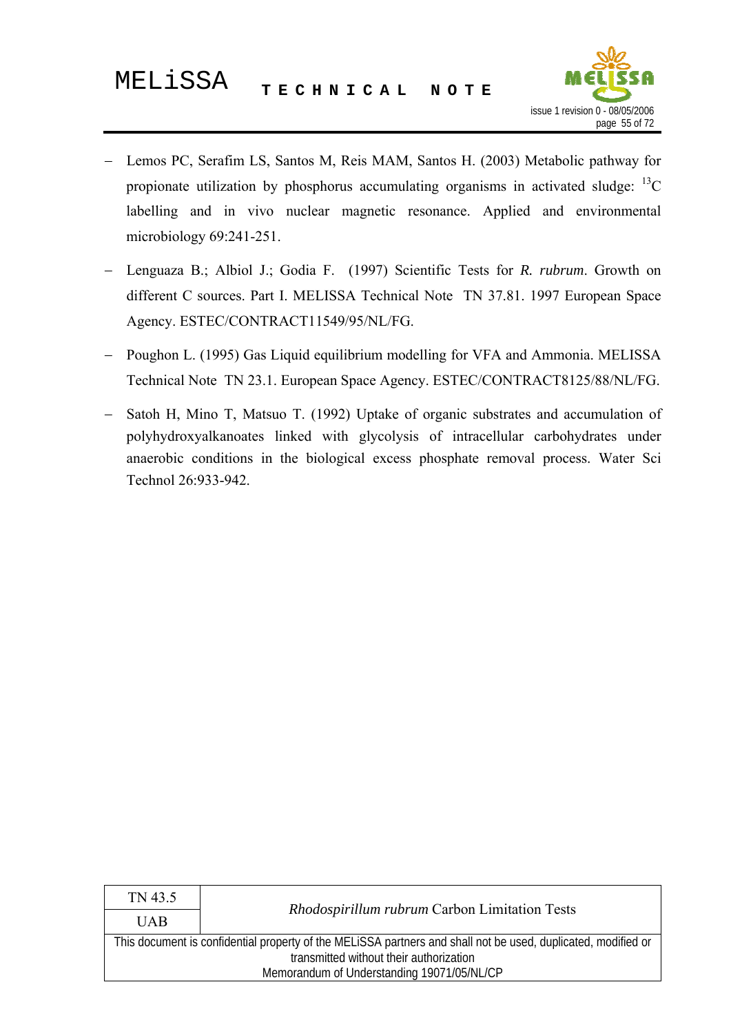- Lemos PC, Serafim LS, Santos M, Reis MAM, Santos H. (2003) Metabolic pathway for propionate utilization by phosphorus accumulating organisms in activated sludge: $^{13}C$ labelling and in vivo nuclear magnetic resonance. Applied and environmental microbiology 69:241-251.
- Lenguaza B.; Albiol J.; Godia F. (1997) Scientific Tests for *R. rubrum*. Growth on different C sources. Part I. MELISSA Technical Note TN 37.81. 1997 European Space Agency. ESTEC/CONTRACT11549/95/NL/FG.
- Poughon L. (1995) Gas Liquid equilibrium modelling for VFA and Ammonia. MELISSA Technical Note TN 23.1. European Space Agency. ESTEC/CONTRACT8125/88/NL/FG.
- Satoh H, Mino T, Matsuo T. (1992) Uptake of organic substrates and accumulation of polyhydroxyalkanoates linked with glycolysis of intracellular carbohydrates under anaerobic conditions in the biological excess phosphate removal process. Water Sci Technol 26:933-942.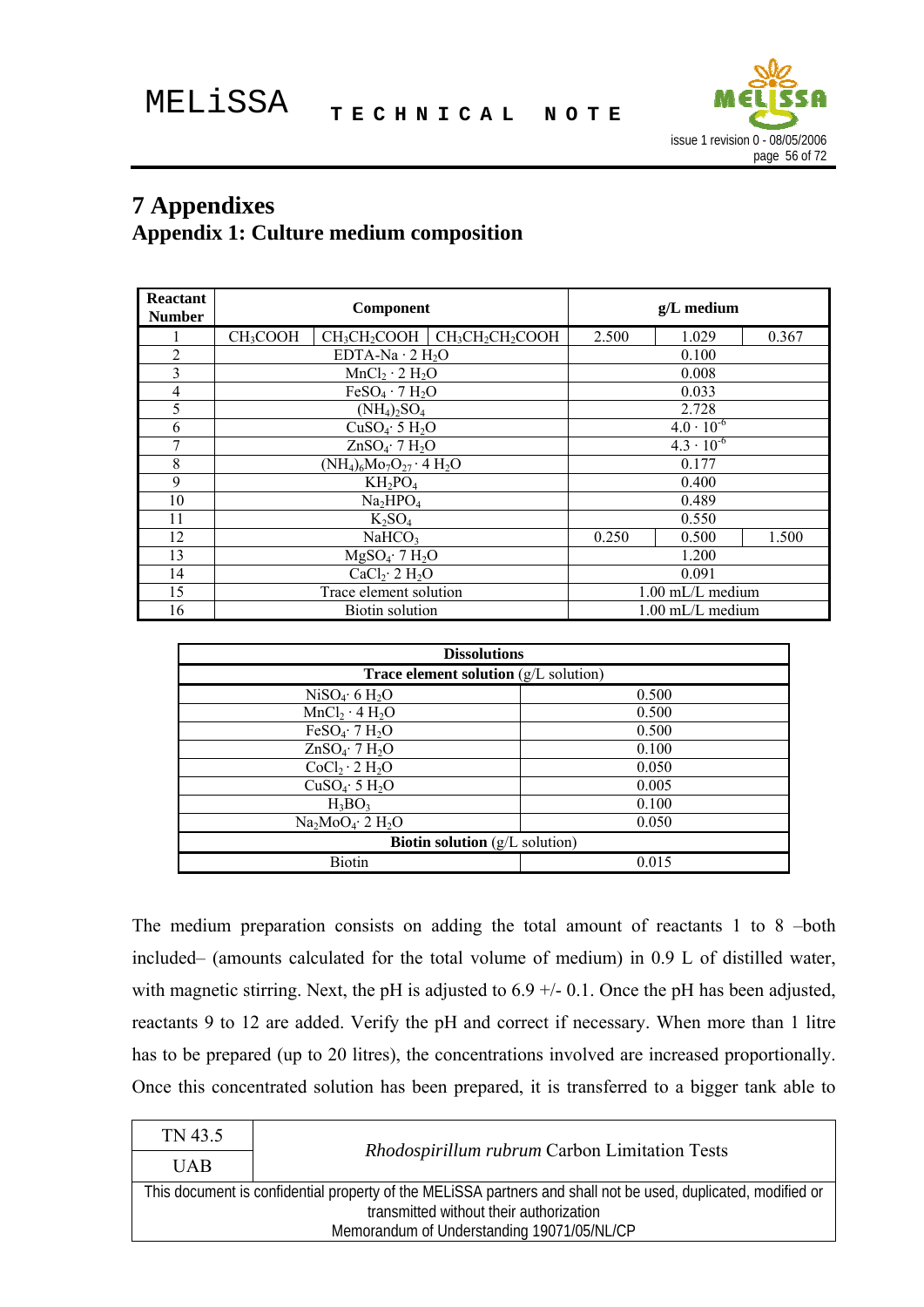# 7 Appendixes

## Appendix 1: Culture medium composition

| Reactant Number | Component | | | g/L medium | | |
|---|---|---|---|---|---|---|
| 1 | $CH_3COOH$ | $CH_3CH_2COOH$ | $CH_3CH_2CH_2COOH$ | 2.500 | 1.029 | 0.367 |
| 2 | EDTA-Na · 2 $H_2O$ | | | 0.100 | | |
| 3 | $MnCl_2 \cdot 2\ H_2O$ | | | 0.008 | | |
| 4 | $FeSO_4 \cdot 7\ H_2O$ | | | 0.033 | | |
| 5 | $(NH_4)_2SO_4$ | | | 2.728 | | |
| 6 | $CuSO_4 \cdot 5\ H_2O$ | | | $4.0 \cdot 10^{-6}$ | | |
| 7 | $ZnSO_4 \cdot 7\ H_2O$ | | | $4.3 \cdot 10^{-6}$ | | |
| 8 | $(NH_4)_6Mo_7O_{27} \cdot 4\ H_2O$ | | | 0.177 | | |
| 9 | $KH_2PO_4$ | | | 0.400 | | |
| 10 | $Na_2HPO_4$ | | | 0.489 | | |
| 11 | $K_2SO_4$ | | | 0.550 | | |
| 12 | $NaHCO_3$ | | | 0.250 | 0.500 | 1.500 |
| 13 | $MgSO_4 \cdot 7\ H_2O$ | | | 1.200 | | |
| 14 | $CaCl_2 \cdot 2\ H_2O$ | | | 0.091 | | |
| 15 | Trace element solution | | | 1.00 mL/L medium | | |
| 16 | Biotin solution | | | 1.00 mL/L medium | | |

| **Dissolutions** | |
|---|---|
| **Trace element solution** (g/L solution) | |
| $NiSO_4 \cdot 6\ H_2O$ | 0.500 |
| $MnCl_2 \cdot 4\ H_2O$ | 0.500 |
| $FeSO_4 \cdot 7\ H_2O$ | 0.500 |
| $ZnSO_4 \cdot 7\ H_2O$ | 0.100 |
| $CoCl_2 \cdot 2\ H_2O$ | 0.050 |
| $CuSO_4 \cdot 5\ H_2O$ | 0.005 |
| $H_3BO_3$ | 0.100 |
| $Na_2MoO_4 \cdot 2\ H_2O$ | 0.050 |
| **Biotin solution** (g/L solution) | |
| Biotin | 0.015 |

The medium preparation consists on adding the total amount of reactants 1 to 8 –both included– (amounts calculated for the total volume of medium) in 0.9 L of distilled water, with magnetic stirring. Next, the pH is adjusted to 6.9 +/- 0.1. Once the pH has been adjusted, reactants 9 to 12 are added. Verify the pH and correct if necessary. When more than 1 litre has to be prepared (up to 20 litres), the concentrations involved are increased proportionally. Once this concentrated solution has been prepared, it is transferred to a bigger tank able to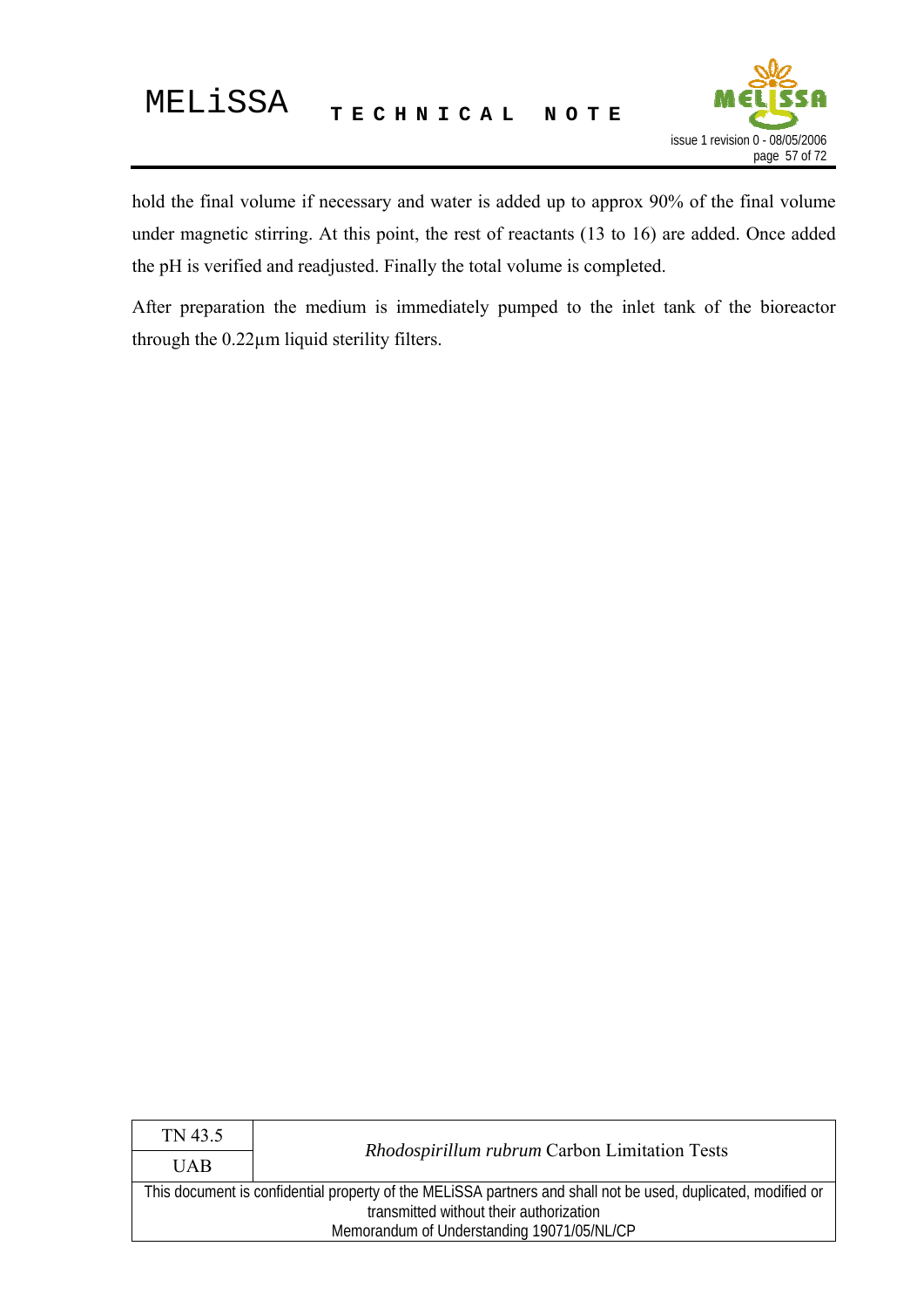hold the final volume if necessary and water is added up to approx 90% of the final volume under magnetic stirring. At this point, the rest of reactants (13 to 16) are added. Once added the pH is verified and readjusted. Finally the total volume is completed.

After preparation the medium is immediately pumped to the inlet tank of the bioreactor through the 0.22µm liquid sterility filters.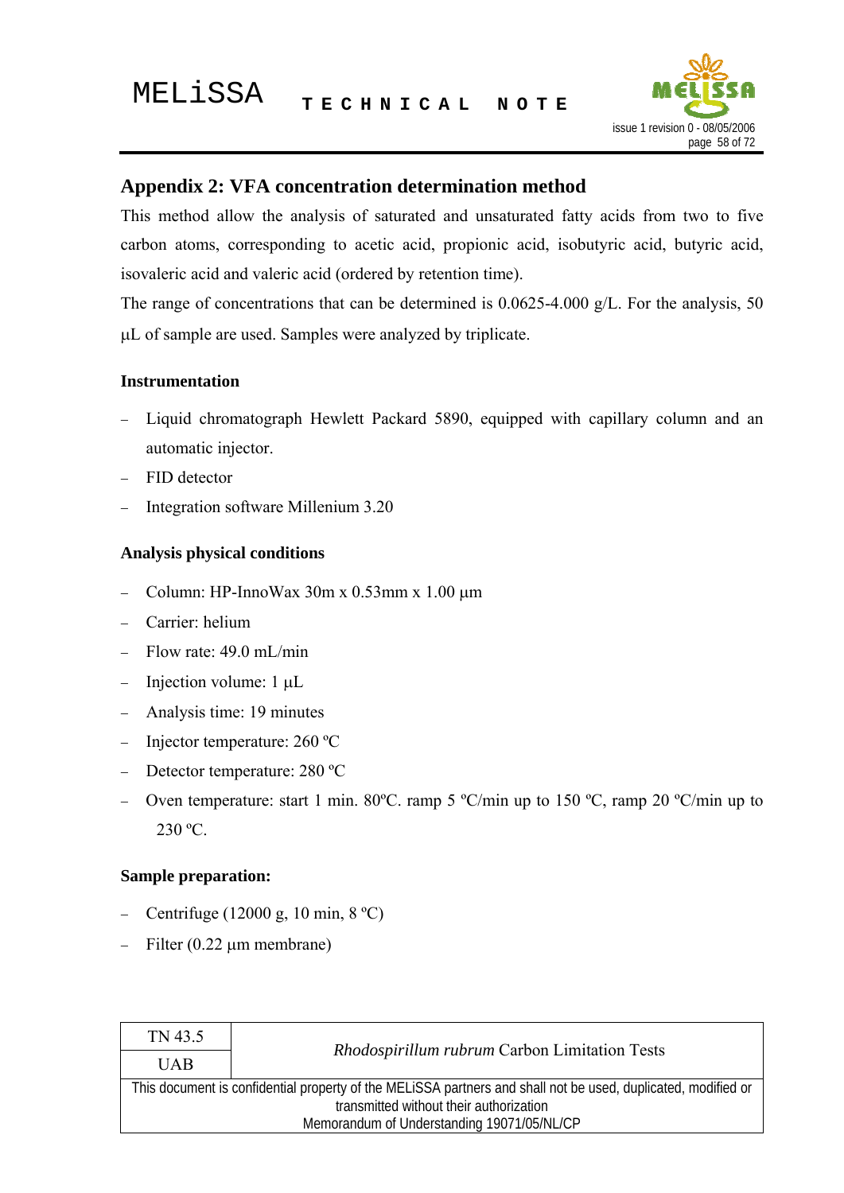## Appendix 2: VFA concentration determination method

This method allow the analysis of saturated and unsaturated fatty acids from two to five carbon atoms, corresponding to acetic acid, propionic acid, isobutyric acid, butyric acid, isovaleric acid and valeric acid (ordered by retention time).

The range of concentrations that can be determined is 0.0625-4.000 g/L. For the analysis, 50 μL of sample are used. Samples were analyzed by triplicate.

**Instrumentation**

- Liquid chromatograph Hewlett Packard 5890, equipped with capillary column and an automatic injector.
- FID detector
- Integration software Millenium 3.20

**Analysis physical conditions**

- Column: HP-InnoWax 30m x 0.53mm x 1.00 μm
- Carrier: helium
- Flow rate: 49.0 mL/min
- Injection volume: 1 μL
- Analysis time: 19 minutes
- Injector temperature: 260 ºC
- Detector temperature: 280 ºC
- Oven temperature: start 1 min. 80ºC. ramp 5 ºC/min up to 150 ºC, ramp 20 ºC/min up to 230 ºC.

**Sample preparation:**

- Centrifuge (12000 g, 10 min, 8 ºC)
- Filter (0.22 μm membrane)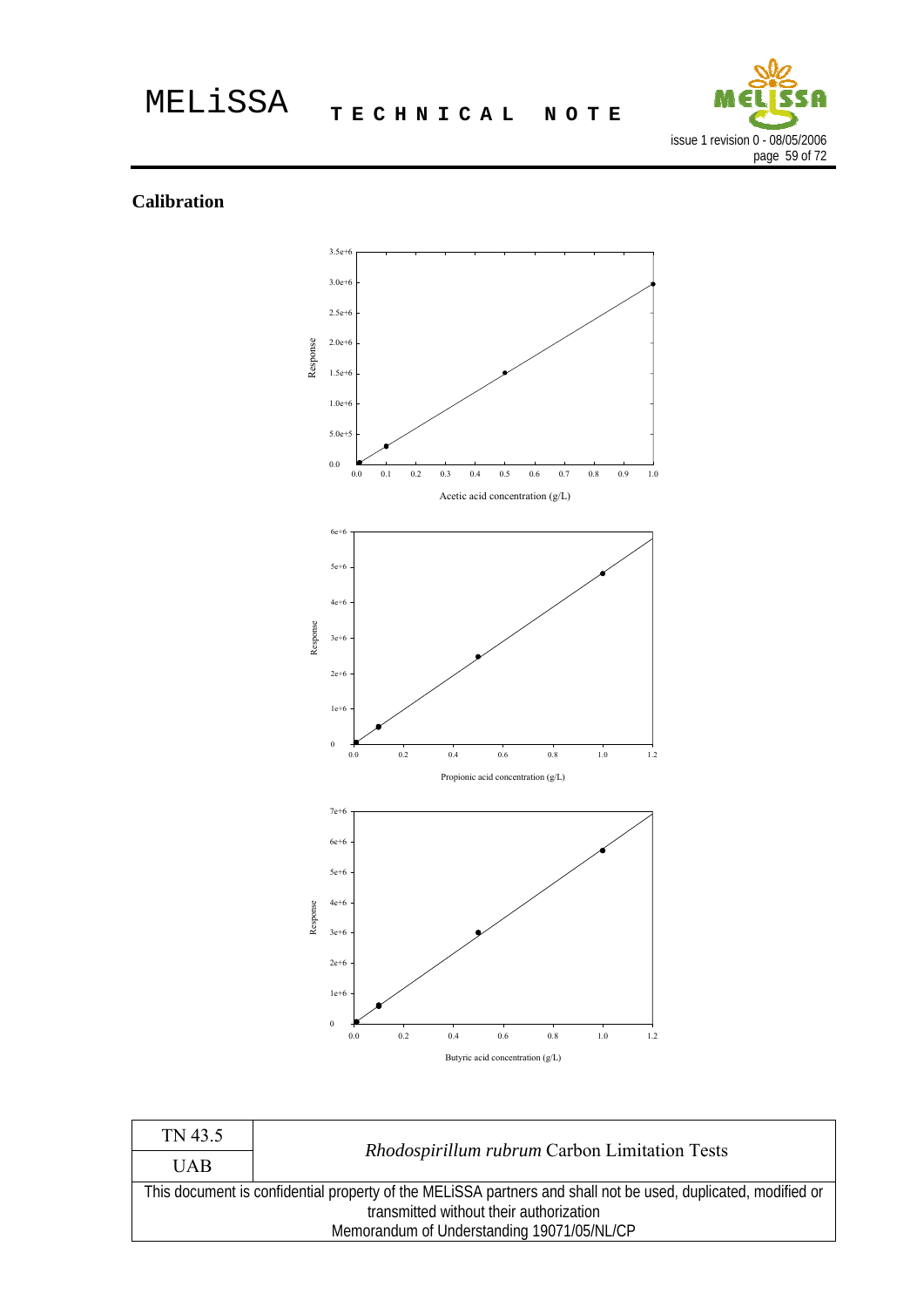## Calibration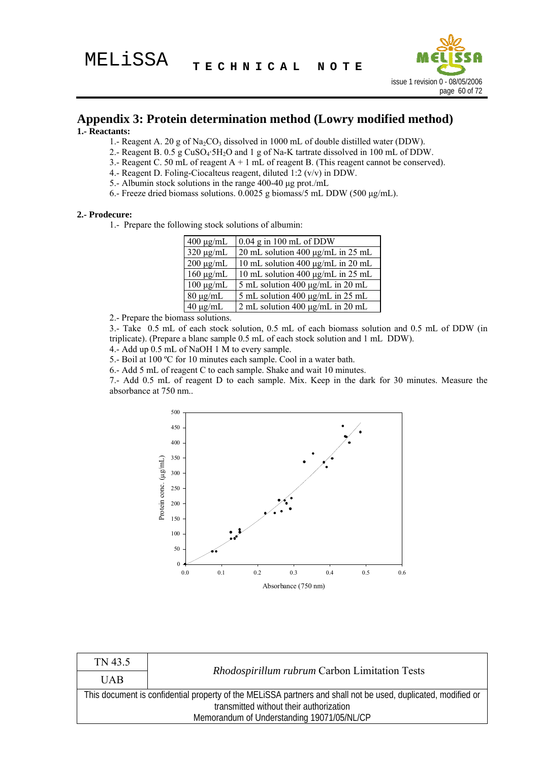# Appendix 3: Protein determination method (Lowry modified method)

**1.- Reactants:**

1.- Reagent A. 20 g of $Na_2CO_3$ dissolved in 1000 mL of double distilled water (DDW).

2.- Reagent B. 0.5 g $CuSO_4 \cdot 5H_2O$ and 1 g of Na-K tartrate dissolved in 100 mL of DDW.

3.- Reagent C. 50 mL of reagent A + 1 mL of reagent B. (This reagent cannot be conserved).

4.- Reagent D. Foling-Ciocalteus reagent, diluted 1:2 (v/v) in DDW.

5.- Albumin stock solutions in the range 400-40 µg prot./mL

6.- Freeze dried biomass solutions. 0.0025 g biomass/5 mL DDW (500 µg/mL).

**2.- Prodecure:**

1.- Prepare the following stock solutions of albumin:

| | |
|---|---|
| 400 µg/mL | 0.04 g in 100 mL of DDW |
| 320 µg/mL | 20 mL solution 400 µg/mL in 25 mL |
| 200 µg/mL | 10 mL solution 400 µg/mL in 20 mL |
| 160 µg/mL | 10 mL solution 400 µg/mL in 25 mL |
| 100 µg/mL | 5 mL solution 400 µg/mL in 20 mL |
| 80 µg/mL | 5 mL solution 400 µg/mL in 25 mL |
| 40 µg/mL | 2 mL solution 400 µg/mL in 20 mL |

2.- Prepare the biomass solutions.

3.- Take 0.5 mL of each stock solution, 0.5 mL of each biomass solution and 0.5 mL of DDW (in triplicate). (Prepare a blanc sample 0.5 mL of each stock solution and 1 mL DDW).

4.- Add up 0.5 mL of NaOH 1 M to every sample.

5.- Boil at 100 ºC for 10 minutes each sample. Cool in a water bath.

6.- Add 5 mL of reagent C to each sample. Shake and wait 10 minutes.

7.- Add 0.5 mL of reagent D to each sample. Mix. Keep in the dark for 30 minutes. Measure the absorbance at 750 nm..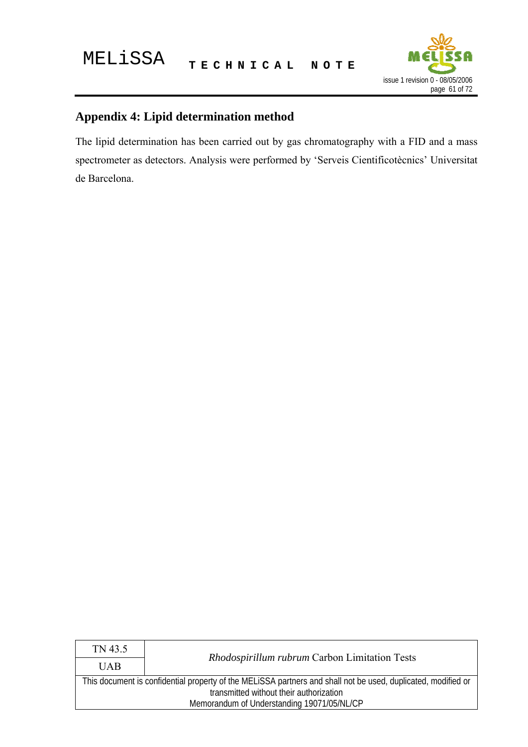## Appendix 4: Lipid determination method

The lipid determination has been carried out by gas chromatography with a FID and a mass spectrometer as detectors. Analysis were performed by 'Serveis Cientificotècnics' Universitat de Barcelona.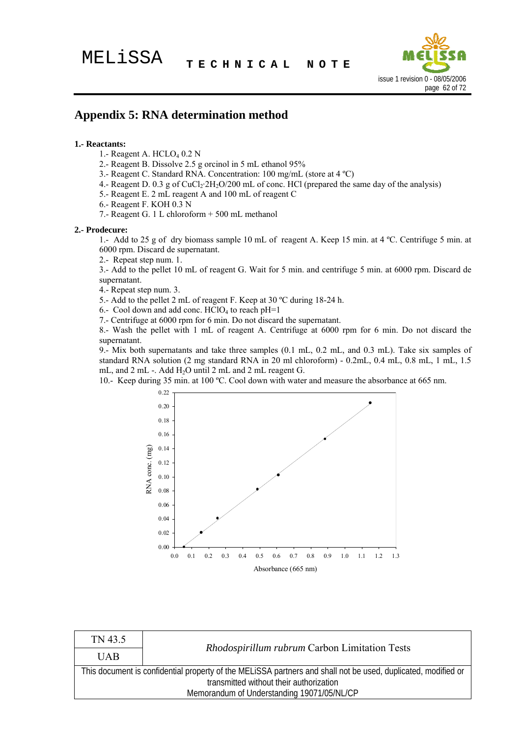# Appendix 5: RNA determination method

**1.- Reactants:**

1.- Reagent A. $HClO_4$ 0.2 N
2.- Reagent B. Dissolve 2.5 g orcinol in 5 mL ethanol 95%
3.- Reagent C. Standard RNA. Concentration: 100 mg/mL (store at 4 ºC)
4.- Reagent D. 0.3 g of $CuCl_2{\cdot}2H_2O$/200 mL of conc. HCl (prepared the same day of the analysis)
5.- Reagent E. 2 mL reagent A and 100 mL of reagent C
6.- Reagent F. KOH 0.3 N
7.- Reagent G. 1 L chloroform + 500 mL methanol

**2.- Prodecure:**

1.- Add to 25 g of dry biomass sample 10 mL of reagent A. Keep 15 min. at 4 ºC. Centrifuge 5 min. at 6000 rpm. Discard de supernatant.
2.- Repeat step num. 1.
3.- Add to the pellet 10 mL of reagent G. Wait for 5 min. and centrifuge 5 min. at 6000 rpm. Discard de supernatant.
4.- Repeat step num. 3.
5.- Add to the pellet 2 mL of reagent F. Keep at 30 ºC during 18-24 h.
6.- Cool down and add conc. $HClO_4$ to reach pH=1
7.- Centrifuge at 6000 rpm for 6 min. Do not discard the supernatant.
8.- Wash the pellet with 1 mL of reagent A. Centrifuge at 6000 rpm for 6 min. Do not discard the supernatant.
9.- Mix both supernatants and take three samples (0.1 mL, 0.2 mL, and 0.3 mL). Take six samples of standard RNA solution (2 mg standard RNA in 20 ml chloroform) - 0.2mL, 0.4 mL, 0.8 mL, 1 mL, 1.5 mL, and 2 mL -. Add $H_2O$ until 2 mL and 2 mL reagent G.
10.- Keep during 35 min. at 100 ºC. Cool down with water and measure the absorbance at 665 nm.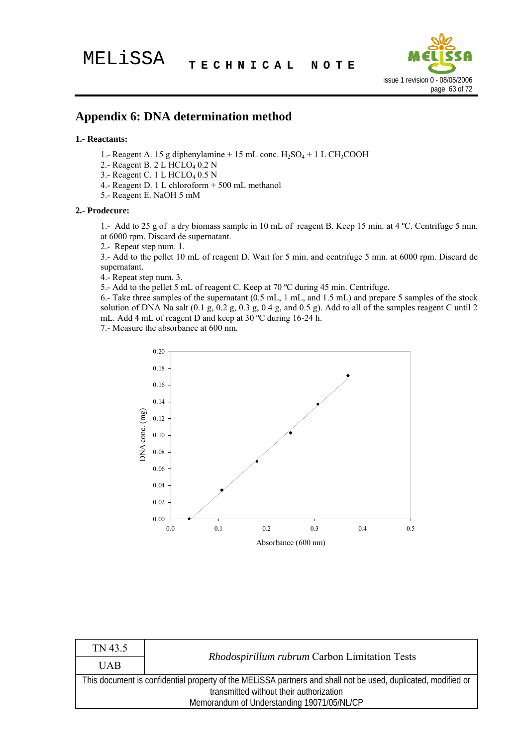# Appendix 6: DNA determination method

**1.- Reactants:**

1.- Reagent A. 15 g diphenylamine + 15 mL conc. $H_2SO_4$ + 1 L $CH_3COOH$
2.- Reagent B. 2 L $HClO_4$ 0.2 N
3.- Reagent C. 1 L $HClO_4$ 0.5 N
4.- Reagent D. 1 L chloroform + 500 mL methanol
5.- Reagent E. NaOH 5 mM

**2.- Prodecure:**

1.- Add to 25 g of a dry biomass sample in 10 mL of reagent B. Keep 15 min. at 4 ºC. Centrifuge 5 min. at 6000 rpm. Discard de supernatant.
2.- Repeat step num. 1.
3.- Add to the pellet 10 mL of reagent D. Wait for 5 min. and centrifuge 5 min. at 6000 rpm. Discard de supernatant.
4.- Repeat step num. 3.
5.- Add to the pellet 5 mL of reagent C. Keep at 70 ºC during 45 min. Centrifuge.
6.- Take three samples of the supernatant (0.5 mL, 1 mL, and 1.5 mL) and prepare 5 samples of the stock solution of DNA Na salt (0.1 g, 0.2 g, 0.3 g, 0.4 g, and 0.5 g). Add to all of the samples reagent C until 2 mL. Add 4 mL of reagent D and keep at 30 ºC during 16-24 h.
7.- Measure the absorbance at 600 nm.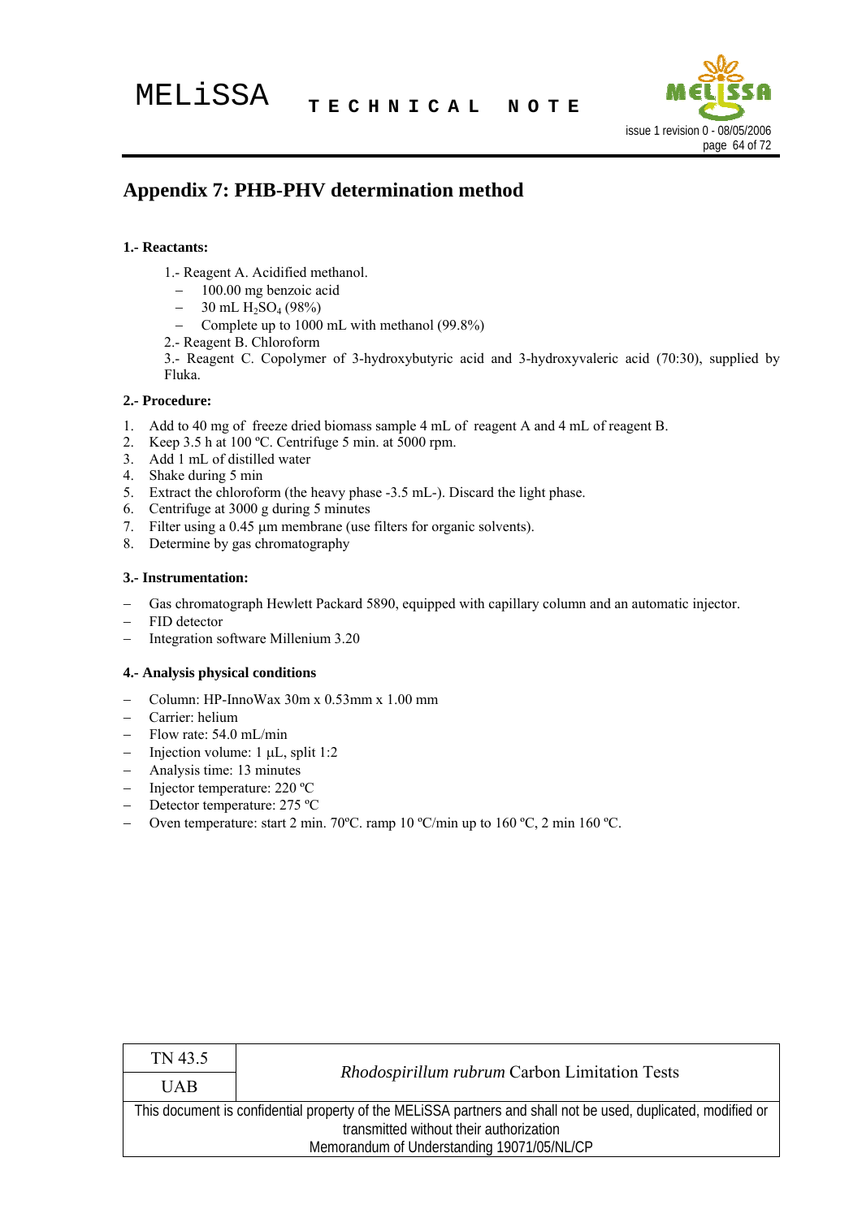## Appendix 7: PHB-PHV determination method

**1.- Reactants:**

1.- Reagent A. Acidified methanol.

- 100.00 mg benzoic acid
- 30 mL $H_2SO_4$ (98%)
- Complete up to 1000 mL with methanol (99.8%)

2.- Reagent B. Chloroform

3.- Reagent C. Copolymer of 3-hydroxybutyric acid and 3-hydroxyvaleric acid (70:30), supplied by Fluka.

**2.- Procedure:**

1. Add to 40 mg of freeze dried biomass sample 4 mL of reagent A and 4 mL of reagent B.
2. Keep 3.5 h at 100 ºC. Centrifuge 5 min. at 5000 rpm.
3. Add 1 mL of distilled water
4. Shake during 5 min
5. Extract the chloroform (the heavy phase -3.5 mL-). Discard the light phase.
6. Centrifuge at 3000 g during 5 minutes
7. Filter using a 0.45 µm membrane (use filters for organic solvents).
8. Determine by gas chromatography

**3.- Instrumentation:**

- Gas chromatograph Hewlett Packard 5890, equipped with capillary column and an automatic injector.
- FID detector
- Integration software Millenium 3.20

**4.- Analysis physical conditions**

- Column: HP-InnoWax 30m x 0.53mm x 1.00 mm
- Carrier: helium
- Flow rate: 54.0 mL/min
- Injection volume: 1 µL, split 1:2
- Analysis time: 13 minutes
- Injector temperature: 220 ºC
- Detector temperature: 275 ºC
- Oven temperature: start 2 min. 70ºC. ramp 10 ºC/min up to 160 ºC, 2 min 160 ºC.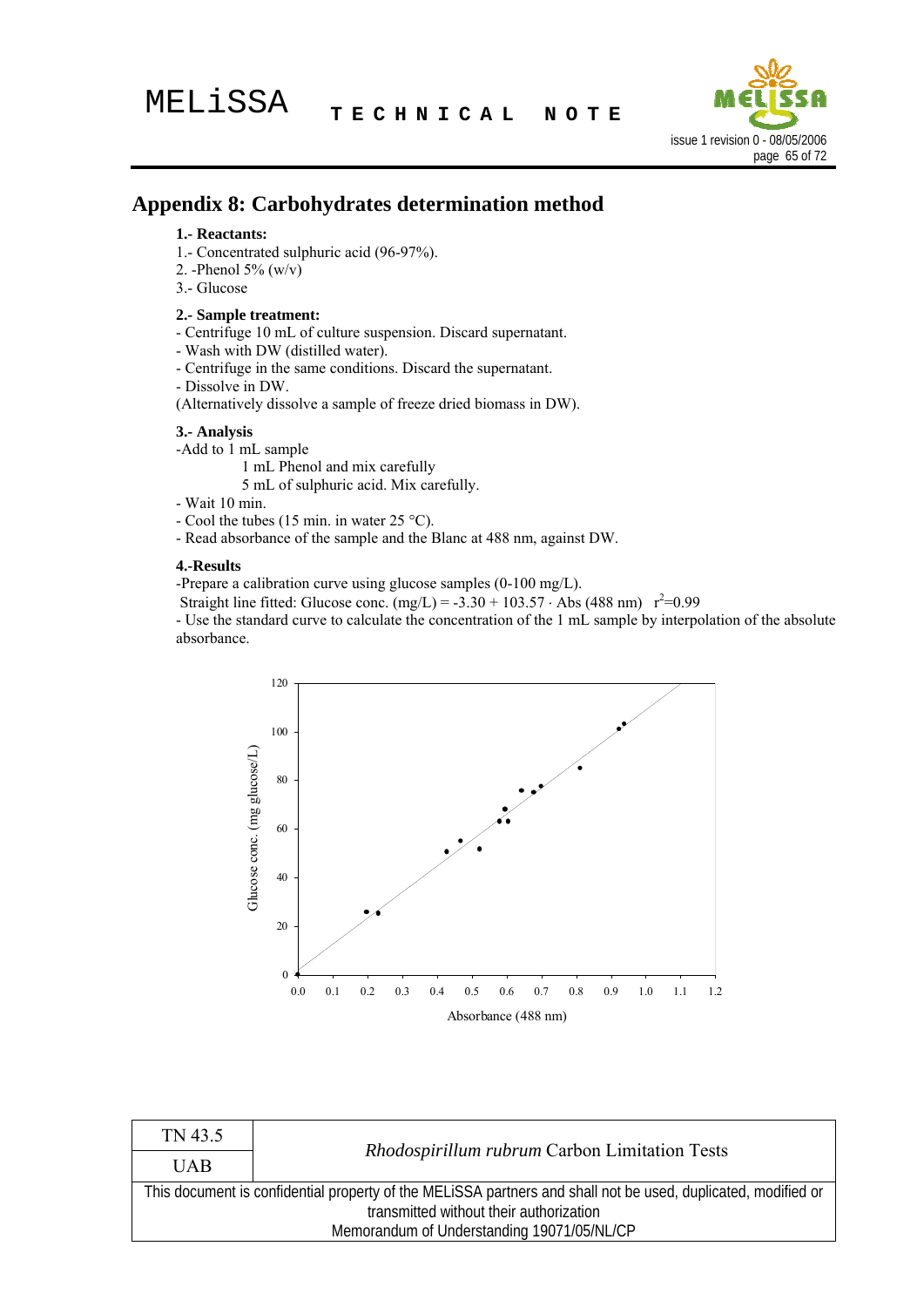## Appendix 8: Carbohydrates determination method

**1.- Reactants:**

1.- Concentrated sulphuric acid (96-97%).
2. -Phenol 5% (w/v)
3.- Glucose

**2.- Sample treatment:**

- Centrifuge 10 mL of culture suspension. Discard supernatant.
- Wash with DW (distilled water).
- Centrifuge in the same conditions. Discard the supernatant.
- Dissolve in DW.

(Alternatively dissolve a sample of freeze dried biomass in DW).

**3.- Analysis**

-Add to 1 mL sample

1 mL Phenol and mix carefully
5 mL of sulphuric acid. Mix carefully.

- Wait 10 min.
- Cool the tubes (15 min. in water 25 °C).
- Read absorbance of the sample and the Blanc at 488 nm, against DW.

**4.-Results**

-Prepare a calibration curve using glucose samples (0-100 mg/L).

Straight line fitted: Glucose conc. (mg/L) = -3.30 + 103.57 · Abs (488 nm) $r^2$=0.99

- Use the standard curve to calculate the concentration of the 1 mL sample by interpolation of the absolute absorbance.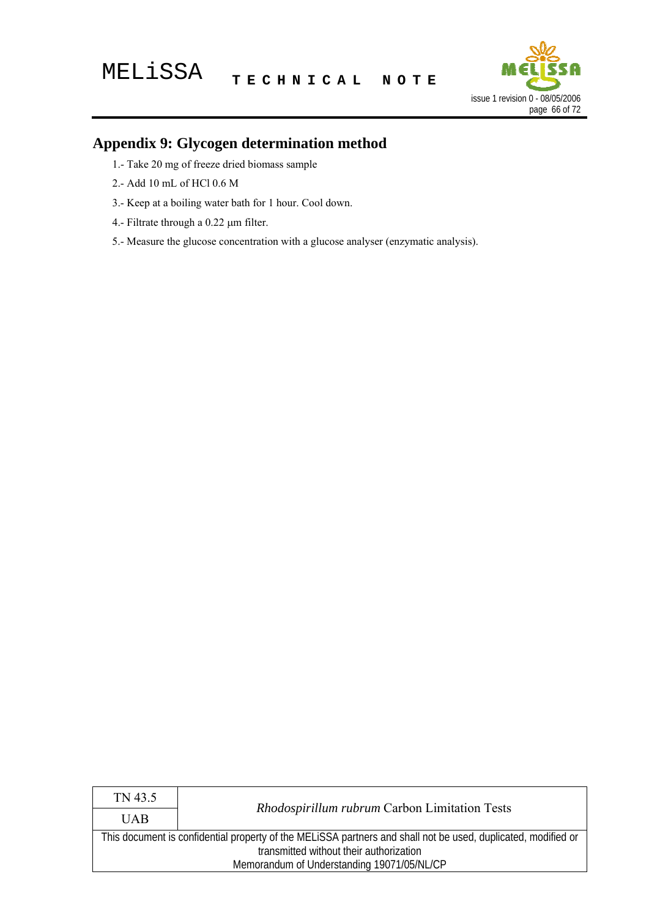## Appendix 9: Glycogen determination method

1.- Take 20 mg of freeze dried biomass sample

2.- Add 10 mL of HCl 0.6 M

3.- Keep at a boiling water bath for 1 hour. Cool down.

4.- Filtrate through a 0.22 μm filter.

5.- Measure the glucose concentration with a glucose analyser (enzymatic analysis).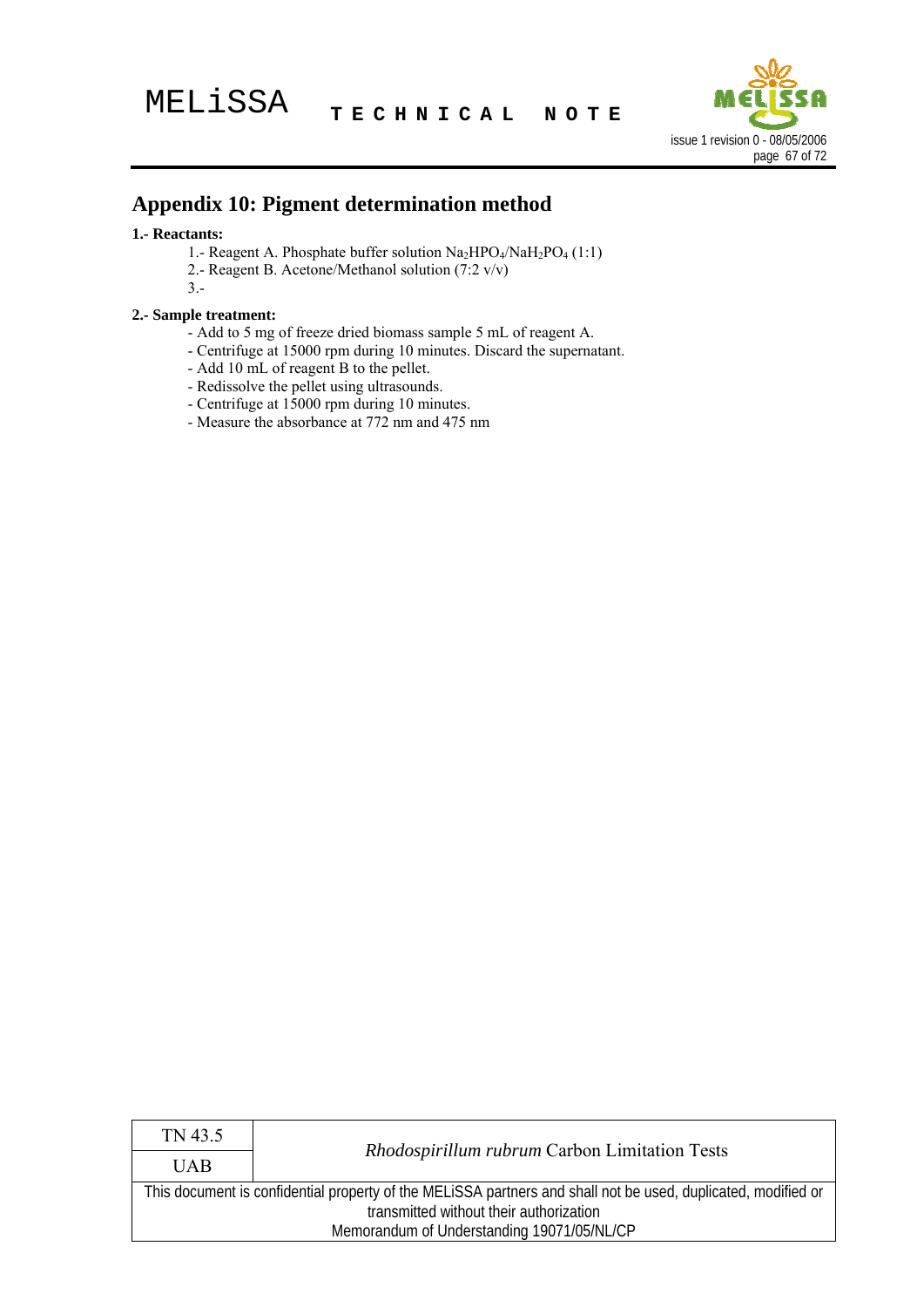# Appendix 10: Pigment determination method

**1.- Reactants:**

1.- Reagent A. Phosphate buffer solution $Na_2HPO_4/NaH_2PO_4$ (1:1)
2.- Reagent B. Acetone/Methanol solution (7:2 v/v)
3.-

**2.- Sample treatment:**

- Add to 5 mg of freeze dried biomass sample 5 mL of reagent A.
- Centrifuge at 15000 rpm during 10 minutes. Discard the supernatant.
- Add 10 mL of reagent B to the pellet.
- Redissolve the pellet using ultrasounds.
- Centrifuge at 15000 rpm during 10 minutes.
- Measure the absorbance at 772 nm and 475 nm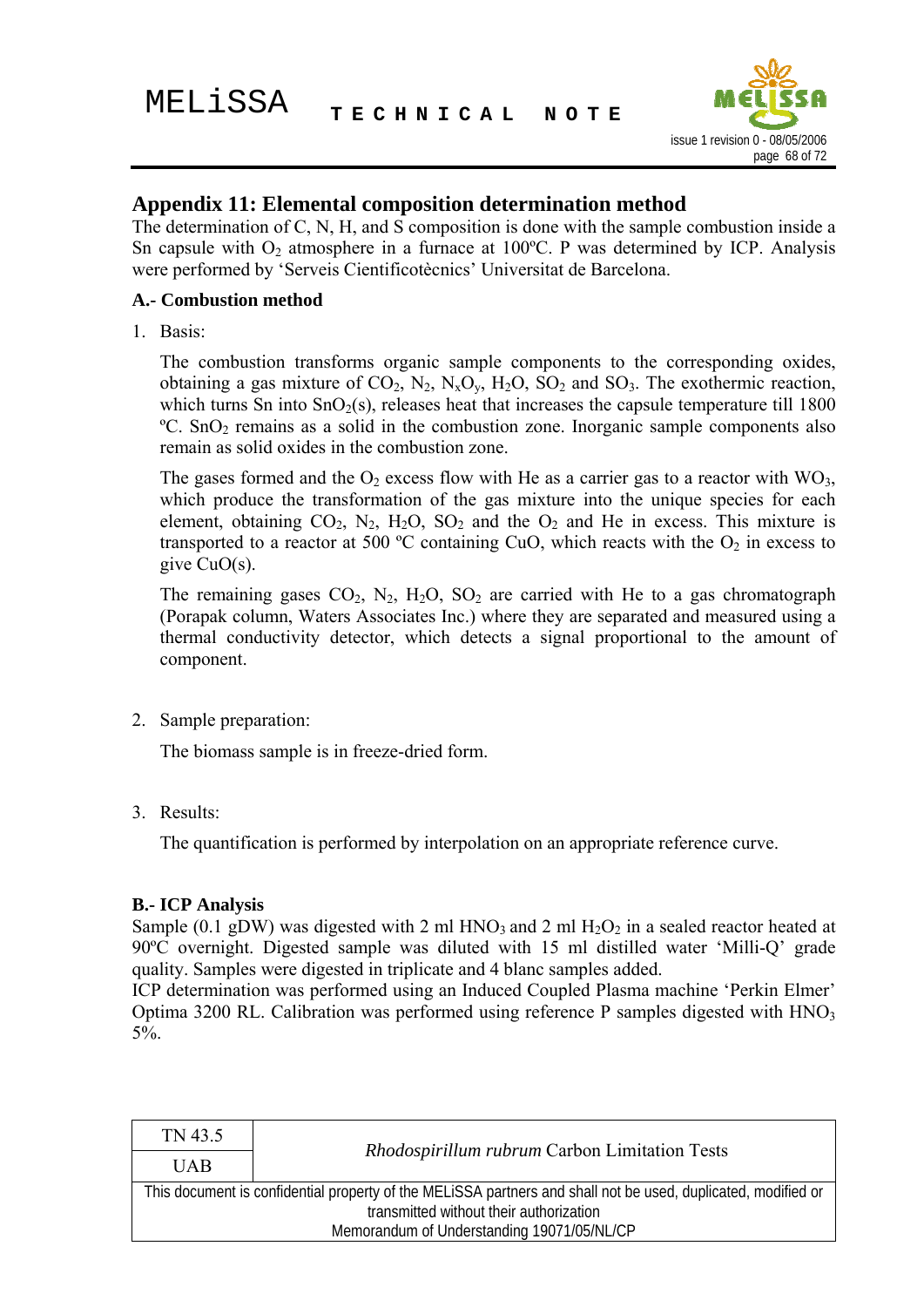## Appendix 11: Elemental composition determination method

The determination of C, N, H, and S composition is done with the sample combustion inside a Sn capsule with $O_2$ atmosphere in a furnace at 100ºC. P was determined by ICP. Analysis were performed by 'Serveis Cientificotècnics' Universitat de Barcelona.

### A.- Combustion method

1. Basis:

   The combustion transforms organic sample components to the corresponding oxides, obtaining a gas mixture of $CO_2$, $N_2$, $N_xO_y$, $H_2O$, $SO_2$ and $SO_3$. The exothermic reaction, which turns Sn into $SnO_2(s)$, releases heat that increases the capsule temperature till 1800 ºC. $SnO_2$ remains as a solid in the combustion zone. Inorganic sample components also remain as solid oxides in the combustion zone.

   The gases formed and the $O_2$ excess flow with He as a carrier gas to a reactor with $WO_3$, which produce the transformation of the gas mixture into the unique species for each element, obtaining $CO_2$, $N_2$, $H_2O$, $SO_2$ and the $O_2$ and He in excess. This mixture is transported to a reactor at 500 ºC containing CuO, which reacts with the $O_2$ in excess to give CuO(s).

   The remaining gases $CO_2$, $N_2$, $H_2O$, $SO_2$ are carried with He to a gas chromatograph (Porapak column, Waters Associates Inc.) where they are separated and measured using a thermal conductivity detector, which detects a signal proportional to the amount of component.

2. Sample preparation:

   The biomass sample is in freeze-dried form.

3. Results:

   The quantification is performed by interpolation on an appropriate reference curve.

### B.- ICP Analysis

Sample (0.1 gDW) was digested with 2 ml $HNO_3$ and 2 ml $H_2O_2$ in a sealed reactor heated at 90ºC overnight. Digested sample was diluted with 15 ml distilled water 'Milli-Q' grade quality. Samples were digested in triplicate and 4 blanc samples added.

ICP determination was performed using an Induced Coupled Plasma machine 'Perkin Elmer' Optima 3200 RL. Calibration was performed using reference P samples digested with $HNO_3$ 5%.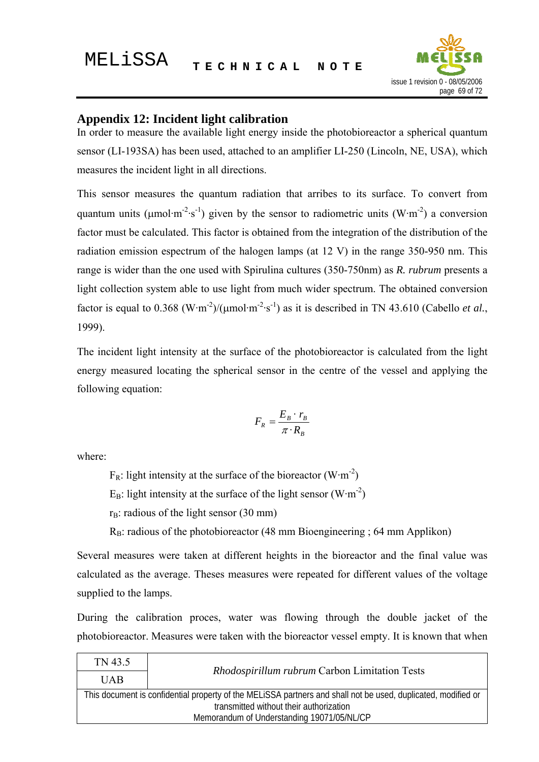## Appendix 12: Incident light calibration

In order to measure the available light energy inside the photobioreactor a spherical quantum sensor (LI-193SA) has been used, attached to an amplifier LI-250 (Lincoln, NE, USA), which measures the incident light in all directions.

This sensor measures the quantum radiation that arribes to its surface. To convert from quantum units ($\mu mol \cdot m^{-2} \cdot s^{-1}$) given by the sensor to radiometric units ($W \cdot m^{-2}$) a conversion factor must be calculated. This factor is obtained from the integration of the distribution of the radiation emission espectrum of the halogen lamps (at 12 V) in the range 350-950 nm. This range is wider than the one used with Spirulina cultures (350-750nm) as *R. rubrum* presents a light collection system able to use light from much wider spectrum. The obtained conversion factor is equal to 0.368 ($W \cdot m^{-2}$)/($\mu mol \cdot m^{-2} \cdot s^{-1}$) as it is described in TN 43.610 (Cabello *et al.*, 1999).

The incident light intensity at the surface of the photobioreactor is calculated from the light energy measured locating the spherical sensor in the centre of the vessel and applying the following equation:

$$F_R = \frac{E_B \cdot r_B}{\pi \cdot R_B}$$

where:

- $F_R$: light intensity at the surface of the bioreactor ($W \cdot m^{-2}$)
- $E_B$: light intensity at the surface of the light sensor ($W \cdot m^{-2}$)
- $r_B$: radious of the light sensor (30 mm)
- $R_B$: radious of the photobioreactor (48 mm Bioengineering ; 64 mm Applikon)

Several measures were taken at different heights in the bioreactor and the final value was calculated as the average. Theses measures were repeated for different values of the voltage supplied to the lamps.

During the calibration proces, water was flowing through the double jacket of the photobioreactor. Measures were taken with the bioreactor vessel empty. It is known that when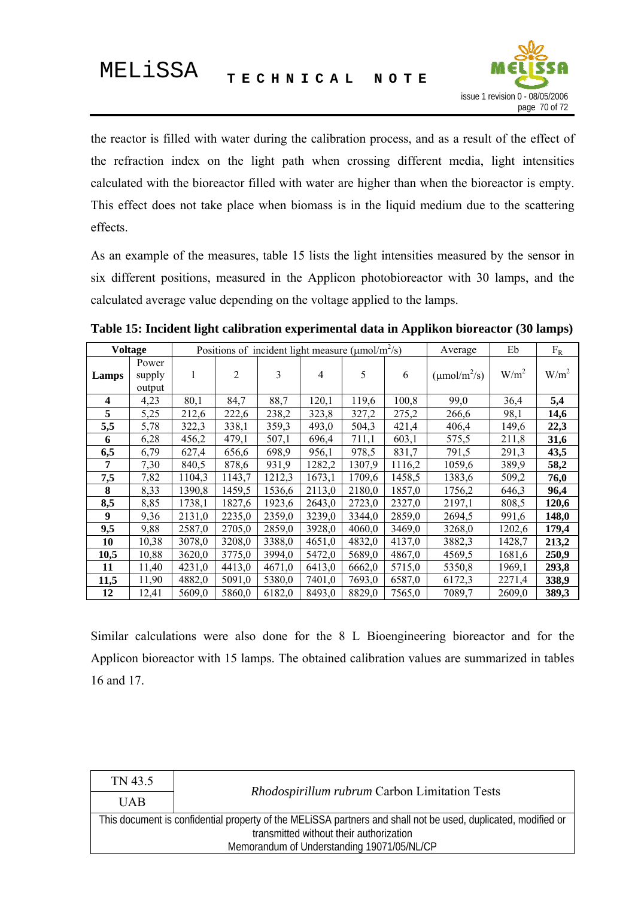the reactor is filled with water during the calibration process, and as a result of the effect of the refraction index on the light path when crossing different media, light intensities calculated with the bioreactor filled with water are higher than when the bioreactor is empty. This effect does not take place when biomass is in the liquid medium due to the scattering effects.

As an example of the measures, table 15 lists the light intensities measured by the sensor in six different positions, measured in the Applicon photobioreactor with 30 lamps, and the calculated average value depending on the voltage applied to the lamps.

**Table 15: Incident light calibration experimental data in Applikon bioreactor (30 lamps)**

| Voltage | | Positions of incident light measure ($\mu mol/m^2/s$) | | | | | | Average | Eb | $F_R$ |
|---|---|---|---|---|---|---|---|---|---|---|
| **Lamps** | Power supply output | 1 | 2 | 3 | 4 | 5 | 6 | ($\mu mol/m^2/s$) | $W/m^2$ | $W/m^2$ |
| **4** | 4,23 | 80,1 | 84,7 | 88,7 | 120,1 | 119,6 | 100,8 | 99,0 | 36,4 | **5,4** |
| **5** | 5,25 | 212,6 | 222,6 | 238,2 | 323,8 | 327,2 | 275,2 | 266,6 | 98,1 | **14,6** |
| **5,5** | 5,78 | 322,3 | 338,1 | 359,3 | 493,0 | 504,3 | 421,4 | 406,4 | 149,6 | **22,3** |
| **6** | 6,28 | 456,2 | 479,1 | 507,1 | 696,4 | 711,1 | 603,1 | 575,5 | 211,8 | **31,6** |
| **6,5** | 6,79 | 627,4 | 656,6 | 698,9 | 956,1 | 978,5 | 831,7 | 791,5 | 291,3 | **43,5** |
| **7** | 7,30 | 840,5 | 878,6 | 931,9 | 1282,2 | 1307,9 | 1116,2 | 1059,6 | 389,9 | **58,2** |
| **7,5** | 7,82 | 1104,3 | 1143,7 | 1212,3 | 1673,1 | 1709,6 | 1458,5 | 1383,6 | 509,2 | **76,0** |
| **8** | 8,33 | 1390,8 | 1459,5 | 1536,6 | 2113,0 | 2180,0 | 1857,0 | 1756,2 | 646,3 | **96,4** |
| **8,5** | 8,85 | 1738,1 | 1827,6 | 1923,6 | 2643,0 | 2723,0 | 2327,0 | 2197,1 | 808,5 | **120,6** |
| **9** | 9,36 | 2131,0 | 2235,0 | 2359,0 | 3239,0 | 3344,0 | 2859,0 | 2694,5 | 991,6 | **148,0** |
| **9,5** | 9,88 | 2587,0 | 2705,0 | 2859,0 | 3928,0 | 4060,0 | 3469,0 | 3268,0 | 1202,6 | **179,4** |
| **10** | 10,38 | 3078,0 | 3208,0 | 3388,0 | 4651,0 | 4832,0 | 4137,0 | 3882,3 | 1428,7 | **213,2** |
| **10,5** | 10,88 | 3620,0 | 3775,0 | 3994,0 | 5472,0 | 5689,0 | 4867,0 | 4569,5 | 1681,6 | **250,9** |
| **11** | 11,40 | 4231,0 | 4413,0 | 4671,0 | 6413,0 | 6662,0 | 5715,0 | 5350,8 | 1969,1 | **293,8** |
| **11,5** | 11,90 | 4882,0 | 5091,0 | 5380,0 | 7401,0 | 7693,0 | 6587,0 | 6172,3 | 2271,4 | **338,9** |
| **12** | 12,41 | 5609,0 | 5860,0 | 6182,0 | 8493,0 | 8829,0 | 7565,0 | 7089,7 | 2609,0 | **389,3** |

Similar calculations were also done for the 8 L Bioengineering bioreactor and for the Applicon bioreactor with 15 lamps. The obtained calibration values are summarized in tables 16 and 17.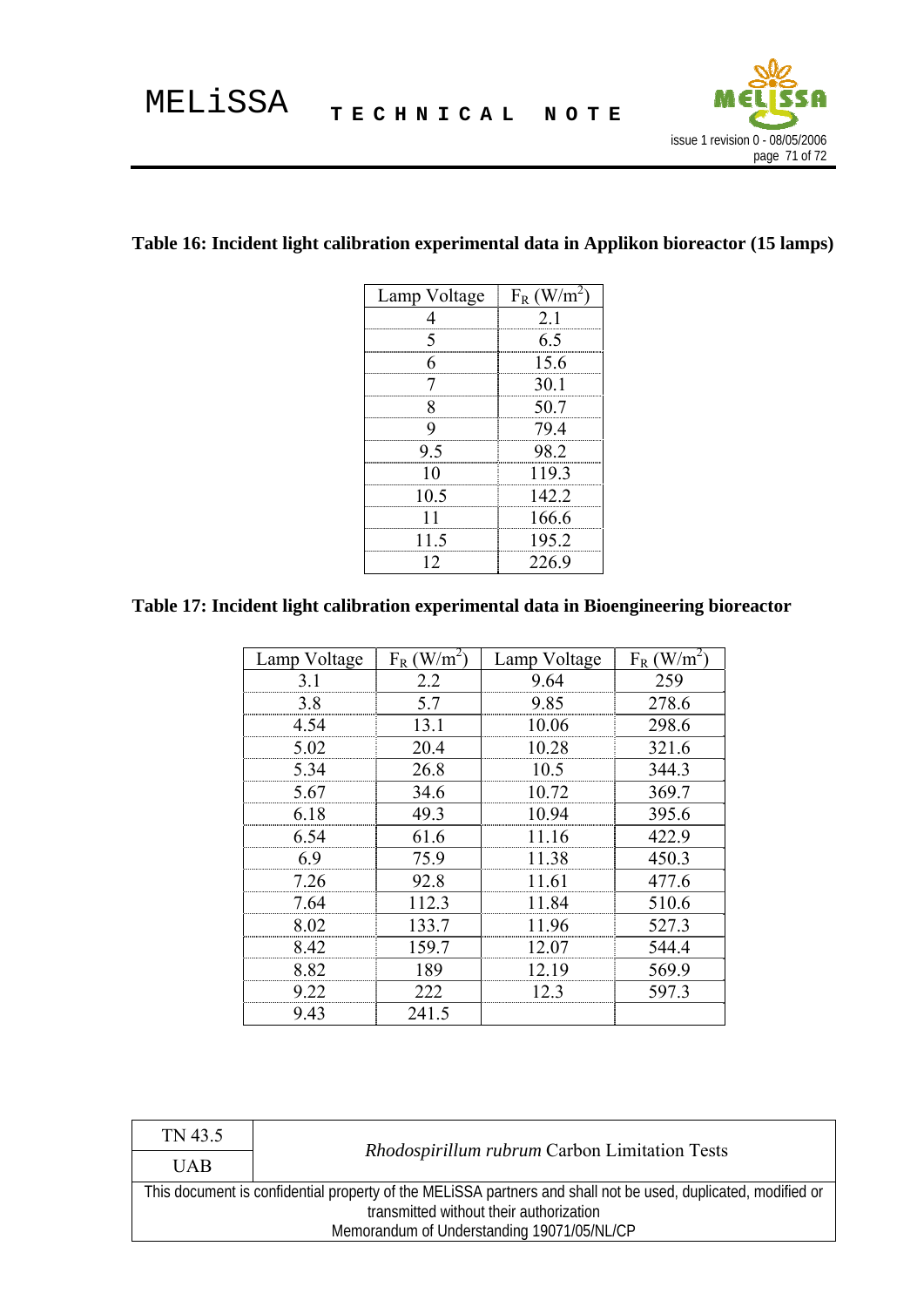**Table 16: Incident light calibration experimental data in Applikon bioreactor (15 lamps)**

| Lamp Voltage | $F_R$ ($W/m^2$) |
|---|---|
| 4 | 2.1 |
| 5 | 6.5 |
| 6 | 15.6 |
| 7 | 30.1 |
| 8 | 50.7 |
| 9 | 79.4 |
| 9.5 | 98.2 |
| 10 | 119.3 |
| 10.5 | 142.2 |
| 11 | 166.6 |
| 11.5 | 195.2 |
| 12 | 226.9 |

**Table 17: Incident light calibration experimental data in Bioengineering bioreactor**

| Lamp Voltage | $F_R$ ($W/m^2$) | Lamp Voltage | $F_R$ ($W/m^2$) |
|---|---|---|---|
| 3.1 | 2.2 | 9.64 | 259 |
| 3.8 | 5.7 | 9.85 | 278.6 |
| 4.54 | 13.1 | 10.06 | 298.6 |
| 5.02 | 20.4 | 10.28 | 321.6 |
| 5.34 | 26.8 | 10.5 | 344.3 |
| 5.67 | 34.6 | 10.72 | 369.7 |
| 6.18 | 49.3 | 10.94 | 395.6 |
| 6.54 | 61.6 | 11.16 | 422.9 |
| 6.9 | 75.9 | 11.38 | 450.3 |
| 7.26 | 92.8 | 11.61 | 477.6 |
| 7.64 | 112.3 | 11.84 | 510.6 |
| 8.02 | 133.7 | 11.96 | 527.3 |
| 8.42 | 159.7 | 12.07 | 544.4 |
| 8.82 | 189 | 12.19 | 569.9 |
| 9.22 | 222 | 12.3 | 597.3 |
| 9.43 | 241.5 | | |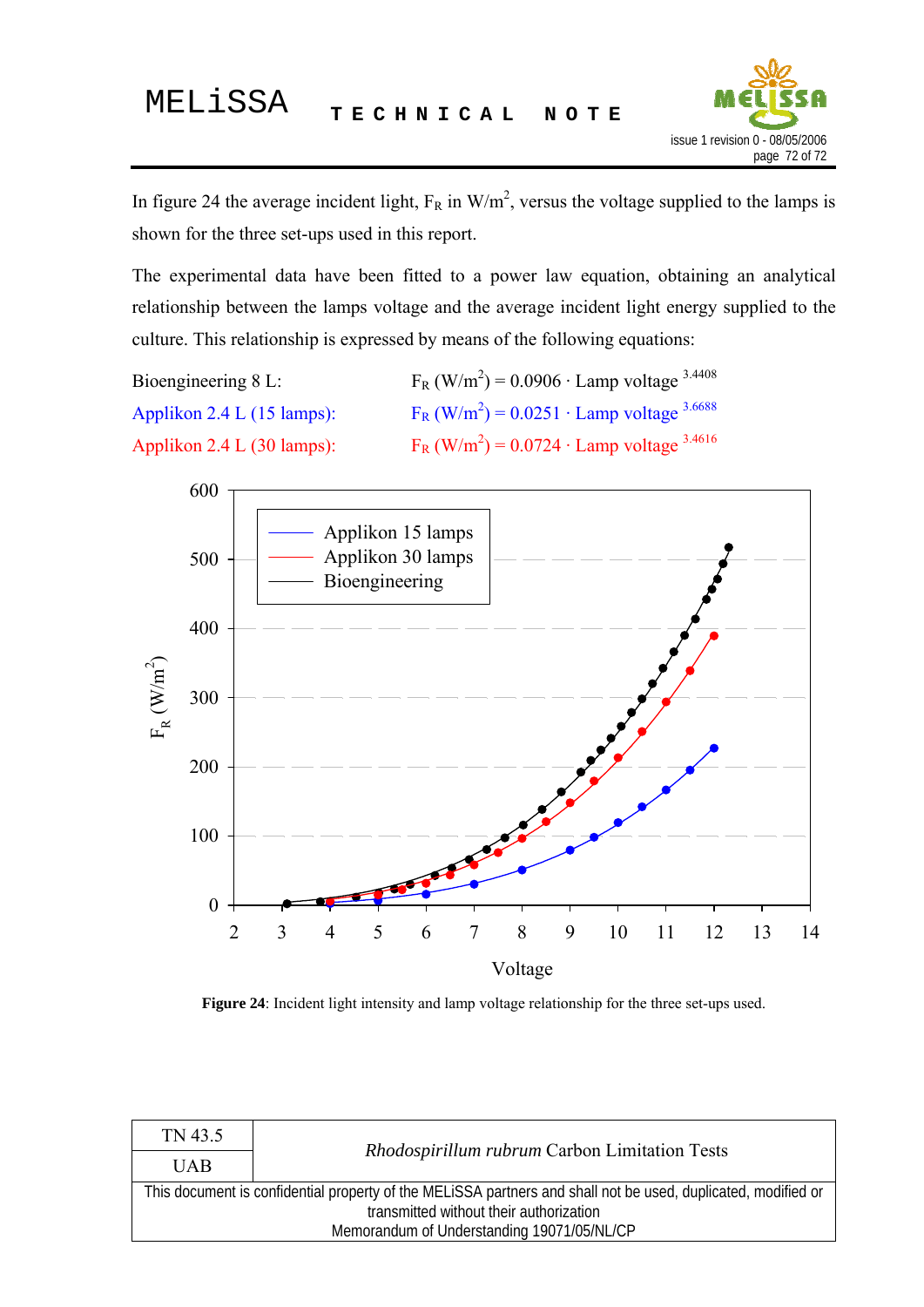In figure 24 the average incident light, $F_R$ in $W/m^2$, versus the voltage supplied to the lamps is shown for the three set-ups used in this report.

The experimental data have been fitted to a power law equation, obtaining an analytical relationship between the lamps voltage and the average incident light energy supplied to the culture. This relationship is expressed by means of the following equations:

Bioengineering 8 L: $F_R\ (W/m^2) = 0.0906 \cdot \text{Lamp voltage}^{3.4408}$

Applikon 2.4 L (15 lamps): $F_R\ (W/m^2) = 0.0251 \cdot \text{Lamp voltage}^{3.6688}$

Applikon 2.4 L (30 lamps): $F_R\ (W/m^2) = 0.0724 \cdot \text{Lamp voltage}^{3.4616}$

**Figure 24**: Incident light intensity and lamp voltage relationship for the three set-ups used.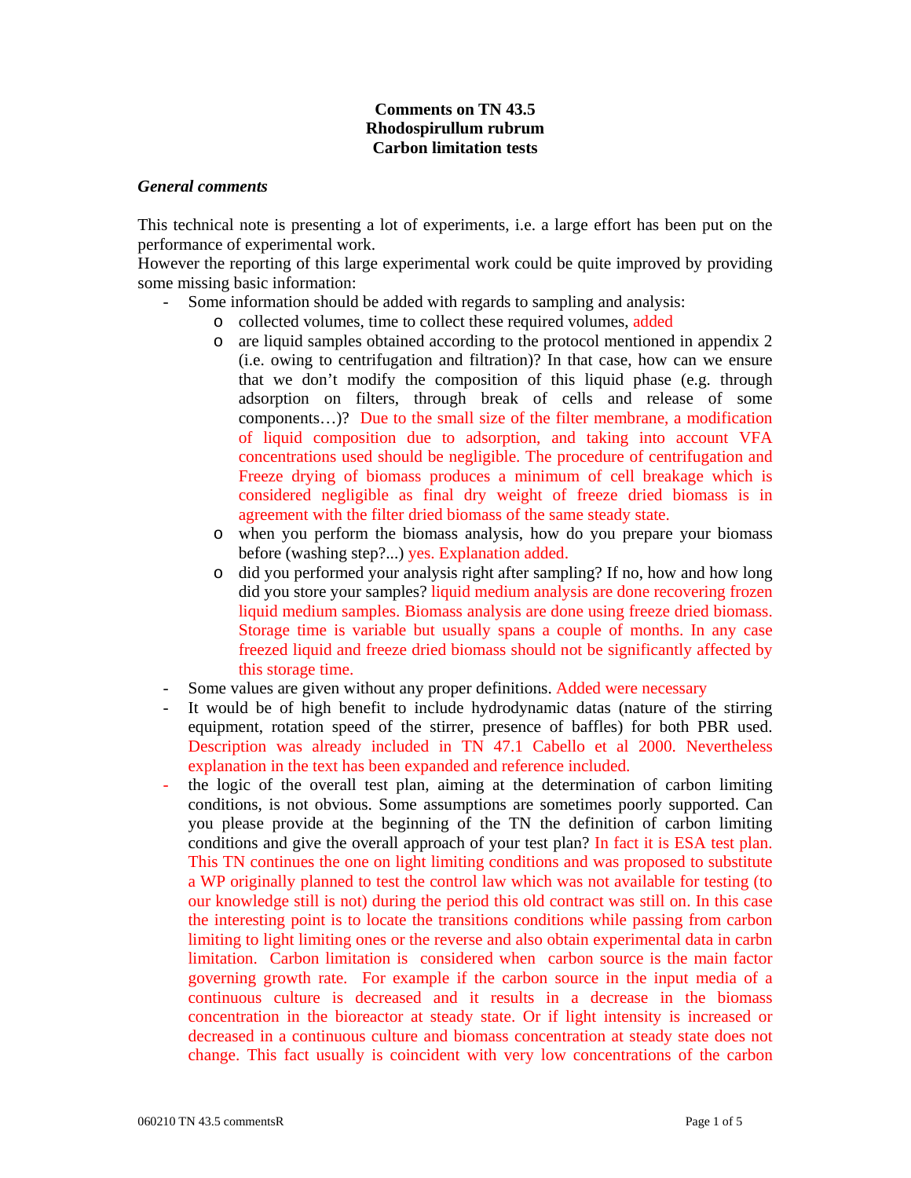**Comments on TN 43.5**
**Rhodospirullum rubrum**
**Carbon limitation tests**

### *General comments*

This technical note is presenting a lot of experiments, i.e. a large effort has been put on the performance of experimental work.

However the reporting of this large experimental work could be quite improved by providing some missing basic information:

- Some information should be added with regards to sampling and analysis:
    - collected volumes, time to collect these required volumes, added
    - are liquid samples obtained according to the protocol mentioned in appendix 2 (i.e. owing to centrifugation and filtration)? In that case, how can we ensure that we don't modify the composition of this liquid phase (e.g. through adsorption on filters, through break of cells and release of some components…)? Due to the small size of the filter membrane, a modification of liquid composition due to adsorption, and taking into account VFA concentrations used should be negligible. The procedure of centrifugation and Freeze drying of biomass produces a minimum of cell breakage which is considered negligible as final dry weight of freeze dried biomass is in agreement with the filter dried biomass of the same steady state.
    - when you perform the biomass analysis, how do you prepare your biomass before (washing step?...) yes. Explanation added.
    - did you performed your analysis right after sampling? If no, how and how long did you store your samples? liquid medium analysis are done recovering frozen liquid medium samples. Biomass analysis are done using freeze dried biomass. Storage time is variable but usually spans a couple of months. In any case freezed liquid and freeze dried biomass should not be significantly affected by this storage time.
- Some values are given without any proper definitions. Added were necessary
- It would be of high benefit to include hydrodynamic datas (nature of the stirring equipment, rotation speed of the stirrer, presence of baffles) for both PBR used. Description was already included in TN 47.1 Cabello et al 2000. Nevertheless explanation in the text has been expanded and reference included.
- the logic of the overall test plan, aiming at the determination of carbon limiting conditions, is not obvious. Some assumptions are sometimes poorly supported. Can you please provide at the beginning of the TN the definition of carbon limiting conditions and give the overall approach of your test plan? In fact it is ESA test plan. This TN continues the one on light limiting conditions and was proposed to substitute a WP originally planned to test the control law which was not available for testing (to our knowledge still is not) during the period this old contract was still on. In this case the interesting point is to locate the transitions conditions while passing from carbon limiting to light limiting ones or the reverse and also obtain experimental data in carbn limitation. Carbon limitation is considered when carbon source is the main factor governing growth rate. For example if the carbon source in the input media of a continuous culture is decreased and it results in a decrease in the biomass concentration in the bioreactor at steady state. Or if light intensity is increased or decreased in a continuous culture and biomass concentration at steady state does not change. This fact usually is coincident with very low concentrations of the carbon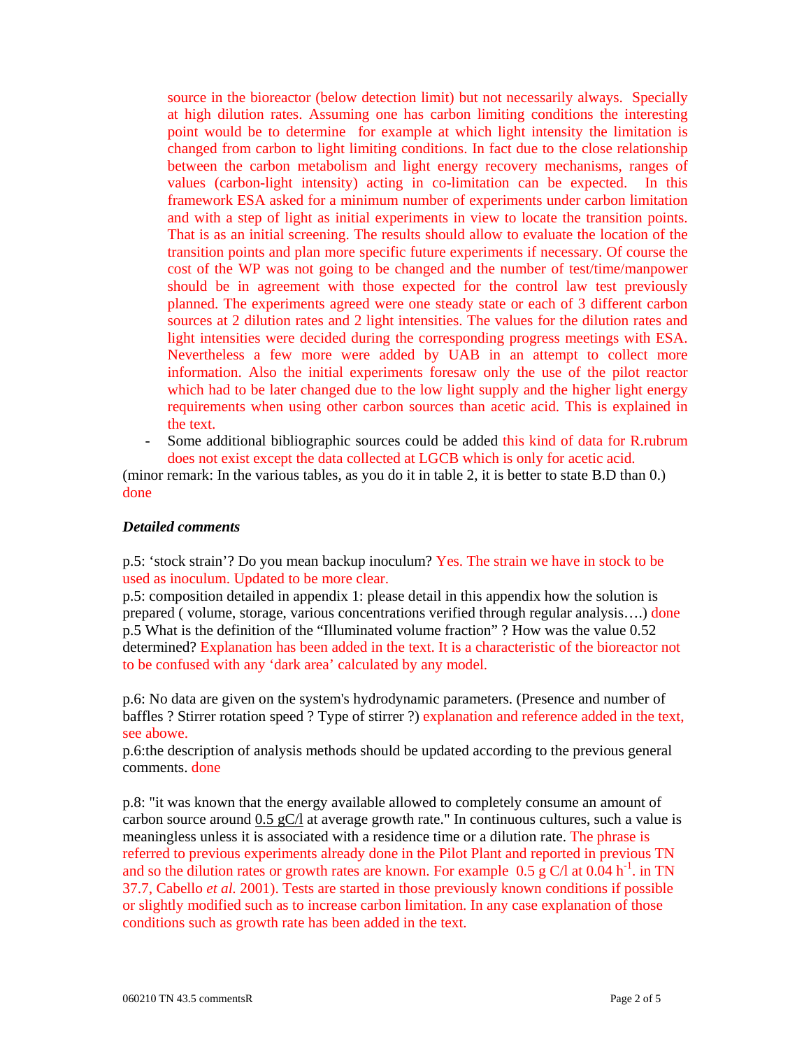source in the bioreactor (below detection limit) but not necessarily always. Specially at high dilution rates. Assuming one has carbon limiting conditions the interesting point would be to determine for example at which light intensity the limitation is changed from carbon to light limiting conditions. In fact due to the close relationship between the carbon metabolism and light energy recovery mechanisms, ranges of values (carbon-light intensity) acting in co-limitation can be expected. In this framework ESA asked for a minimum number of experiments under carbon limitation and with a step of light as initial experiments in view to locate the transition points. That is as an initial screening. The results should allow to evaluate the location of the transition points and plan more specific future experiments if necessary. Of course the cost of the WP was not going to be changed and the number of test/time/manpower should be in agreement with those expected for the control law test previously planned. The experiments agreed were one steady state or each of 3 different carbon sources at 2 dilution rates and 2 light intensities. The values for the dilution rates and light intensities were decided during the corresponding progress meetings with ESA. Nevertheless a few more were added by UAB in an attempt to collect more information. Also the initial experiments foresaw only the use of the pilot reactor which had to be later changed due to the low light supply and the higher light energy requirements when using other carbon sources than acetic acid. This is explained in the text.

- Some additional bibliographic sources could be added this kind of data for R.rubrum does not exist except the data collected at LGCB which is only for acetic acid.

(minor remark: In the various tables, as you do it in table 2, it is better to state B.D than 0.) done

***Detailed comments***

p.5: 'stock strain'? Do you mean backup inoculum? Yes. The strain we have in stock to be used as inoculum. Updated to be more clear.
p.5: composition detailed in appendix 1: please detail in this appendix how the solution is prepared ( volume, storage, various concentrations verified through regular analysis….) done
p.5 What is the definition of the "Illuminated volume fraction" ? How was the value 0.52 determined? Explanation has been added in the text. It is a characteristic of the bioreactor not to be confused with any 'dark area' calculated by any model.

p.6: No data are given on the system's hydrodynamic parameters. (Presence and number of baffles ? Stirrer rotation speed ? Type of stirrer ?) explanation and reference added in the text, see abowe.
p.6:the description of analysis methods should be updated according to the previous general comments. done

p.8: "it was known that the energy available allowed to completely consume an amount of carbon source around <u>0.5 gC/l</u> at average growth rate." In continuous cultures, such a value is meaningless unless it is associated with a residence time or a dilution rate. The phrase is referred to previous experiments already done in the Pilot Plant and reported in previous TN and so the dilution rates or growth rates are known. For example 0.5 g C/l at 0.04 $h^{-1}$. in TN 37.7, Cabello *et al.* 2001). Tests are started in those previously known conditions if possible or slightly modified such as to increase carbon limitation. In any case explanation of those conditions such as growth rate has been added in the text.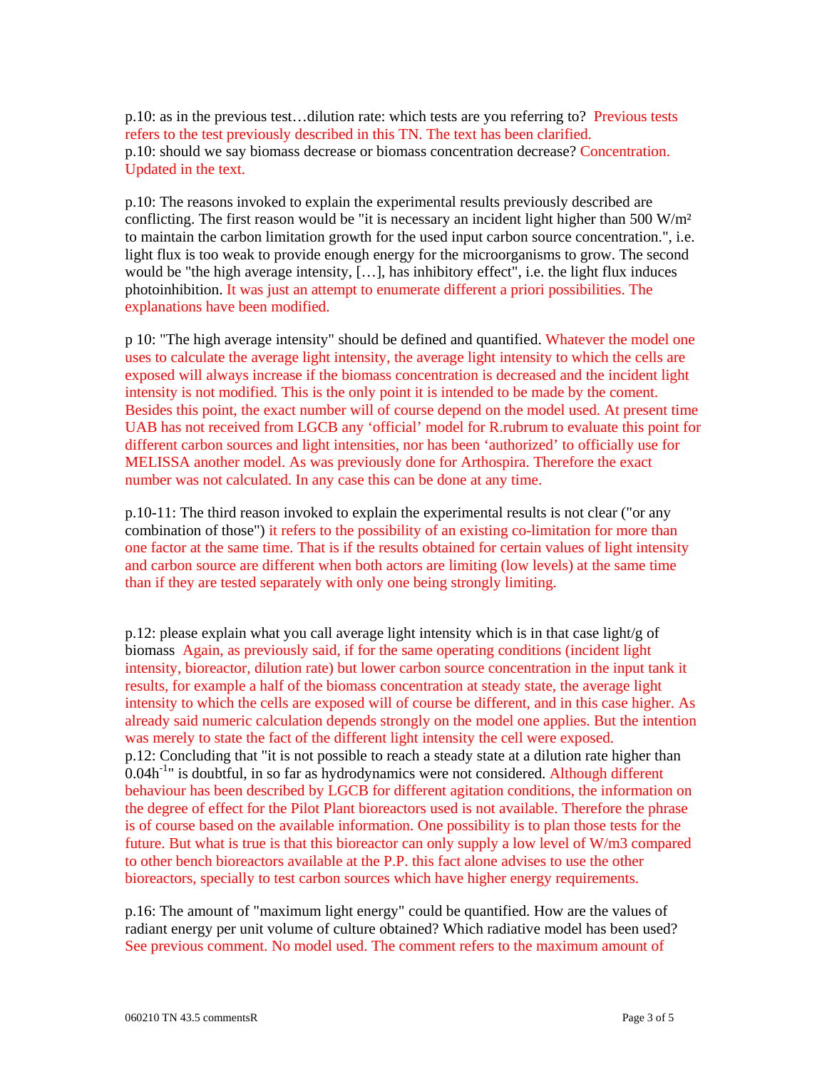p.10: as in the previous test…dilution rate: which tests are you referring to? Previous tests refers to the test previously described in this TN. The text has been clarified.
p.10: should we say biomass decrease or biomass concentration decrease? Concentration. Updated in the text.

p.10: The reasons invoked to explain the experimental results previously described are conflicting. The first reason would be "it is necessary an incident light higher than 500 W/m² to maintain the carbon limitation growth for the used input carbon source concentration.", i.e. light flux is too weak to provide enough energy for the microorganisms to grow. The second would be "the high average intensity, […], has inhibitory effect", i.e. the light flux induces photoinhibition. It was just an attempt to enumerate different a priori possibilities. The explanations have been modified.

p 10: "The high average intensity" should be defined and quantified. Whatever the model one uses to calculate the average light intensity, the average light intensity to which the cells are exposed will always increase if the biomass concentration is decreased and the incident light intensity is not modified. This is the only point it is intended to be made by the coment. Besides this point, the exact number will of course depend on the model used. At present time UAB has not received from LGCB any 'official' model for R.rubrum to evaluate this point for different carbon sources and light intensities, nor has been 'authorized' to officially use for MELISSA another model. As was previously done for Arthospira. Therefore the exact number was not calculated. In any case this can be done at any time.

p.10-11: The third reason invoked to explain the experimental results is not clear ("or any combination of those") it refers to the possibility of an existing co-limitation for more than one factor at the same time. That is if the results obtained for certain values of light intensity and carbon source are different when both actors are limiting (low levels) at the same time than if they are tested separately with only one being strongly limiting.

p.12: please explain what you call average light intensity which is in that case light/g of biomass Again, as previously said, if for the same operating conditions (incident light intensity, bioreactor, dilution rate) but lower carbon source concentration in the input tank it results, for example a half of the biomass concentration at steady state, the average light intensity to which the cells are exposed will of course be different, and in this case higher. As already said numeric calculation depends strongly on the model one applies. But the intention was merely to state the fact of the different light intensity the cell were exposed.
p.12: Concluding that "it is not possible to reach a steady state at a dilution rate higher than $0.04h^{-1}$" is doubtful, in so far as hydrodynamics were not considered. Although different behaviour has been described by LGCB for different agitation conditions, the information on the degree of effect for the Pilot Plant bioreactors used is not available. Therefore the phrase is of course based on the available information. One possibility is to plan those tests for the future. But what is true is that this bioreactor can only supply a low level of W/m3 compared to other bench bioreactors available at the P.P. this fact alone advises to use the other bioreactors, specially to test carbon sources which have higher energy requirements.

p.16: The amount of "maximum light energy" could be quantified. How are the values of radiant energy per unit volume of culture obtained? Which radiative model has been used? See previous comment. No model used. The comment refers to the maximum amount of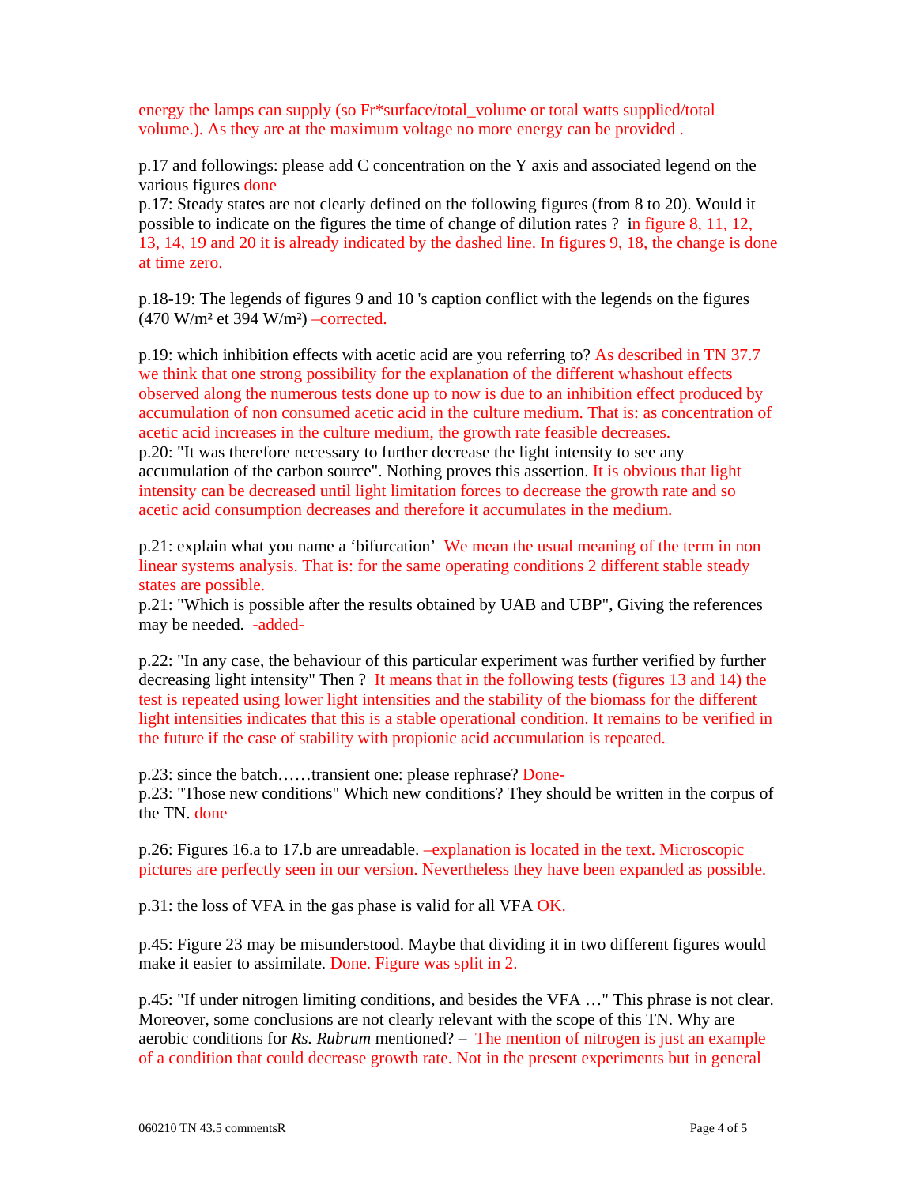energy the lamps can supply (so Fr*surface/total_volume or total watts supplied/total volume.). As they are at the maximum voltage no more energy can be provided .

p.17 and followings: please add C concentration on the Y axis and associated legend on the various figures done

p.17: Steady states are not clearly defined on the following figures (from 8 to 20). Would it possible to indicate on the figures the time of change of dilution rates ? in figure 8, 11, 12, 13, 14, 19 and 20 it is already indicated by the dashed line. In figures 9, 18, the change is done at time zero.

p.18-19: The legends of figures 9 and 10 's caption conflict with the legends on the figures (470 W/m² et 394 W/m²) –corrected.

p.19: which inhibition effects with acetic acid are you referring to? As described in TN 37.7 we think that one strong possibility for the explanation of the different whashout effects observed along the numerous tests done up to now is due to an inhibition effect produced by accumulation of non consumed acetic acid in the culture medium. That is: as concentration of acetic acid increases in the culture medium, the growth rate feasible decreases.

p.20: "It was therefore necessary to further decrease the light intensity to see any accumulation of the carbon source". Nothing proves this assertion. It is obvious that light intensity can be decreased until light limitation forces to decrease the growth rate and so acetic acid consumption decreases and therefore it accumulates in the medium.

p.21: explain what you name a 'bifurcation' We mean the usual meaning of the term in non linear systems analysis. That is: for the same operating conditions 2 different stable steady states are possible.

p.21: "Which is possible after the results obtained by UAB and UBP", Giving the references may be needed. -added-

p.22: "In any case, the behaviour of this particular experiment was further verified by further decreasing light intensity" Then ? It means that in the following tests (figures 13 and 14) the test is repeated using lower light intensities and the stability of the biomass for the different light intensities indicates that this is a stable operational condition. It remains to be verified in the future if the case of stability with propionic acid accumulation is repeated.

p.23: since the batch……transient one: please rephrase? Done-

p.23: "Those new conditions" Which new conditions? They should be written in the corpus of the TN. done

p.26: Figures 16.a to 17.b are unreadable. –explanation is located in the text. Microscopic pictures are perfectly seen in our version. Nevertheless they have been expanded as possible.

p.31: the loss of VFA in the gas phase is valid for all VFA OK.

p.45: Figure 23 may be misunderstood. Maybe that dividing it in two different figures would make it easier to assimilate. Done. Figure was split in 2.

p.45: "If under nitrogen limiting conditions, and besides the VFA …" This phrase is not clear. Moreover, some conclusions are not clearly relevant with the scope of this TN. Why are aerobic conditions for *Rs. Rubrum* mentioned? – The mention of nitrogen is just an example of a condition that could decrease growth rate. Not in the present experiments but in general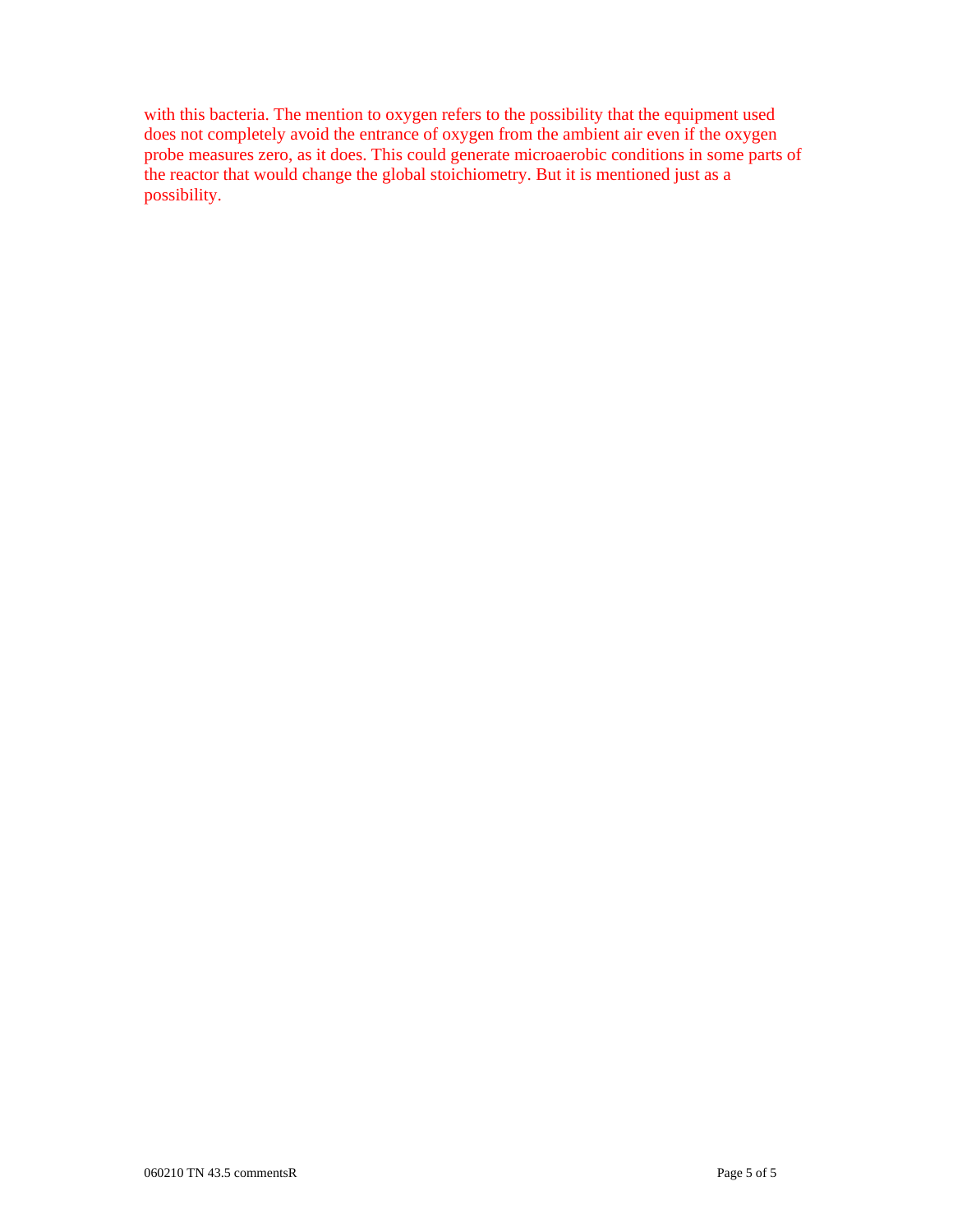with this bacteria. The mention to oxygen refers to the possibility that the equipment used does not completely avoid the entrance of oxygen from the ambient air even if the oxygen probe measures zero, as it does. This could generate microaerobic conditions in some parts of the reactor that would change the global stoichiometry. But it is mentioned just as a possibility.